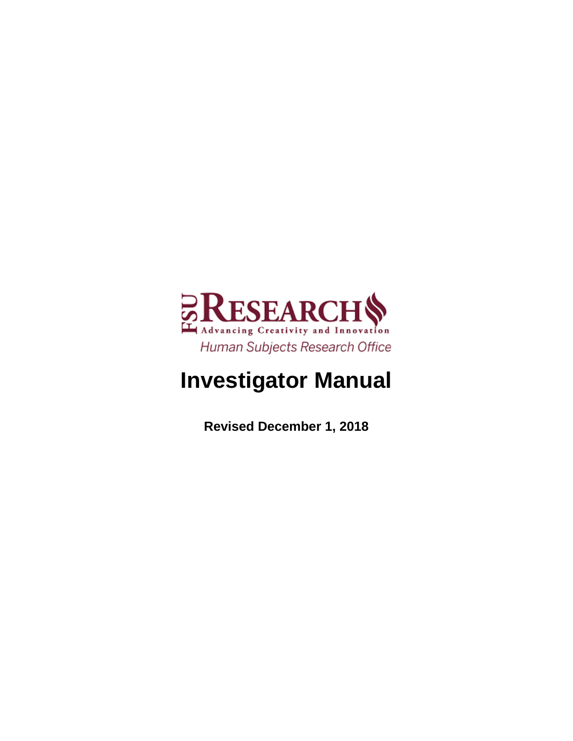FSU RESEARCH

Advancing Creativity and Innovation

*Human Subjects Research Office*

# Investigator Manual

**Revised December 1, 2018**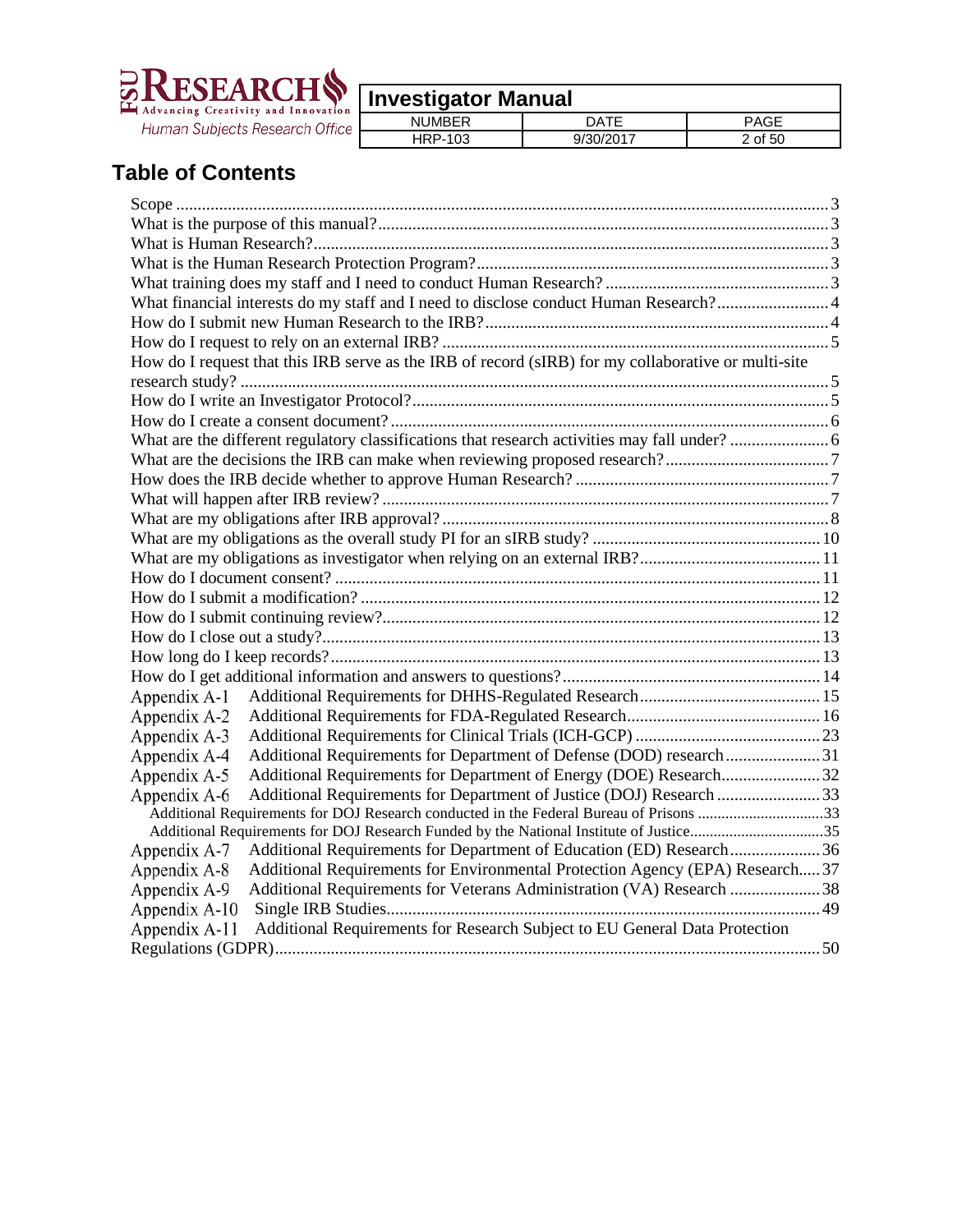# Table of Contents

- Scope ........ 3
- What is the purpose of this manual? ........ 3
- What is Human Research? ........ 3
- What is the Human Research Protection Program? ........ 3
- What training does my staff and I need to conduct Human Research? ........ 3
- What financial interests do my staff and I need to disclose conduct Human Research? ........ 4
- How do I submit new Human Research to the IRB? ........ 4
- How do I request to rely on an external IRB? ........ 5
- How do I request that this IRB serve as the IRB of record (sIRB) for my collaborative or multi-site research study? ........ 5
- How do I write an Investigator Protocol? ........ 5
- How do I create a consent document? ........ 6
- What are the different regulatory classifications that research activities may fall under? ........ 6
- What are the decisions the IRB can make when reviewing proposed research? ........ 7
- How does the IRB decide whether to approve Human Research? ........ 7
- What will happen after IRB review? ........ 7
- What are my obligations after IRB approval? ........ 8
- What are my obligations as the overall study PI for an sIRB study? ........ 10
- What are my obligations as investigator when relying on an external IRB? ........ 11
- How do I document consent? ........ 11
- How do I submit a modification? ........ 12
- How do I submit continuing review? ........ 12
- How do I close out a study? ........ 13
- How long do I keep records? ........ 13
- How do I get additional information and answers to questions? ........ 14
- Appendix A-1 Additional Requirements for DHHS-Regulated Research ........ 15
- Appendix A-2 Additional Requirements for FDA-Regulated Research ........ 16
- Appendix A-3 Additional Requirements for Clinical Trials (ICH-GCP) ........ 23
- Appendix A-4 Additional Requirements for Department of Defense (DOD) research ........ 31
- Appendix A-5 Additional Requirements for Department of Energy (DOE) Research ........ 32
- Appendix A-6 Additional Requirements for Department of Justice (DOJ) Research ........ 33
  - Additional Requirements for DOJ Research conducted in the Federal Bureau of Prisons ........ 33
  - Additional Requirements for DOJ Research Funded by the National Institute of Justice ........ 35
- Appendix A-7 Additional Requirements for Department of Education (ED) Research ........ 36
- Appendix A-8 Additional Requirements for Environmental Protection Agency (EPA) Research ........ 37
- Appendix A-9 Additional Requirements for Veterans Administration (VA) Research ........ 38
- Appendix A-10 Single IRB Studies ........ 49
- Appendix A-11 Additional Requirements for Research Subject to EU General Data Protection Regulations (GDPR) ........ 50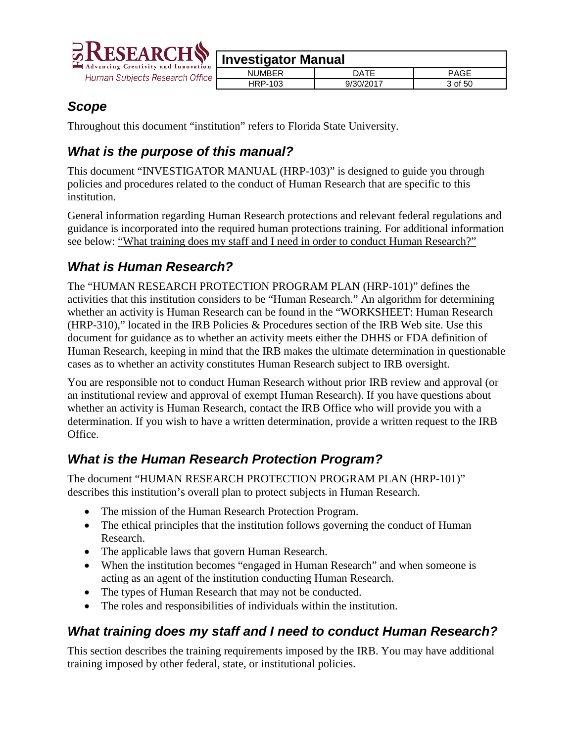## *Scope*

Throughout this document "institution" refers to Florida State University.

## *What is the purpose of this manual?*

This document "INVESTIGATOR MANUAL (HRP-103)" is designed to guide you through policies and procedures related to the conduct of Human Research that are specific to this institution.

General information regarding Human Research protections and relevant federal regulations and guidance is incorporated into the required human protections training. For additional information see below: "What training does my staff and I need in order to conduct Human Research?"

## *What is Human Research?*

The "HUMAN RESEARCH PROTECTION PROGRAM PLAN (HRP-101)" defines the activities that this institution considers to be "Human Research." An algorithm for determining whether an activity is Human Research can be found in the "WORKSHEET: Human Research (HRP-310)," located in the IRB Policies & Procedures section of the IRB Web site. Use this document for guidance as to whether an activity meets either the DHHS or FDA definition of Human Research, keeping in mind that the IRB makes the ultimate determination in questionable cases as to whether an activity constitutes Human Research subject to IRB oversight.

You are responsible not to conduct Human Research without prior IRB review and approval (or an institutional review and approval of exempt Human Research). If you have questions about whether an activity is Human Research, contact the IRB Office who will provide you with a determination. If you wish to have a written determination, provide a written request to the IRB Office.

## *What is the Human Research Protection Program?*

The document "HUMAN RESEARCH PROTECTION PROGRAM PLAN (HRP-101)" describes this institution's overall plan to protect subjects in Human Research.

- The mission of the Human Research Protection Program.
- The ethical principles that the institution follows governing the conduct of Human Research.
- The applicable laws that govern Human Research.
- When the institution becomes "engaged in Human Research" and when someone is acting as an agent of the institution conducting Human Research.
- The types of Human Research that may not be conducted.
- The roles and responsibilities of individuals within the institution.

## *What training does my staff and I need to conduct Human Research?*

This section describes the training requirements imposed by the IRB. You may have additional training imposed by other federal, state, or institutional policies.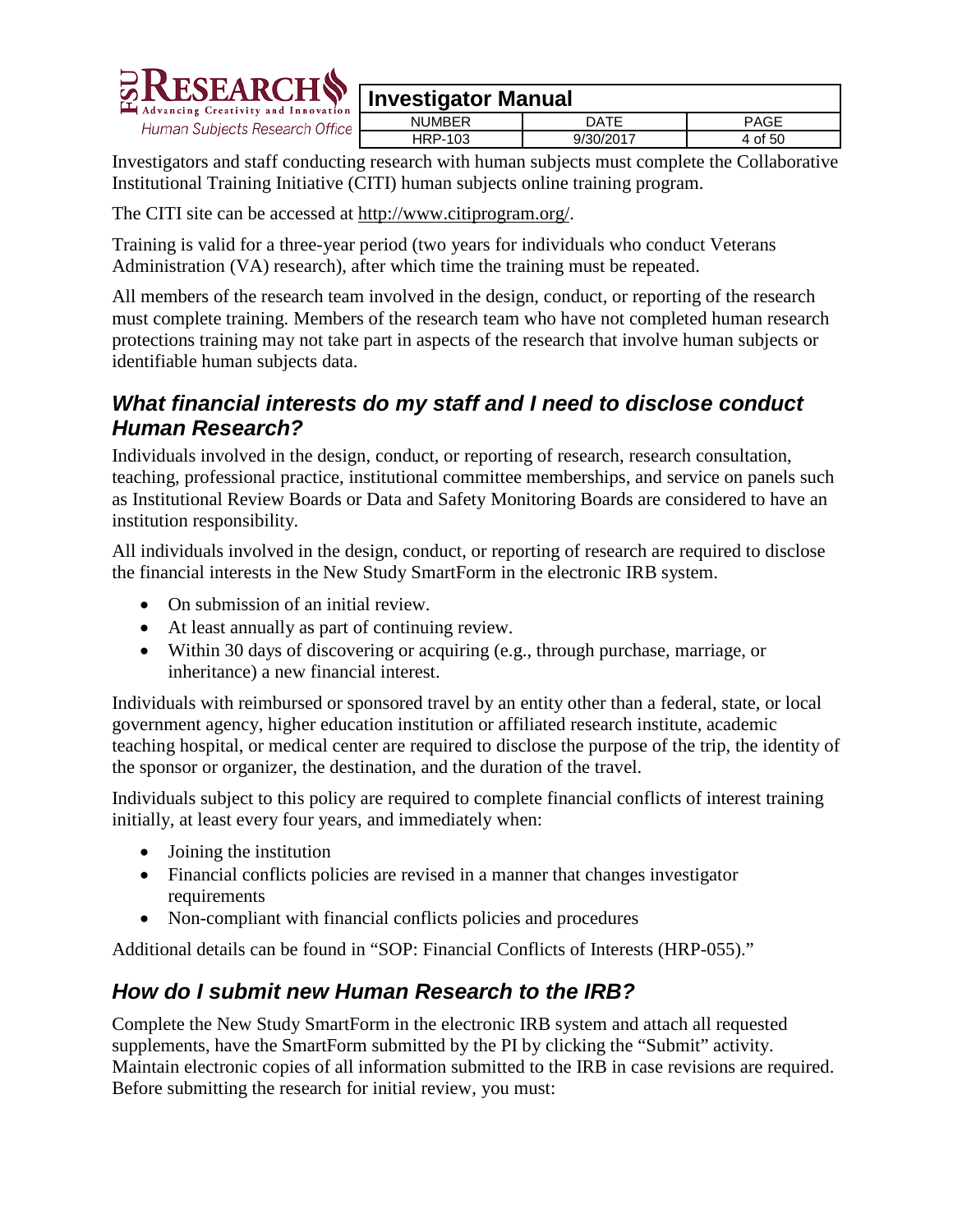Investigators and staff conducting research with human subjects must complete the Collaborative Institutional Training Initiative (CITI) human subjects online training program.

The CITI site can be accessed at http://www.citiprogram.org/.

Training is valid for a three-year period (two years for individuals who conduct Veterans Administration (VA) research), after which time the training must be repeated.

All members of the research team involved in the design, conduct, or reporting of the research must complete training. Members of the research team who have not completed human research protections training may not take part in aspects of the research that involve human subjects or identifiable human subjects data.

## *What financial interests do my staff and I need to disclose conduct Human Research?*

Individuals involved in the design, conduct, or reporting of research, research consultation, teaching, professional practice, institutional committee memberships, and service on panels such as Institutional Review Boards or Data and Safety Monitoring Boards are considered to have an institution responsibility.

All individuals involved in the design, conduct, or reporting of research are required to disclose the financial interests in the New Study SmartForm in the electronic IRB system.

- On submission of an initial review.
- At least annually as part of continuing review.
- Within 30 days of discovering or acquiring (e.g., through purchase, marriage, or inheritance) a new financial interest.

Individuals with reimbursed or sponsored travel by an entity other than a federal, state, or local government agency, higher education institution or affiliated research institute, academic teaching hospital, or medical center are required to disclose the purpose of the trip, the identity of the sponsor or organizer, the destination, and the duration of the travel.

Individuals subject to this policy are required to complete financial conflicts of interest training initially, at least every four years, and immediately when:

- Joining the institution
- Financial conflicts policies are revised in a manner that changes investigator requirements
- Non-compliant with financial conflicts policies and procedures

Additional details can be found in "SOP: Financial Conflicts of Interests (HRP-055)."

## *How do I submit new Human Research to the IRB?*

Complete the New Study SmartForm in the electronic IRB system and attach all requested supplements, have the SmartForm submitted by the PI by clicking the "Submit" activity. Maintain electronic copies of all information submitted to the IRB in case revisions are required. Before submitting the research for initial review, you must: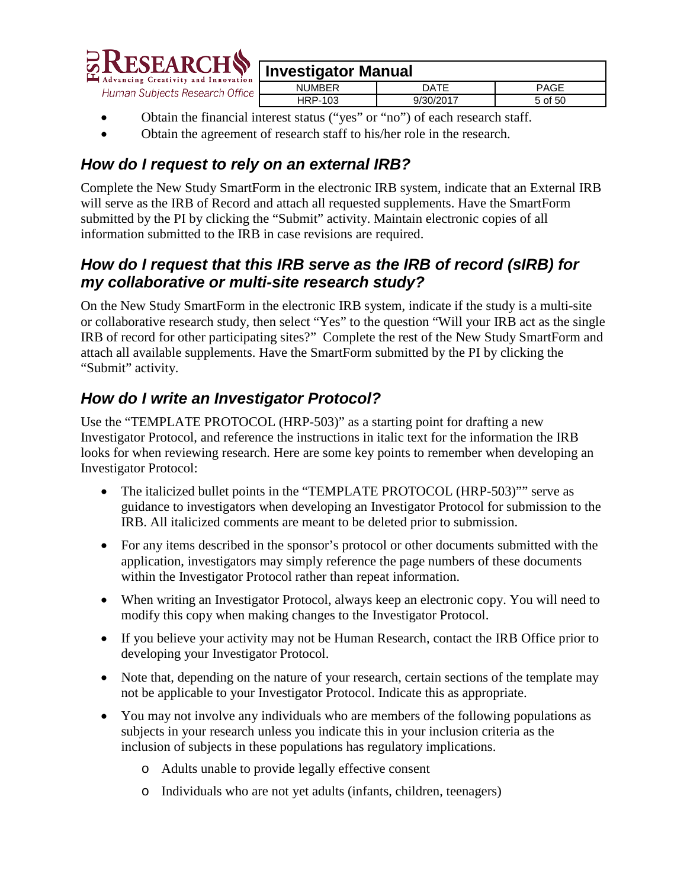- Obtain the financial interest status ("yes" or "no") of each research staff.
- Obtain the agreement of research staff to his/her role in the research.

## *How do I request to rely on an external IRB?*

Complete the New Study SmartForm in the electronic IRB system, indicate that an External IRB will serve as the IRB of Record and attach all requested supplements. Have the SmartForm submitted by the PI by clicking the "Submit" activity. Maintain electronic copies of all information submitted to the IRB in case revisions are required.

## *How do I request that this IRB serve as the IRB of record (sIRB) for my collaborative or multi-site research study?*

On the New Study SmartForm in the electronic IRB system, indicate if the study is a multi-site or collaborative research study, then select "Yes" to the question "Will your IRB act as the single IRB of record for other participating sites?" Complete the rest of the New Study SmartForm and attach all available supplements. Have the SmartForm submitted by the PI by clicking the "Submit" activity.

## *How do I write an Investigator Protocol?*

Use the "TEMPLATE PROTOCOL (HRP-503)" as a starting point for drafting a new Investigator Protocol, and reference the instructions in italic text for the information the IRB looks for when reviewing research. Here are some key points to remember when developing an Investigator Protocol:

- The italicized bullet points in the "TEMPLATE PROTOCOL (HRP-503)"" serve as guidance to investigators when developing an Investigator Protocol for submission to the IRB. All italicized comments are meant to be deleted prior to submission.
- For any items described in the sponsor's protocol or other documents submitted with the application, investigators may simply reference the page numbers of these documents within the Investigator Protocol rather than repeat information.
- When writing an Investigator Protocol, always keep an electronic copy. You will need to modify this copy when making changes to the Investigator Protocol.
- If you believe your activity may not be Human Research, contact the IRB Office prior to developing your Investigator Protocol.
- Note that, depending on the nature of your research, certain sections of the template may not be applicable to your Investigator Protocol. Indicate this as appropriate.
- You may not involve any individuals who are members of the following populations as subjects in your research unless you indicate this in your inclusion criteria as the inclusion of subjects in these populations has regulatory implications.
  - Adults unable to provide legally effective consent
  - Individuals who are not yet adults (infants, children, teenagers)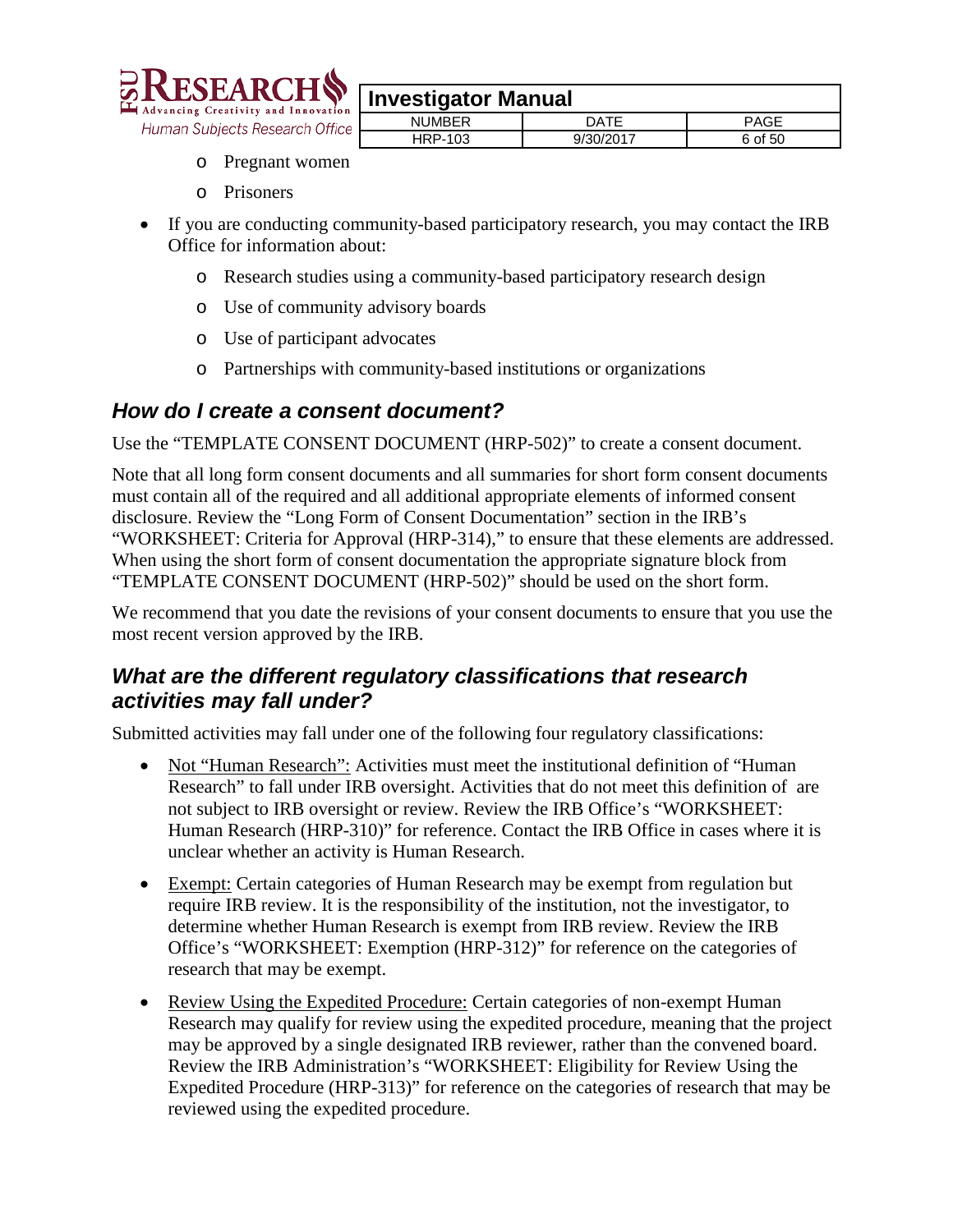- Pregnant women
- Prisoners

- If you are conducting community-based participatory research, you may contact the IRB Office for information about:
  - Research studies using a community-based participatory research design
  - Use of community advisory boards
  - Use of participant advocates
  - Partnerships with community-based institutions or organizations

## *How do I create a consent document?*

Use the "TEMPLATE CONSENT DOCUMENT (HRP-502)" to create a consent document.

Note that all long form consent documents and all summaries for short form consent documents must contain all of the required and all additional appropriate elements of informed consent disclosure. Review the "Long Form of Consent Documentation" section in the IRB's "WORKSHEET: Criteria for Approval (HRP-314)," to ensure that these elements are addressed. When using the short form of consent documentation the appropriate signature block from "TEMPLATE CONSENT DOCUMENT (HRP-502)" should be used on the short form.

We recommend that you date the revisions of your consent documents to ensure that you use the most recent version approved by the IRB.

## *What are the different regulatory classifications that research activities may fall under?*

Submitted activities may fall under one of the following four regulatory classifications:

- Not "Human Research": Activities must meet the institutional definition of "Human Research" to fall under IRB oversight. Activities that do not meet this definition of are not subject to IRB oversight or review. Review the IRB Office's "WORKSHEET: Human Research (HRP-310)" for reference. Contact the IRB Office in cases where it is unclear whether an activity is Human Research.
- Exempt: Certain categories of Human Research may be exempt from regulation but require IRB review. It is the responsibility of the institution, not the investigator, to determine whether Human Research is exempt from IRB review. Review the IRB Office's "WORKSHEET: Exemption (HRP-312)" for reference on the categories of research that may be exempt.
- Review Using the Expedited Procedure: Certain categories of non-exempt Human Research may qualify for review using the expedited procedure, meaning that the project may be approved by a single designated IRB reviewer, rather than the convened board. Review the IRB Administration's "WORKSHEET: Eligibility for Review Using the Expedited Procedure (HRP-313)" for reference on the categories of research that may be reviewed using the expedited procedure.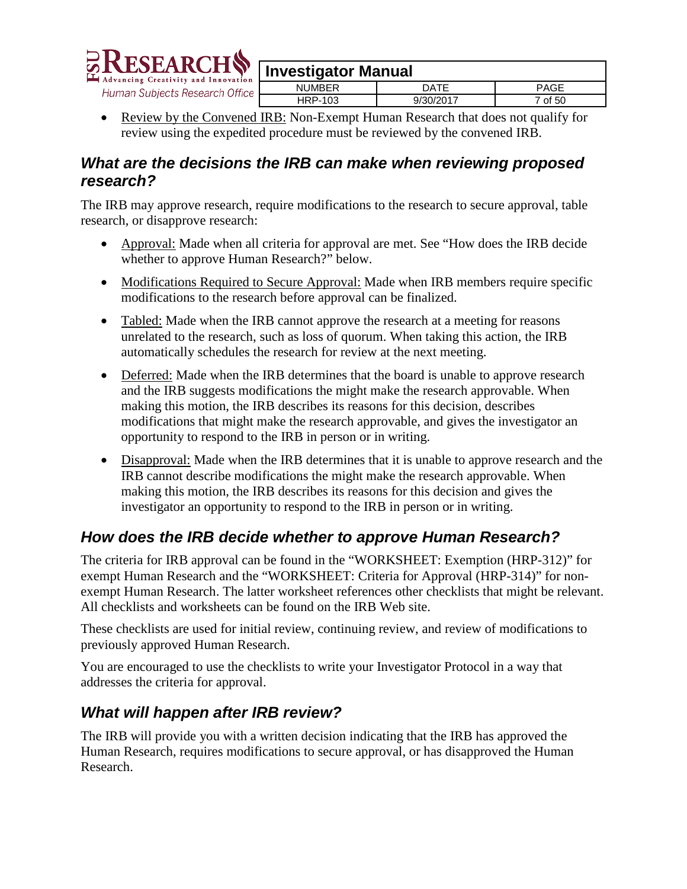- Review by the Convened IRB: Non-Exempt Human Research that does not qualify for review using the expedited procedure must be reviewed by the convened IRB.

## *What are the decisions the IRB can make when reviewing proposed research?*

The IRB may approve research, require modifications to the research to secure approval, table research, or disapprove research:

- Approval: Made when all criteria for approval are met. See "How does the IRB decide whether to approve Human Research?" below.
- Modifications Required to Secure Approval: Made when IRB members require specific modifications to the research before approval can be finalized.
- Tabled: Made when the IRB cannot approve the research at a meeting for reasons unrelated to the research, such as loss of quorum. When taking this action, the IRB automatically schedules the research for review at the next meeting.
- Deferred: Made when the IRB determines that the board is unable to approve research and the IRB suggests modifications the might make the research approvable. When making this motion, the IRB describes its reasons for this decision, describes modifications that might make the research approvable, and gives the investigator an opportunity to respond to the IRB in person or in writing.
- Disapproval: Made when the IRB determines that it is unable to approve research and the IRB cannot describe modifications the might make the research approvable. When making this motion, the IRB describes its reasons for this decision and gives the investigator an opportunity to respond to the IRB in person or in writing.

## *How does the IRB decide whether to approve Human Research?*

The criteria for IRB approval can be found in the "WORKSHEET: Exemption (HRP-312)" for exempt Human Research and the "WORKSHEET: Criteria for Approval (HRP-314)" for non-exempt Human Research. The latter worksheet references other checklists that might be relevant. All checklists and worksheets can be found on the IRB Web site.

These checklists are used for initial review, continuing review, and review of modifications to previously approved Human Research.

You are encouraged to use the checklists to write your Investigator Protocol in a way that addresses the criteria for approval.

## *What will happen after IRB review?*

The IRB will provide you with a written decision indicating that the IRB has approved the Human Research, requires modifications to secure approval, or has disapproved the Human Research.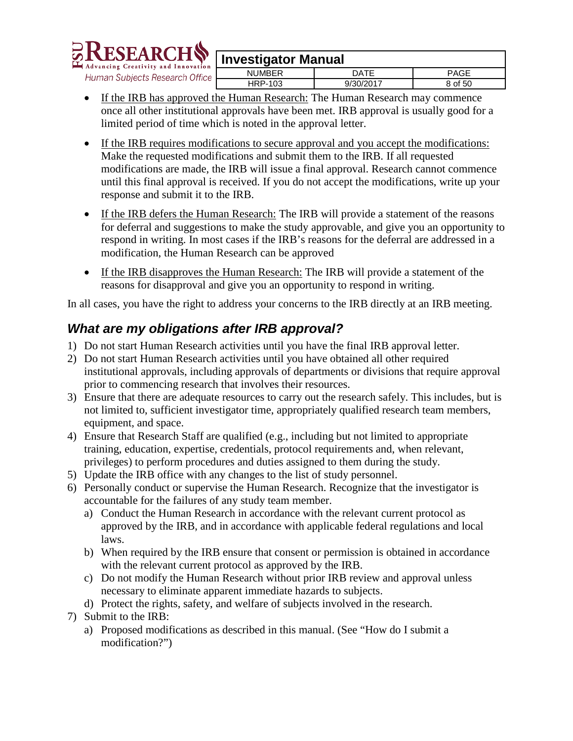- If the IRB has approved the Human Research: The Human Research may commence once all other institutional approvals have been met. IRB approval is usually good for a limited period of time which is noted in the approval letter.
- If the IRB requires modifications to secure approval and you accept the modifications: Make the requested modifications and submit them to the IRB. If all requested modifications are made, the IRB will issue a final approval. Research cannot commence until this final approval is received. If you do not accept the modifications, write up your response and submit it to the IRB.
- If the IRB defers the Human Research: The IRB will provide a statement of the reasons for deferral and suggestions to make the study approvable, and give you an opportunity to respond in writing. In most cases if the IRB's reasons for the deferral are addressed in a modification, the Human Research can be approved
- If the IRB disapproves the Human Research: The IRB will provide a statement of the reasons for disapproval and give you an opportunity to respond in writing.

In all cases, you have the right to address your concerns to the IRB directly at an IRB meeting.

## *What are my obligations after IRB approval?*

1) Do not start Human Research activities until you have the final IRB approval letter.
2) Do not start Human Research activities until you have obtained all other required institutional approvals, including approvals of departments or divisions that require approval prior to commencing research that involves their resources.
3) Ensure that there are adequate resources to carry out the research safely. This includes, but is not limited to, sufficient investigator time, appropriately qualified research team members, equipment, and space.
4) Ensure that Research Staff are qualified (e.g., including but not limited to appropriate training, education, expertise, credentials, protocol requirements and, when relevant, privileges) to perform procedures and duties assigned to them during the study.
5) Update the IRB office with any changes to the list of study personnel.
6) Personally conduct or supervise the Human Research. Recognize that the investigator is accountable for the failures of any study team member.
   a) Conduct the Human Research in accordance with the relevant current protocol as approved by the IRB, and in accordance with applicable federal regulations and local laws.
   b) When required by the IRB ensure that consent or permission is obtained in accordance with the relevant current protocol as approved by the IRB.
   c) Do not modify the Human Research without prior IRB review and approval unless necessary to eliminate apparent immediate hazards to subjects.
   d) Protect the rights, safety, and welfare of subjects involved in the research.
7) Submit to the IRB:
   a) Proposed modifications as described in this manual. (See "How do I submit a modification?")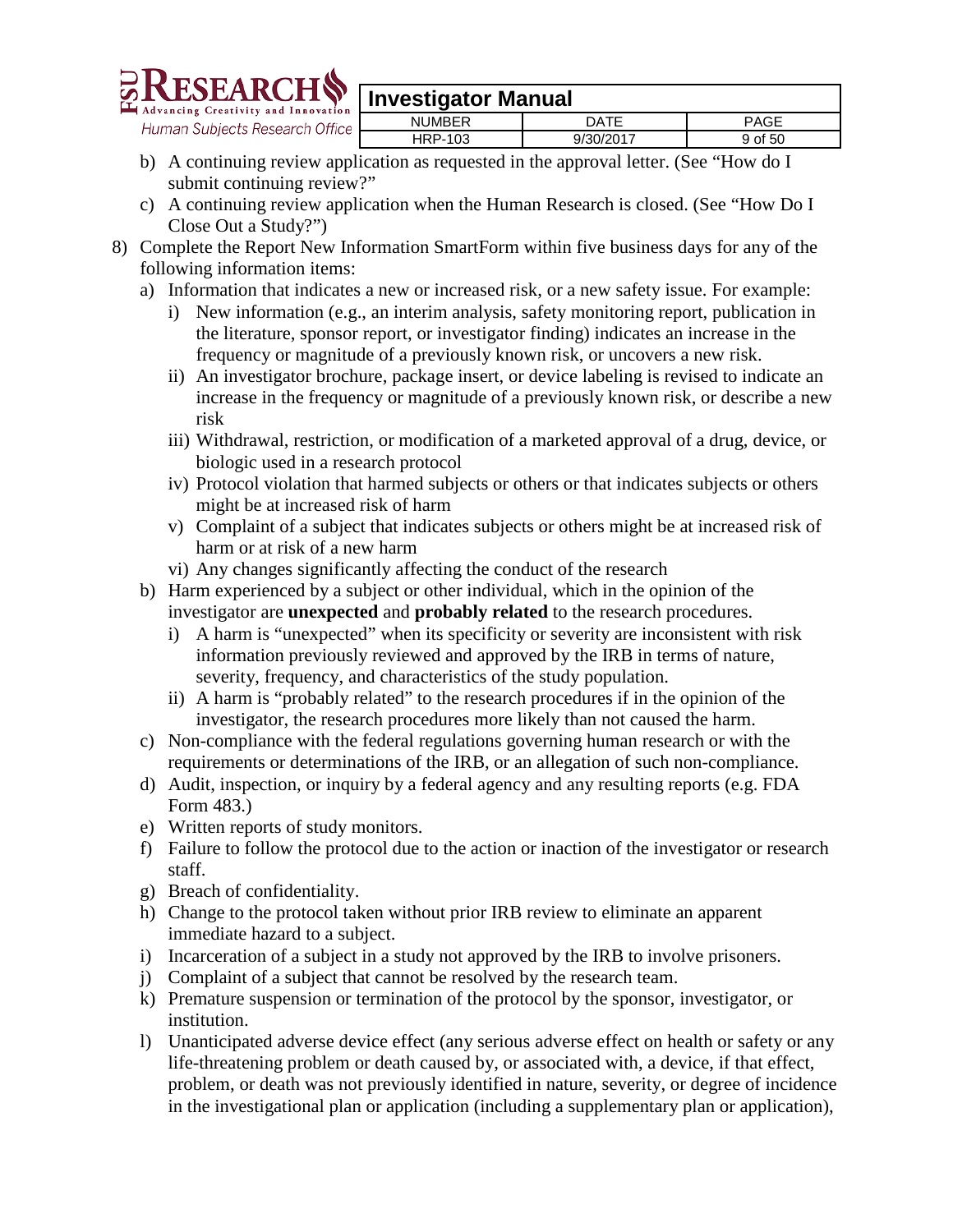b) A continuing review application as requested in the approval letter. (See "How do I submit continuing review?"
c) A continuing review application when the Human Research is closed. (See "How Do I Close Out a Study?")

8) Complete the Report New Information SmartForm within five business days for any of the following information items:
   a) Information that indicates a new or increased risk, or a new safety issue. For example:
      i) New information (e.g., an interim analysis, safety monitoring report, publication in the literature, sponsor report, or investigator finding) indicates an increase in the frequency or magnitude of a previously known risk, or uncovers a new risk.
      ii) An investigator brochure, package insert, or device labeling is revised to indicate an increase in the frequency or magnitude of a previously known risk, or describe a new risk
      iii) Withdrawal, restriction, or modification of a marketed approval of a drug, device, or biologic used in a research protocol
      iv) Protocol violation that harmed subjects or others or that indicates subjects or others might be at increased risk of harm
      v) Complaint of a subject that indicates subjects or others might be at increased risk of harm or at risk of a new harm
      vi) Any changes significantly affecting the conduct of the research
   b) Harm experienced by a subject or other individual, which in the opinion of the investigator are **unexpected** and **probably related** to the research procedures.
      i) A harm is "unexpected" when its specificity or severity are inconsistent with risk information previously reviewed and approved by the IRB in terms of nature, severity, frequency, and characteristics of the study population.
      ii) A harm is "probably related" to the research procedures if in the opinion of the investigator, the research procedures more likely than not caused the harm.
   c) Non-compliance with the federal regulations governing human research or with the requirements or determinations of the IRB, or an allegation of such non-compliance.
   d) Audit, inspection, or inquiry by a federal agency and any resulting reports (e.g. FDA Form 483.)
   e) Written reports of study monitors.
   f) Failure to follow the protocol due to the action or inaction of the investigator or research staff.
   g) Breach of confidentiality.
   h) Change to the protocol taken without prior IRB review to eliminate an apparent immediate hazard to a subject.
   i) Incarceration of a subject in a study not approved by the IRB to involve prisoners.
   j) Complaint of a subject that cannot be resolved by the research team.
   k) Premature suspension or termination of the protocol by the sponsor, investigator, or institution.
   l) Unanticipated adverse device effect (any serious adverse effect on health or safety or any life-threatening problem or death caused by, or associated with, a device, if that effect, problem, or death was not previously identified in nature, severity, or degree of incidence in the investigational plan or application (including a supplementary plan or application),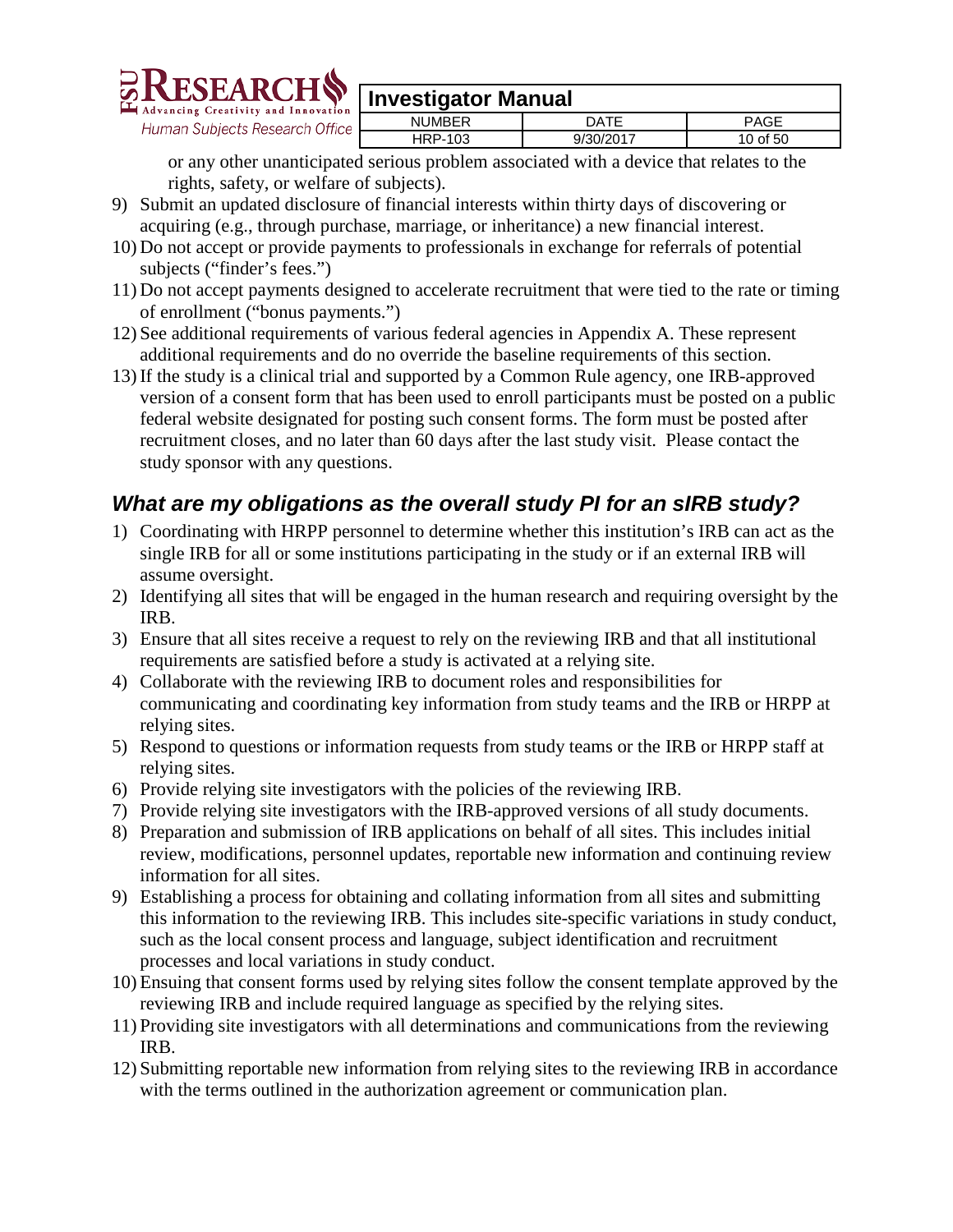or any other unanticipated serious problem associated with a device that relates to the rights, safety, or welfare of subjects).

9) Submit an updated disclosure of financial interests within thirty days of discovering or acquiring (e.g., through purchase, marriage, or inheritance) a new financial interest.
10) Do not accept or provide payments to professionals in exchange for referrals of potential subjects ("finder's fees.")
11) Do not accept payments designed to accelerate recruitment that were tied to the rate or timing of enrollment ("bonus payments.")
12) See additional requirements of various federal agencies in Appendix A. These represent additional requirements and do no override the baseline requirements of this section.
13) If the study is a clinical trial and supported by a Common Rule agency, one IRB-approved version of a consent form that has been used to enroll participants must be posted on a public federal website designated for posting such consent forms. The form must be posted after recruitment closes, and no later than 60 days after the last study visit. Please contact the study sponsor with any questions.

## *What are my obligations as the overall study PI for an sIRB study?*

1) Coordinating with HRPP personnel to determine whether this institution's IRB can act as the single IRB for all or some institutions participating in the study or if an external IRB will assume oversight.
2) Identifying all sites that will be engaged in the human research and requiring oversight by the IRB.
3) Ensure that all sites receive a request to rely on the reviewing IRB and that all institutional requirements are satisfied before a study is activated at a relying site.
4) Collaborate with the reviewing IRB to document roles and responsibilities for communicating and coordinating key information from study teams and the IRB or HRPP at relying sites.
5) Respond to questions or information requests from study teams or the IRB or HRPP staff at relying sites.
6) Provide relying site investigators with the policies of the reviewing IRB.
7) Provide relying site investigators with the IRB-approved versions of all study documents.
8) Preparation and submission of IRB applications on behalf of all sites. This includes initial review, modifications, personnel updates, reportable new information and continuing review information for all sites.
9) Establishing a process for obtaining and collating information from all sites and submitting this information to the reviewing IRB. This includes site-specific variations in study conduct, such as the local consent process and language, subject identification and recruitment processes and local variations in study conduct.
10) Ensuing that consent forms used by relying sites follow the consent template approved by the reviewing IRB and include required language as specified by the relying sites.
11) Providing site investigators with all determinations and communications from the reviewing IRB.
12) Submitting reportable new information from relying sites to the reviewing IRB in accordance with the terms outlined in the authorization agreement or communication plan.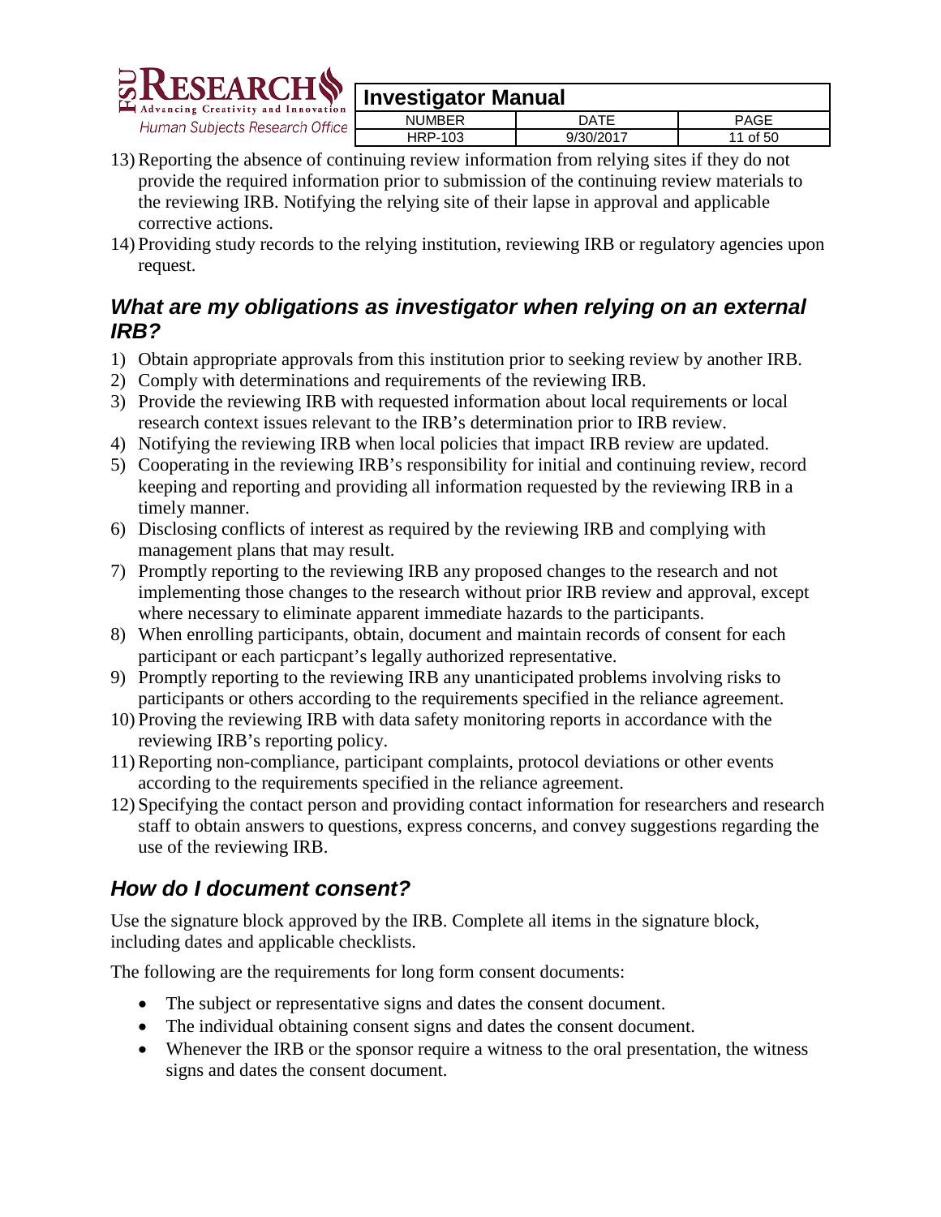13) Reporting the absence of continuing review information from relying sites if they do not provide the required information prior to submission of the continuing review materials to the reviewing IRB. Notifying the relying site of their lapse in approval and applicable corrective actions.
14) Providing study records to the relying institution, reviewing IRB or regulatory agencies upon request.

## *What are my obligations as investigator when relying on an external IRB?*

1) Obtain appropriate approvals from this institution prior to seeking review by another IRB.
2) Comply with determinations and requirements of the reviewing IRB.
3) Provide the reviewing IRB with requested information about local requirements or local research context issues relevant to the IRB's determination prior to IRB review.
4) Notifying the reviewing IRB when local policies that impact IRB review are updated.
5) Cooperating in the reviewing IRB's responsibility for initial and continuing review, record keeping and reporting and providing all information requested by the reviewing IRB in a timely manner.
6) Disclosing conflicts of interest as required by the reviewing IRB and complying with management plans that may result.
7) Promptly reporting to the reviewing IRB any proposed changes to the research and not implementing those changes to the research without prior IRB review and approval, except where necessary to eliminate apparent immediate hazards to the participants.
8) When enrolling participants, obtain, document and maintain records of consent for each participant or each particpant's legally authorized representative.
9) Promptly reporting to the reviewing IRB any unanticipated problems involving risks to participants or others according to the requirements specified in the reliance agreement.
10) Proving the reviewing IRB with data safety monitoring reports in accordance with the reviewing IRB's reporting policy.
11) Reporting non-compliance, participant complaints, protocol deviations or other events according to the requirements specified in the reliance agreement.
12) Specifying the contact person and providing contact information for researchers and research staff to obtain answers to questions, express concerns, and convey suggestions regarding the use of the reviewing IRB.

## *How do I document consent?*

Use the signature block approved by the IRB. Complete all items in the signature block, including dates and applicable checklists.

The following are the requirements for long form consent documents:

- The subject or representative signs and dates the consent document.
- The individual obtaining consent signs and dates the consent document.
- Whenever the IRB or the sponsor require a witness to the oral presentation, the witness signs and dates the consent document.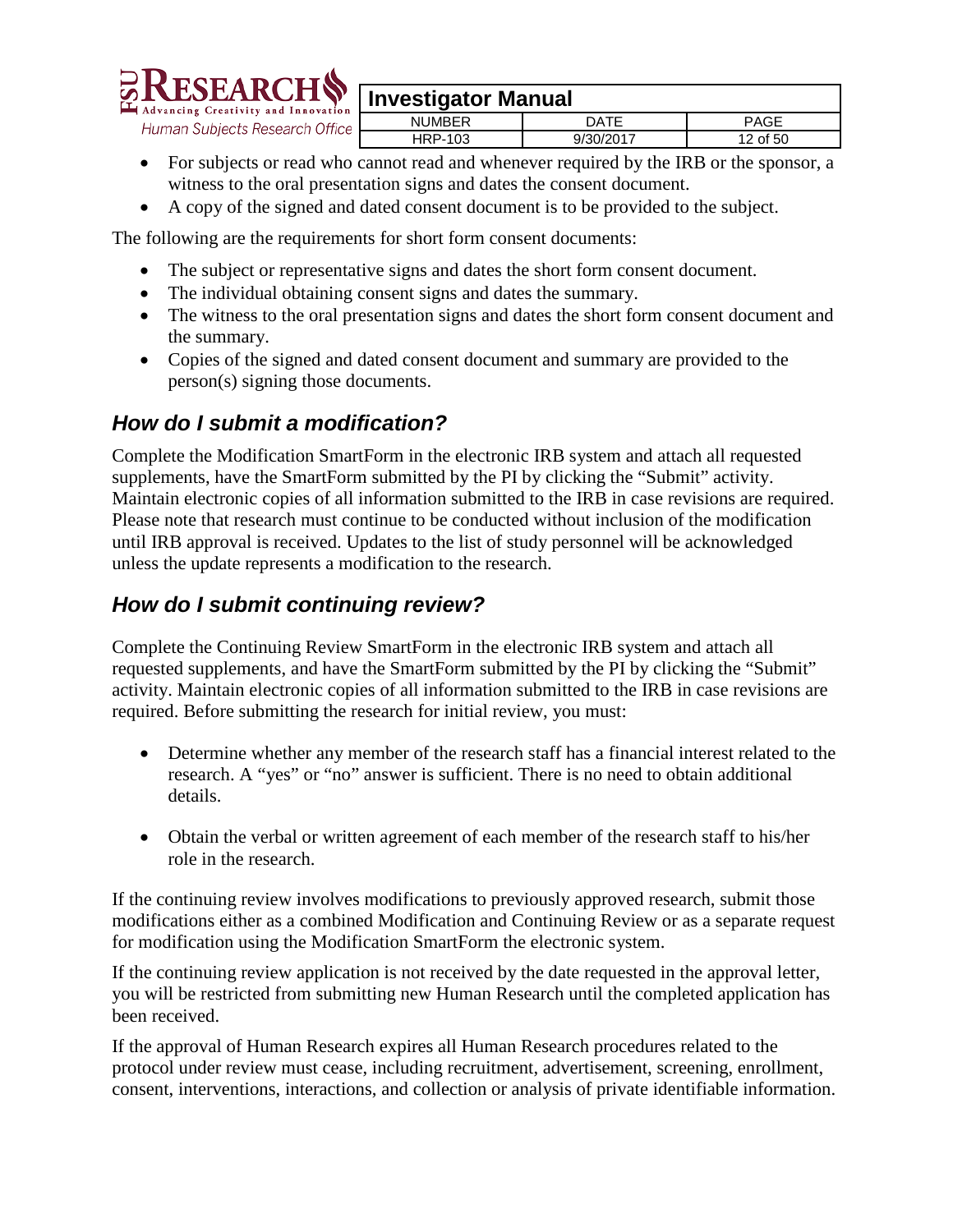- For subjects or read who cannot read and whenever required by the IRB or the sponsor, a witness to the oral presentation signs and dates the consent document.
- A copy of the signed and dated consent document is to be provided to the subject.

The following are the requirements for short form consent documents:

- The subject or representative signs and dates the short form consent document.
- The individual obtaining consent signs and dates the summary.
- The witness to the oral presentation signs and dates the short form consent document and the summary.
- Copies of the signed and dated consent document and summary are provided to the person(s) signing those documents.

## *How do I submit a modification?*

Complete the Modification SmartForm in the electronic IRB system and attach all requested supplements, have the SmartForm submitted by the PI by clicking the "Submit" activity. Maintain electronic copies of all information submitted to the IRB in case revisions are required. Please note that research must continue to be conducted without inclusion of the modification until IRB approval is received. Updates to the list of study personnel will be acknowledged unless the update represents a modification to the research.

## *How do I submit continuing review?*

Complete the Continuing Review SmartForm in the electronic IRB system and attach all requested supplements, and have the SmartForm submitted by the PI by clicking the "Submit" activity. Maintain electronic copies of all information submitted to the IRB in case revisions are required. Before submitting the research for initial review, you must:

- Determine whether any member of the research staff has a financial interest related to the research. A "yes" or "no" answer is sufficient. There is no need to obtain additional details.

- Obtain the verbal or written agreement of each member of the research staff to his/her role in the research.

If the continuing review involves modifications to previously approved research, submit those modifications either as a combined Modification and Continuing Review or as a separate request for modification using the Modification SmartForm the electronic system.

If the continuing review application is not received by the date requested in the approval letter, you will be restricted from submitting new Human Research until the completed application has been received.

If the approval of Human Research expires all Human Research procedures related to the protocol under review must cease, including recruitment, advertisement, screening, enrollment, consent, interventions, interactions, and collection or analysis of private identifiable information.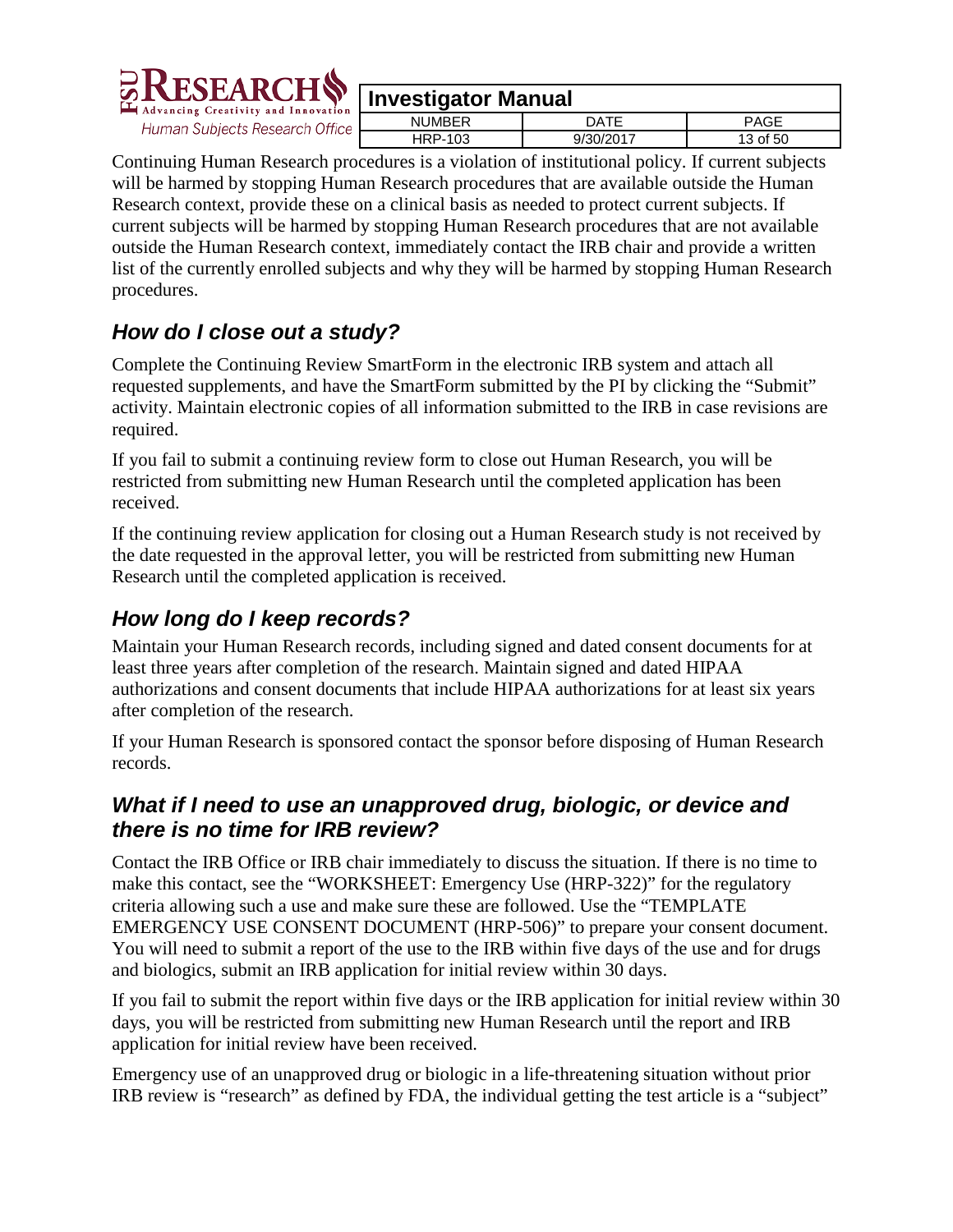Continuing Human Research procedures is a violation of institutional policy. If current subjects will be harmed by stopping Human Research procedures that are available outside the Human Research context, provide these on a clinical basis as needed to protect current subjects. If current subjects will be harmed by stopping Human Research procedures that are not available outside the Human Research context, immediately contact the IRB chair and provide a written list of the currently enrolled subjects and why they will be harmed by stopping Human Research procedures.

## *How do I close out a study?*

Complete the Continuing Review SmartForm in the electronic IRB system and attach all requested supplements, and have the SmartForm submitted by the PI by clicking the "Submit" activity. Maintain electronic copies of all information submitted to the IRB in case revisions are required.

If you fail to submit a continuing review form to close out Human Research, you will be restricted from submitting new Human Research until the completed application has been received.

If the continuing review application for closing out a Human Research study is not received by the date requested in the approval letter, you will be restricted from submitting new Human Research until the completed application is received.

## *How long do I keep records?*

Maintain your Human Research records, including signed and dated consent documents for at least three years after completion of the research. Maintain signed and dated HIPAA authorizations and consent documents that include HIPAA authorizations for at least six years after completion of the research.

If your Human Research is sponsored contact the sponsor before disposing of Human Research records.

## *What if I need to use an unapproved drug, biologic, or device and there is no time for IRB review?*

Contact the IRB Office or IRB chair immediately to discuss the situation. If there is no time to make this contact, see the "WORKSHEET: Emergency Use (HRP-322)" for the regulatory criteria allowing such a use and make sure these are followed. Use the "TEMPLATE EMERGENCY USE CONSENT DOCUMENT (HRP-506)" to prepare your consent document. You will need to submit a report of the use to the IRB within five days of the use and for drugs and biologics, submit an IRB application for initial review within 30 days.

If you fail to submit the report within five days or the IRB application for initial review within 30 days, you will be restricted from submitting new Human Research until the report and IRB application for initial review have been received.

Emergency use of an unapproved drug or biologic in a life-threatening situation without prior IRB review is "research" as defined by FDA, the individual getting the test article is a "subject"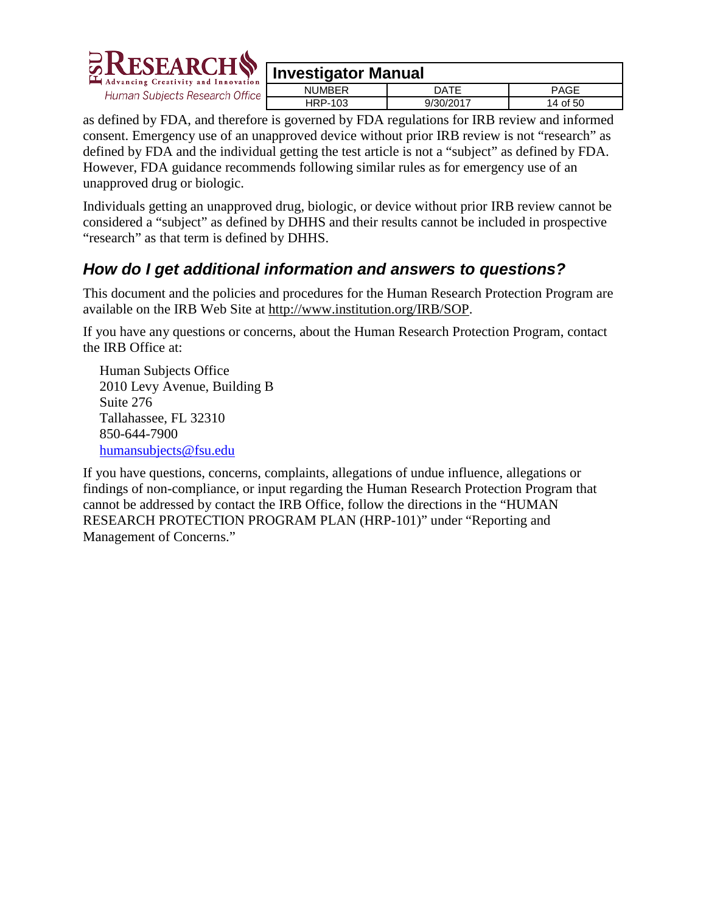as defined by FDA, and therefore is governed by FDA regulations for IRB review and informed consent. Emergency use of an unapproved device without prior IRB review is not "research" as defined by FDA and the individual getting the test article is not a "subject" as defined by FDA. However, FDA guidance recommends following similar rules as for emergency use of an unapproved drug or biologic.

Individuals getting an unapproved drug, biologic, or device without prior IRB review cannot be considered a "subject" as defined by DHHS and their results cannot be included in prospective "research" as that term is defined by DHHS.

## *How do I get additional information and answers to questions?*

This document and the policies and procedures for the Human Research Protection Program are available on the IRB Web Site at http://www.institution.org/IRB/SOP.

If you have any questions or concerns, about the Human Research Protection Program, contact the IRB Office at:

Human Subjects Office  
2010 Levy Avenue, Building B  
Suite 276  
Tallahassee, FL 32310  
850-644-7900  
humansubjects@fsu.edu

If you have questions, concerns, complaints, allegations of undue influence, allegations or findings of non-compliance, or input regarding the Human Research Protection Program that cannot be addressed by contact the IRB Office, follow the directions in the "HUMAN RESEARCH PROTECTION PROGRAM PLAN (HRP-101)" under "Reporting and Management of Concerns."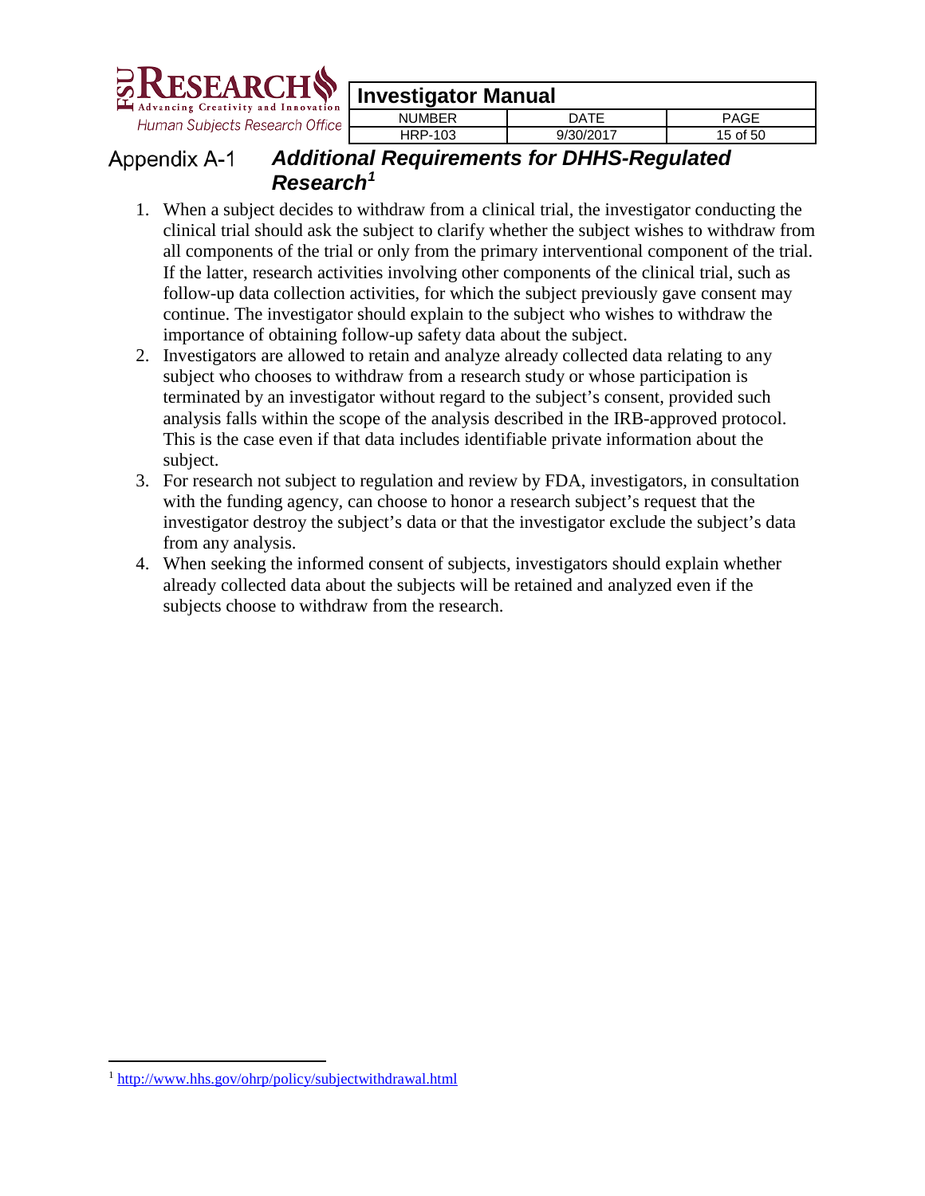# Appendix A-1 *Additional Requirements for DHHS-Regulated Research*[1]

1. When a subject decides to withdraw from a clinical trial, the investigator conducting the clinical trial should ask the subject to clarify whether the subject wishes to withdraw from all components of the trial or only from the primary interventional component of the trial. If the latter, research activities involving other components of the clinical trial, such as follow-up data collection activities, for which the subject previously gave consent may continue. The investigator should explain to the subject who wishes to withdraw the importance of obtaining follow-up safety data about the subject.
2. Investigators are allowed to retain and analyze already collected data relating to any subject who chooses to withdraw from a research study or whose participation is terminated by an investigator without regard to the subject's consent, provided such analysis falls within the scope of the analysis described in the IRB-approved protocol. This is the case even if that data includes identifiable private information about the subject.
3. For research not subject to regulation and review by FDA, investigators, in consultation with the funding agency, can choose to honor a research subject's request that the investigator destroy the subject's data or that the investigator exclude the subject's data from any analysis.
4. When seeking the informed consent of subjects, investigators should explain whether already collected data about the subjects will be retained and analyzed even if the subjects choose to withdraw from the research.

[1] http://www.hhs.gov/ohrp/policy/subjectwithdrawal.html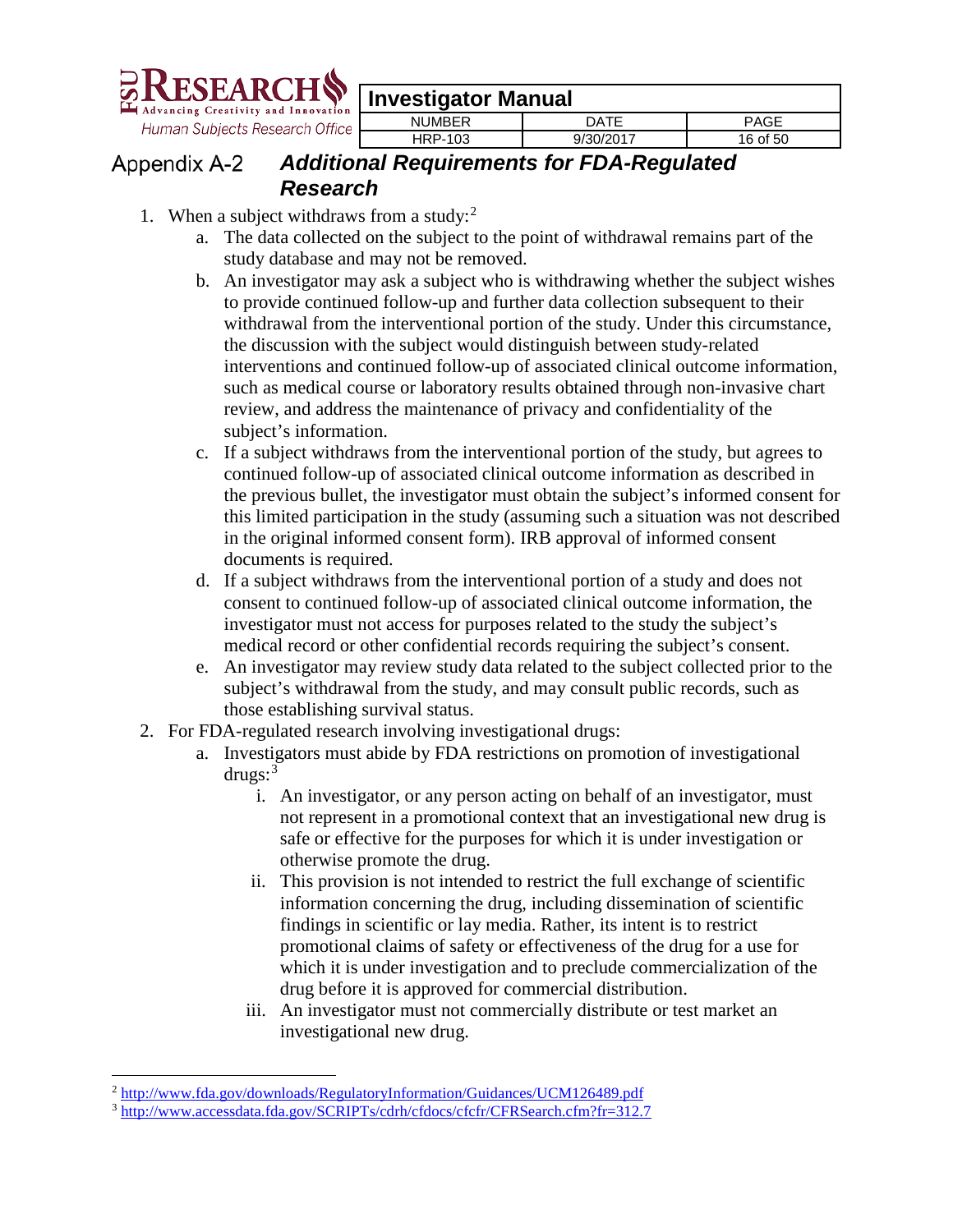## Appendix A-2 *Additional Requirements for FDA-Regulated Research*

1. When a subject withdraws from a study:[2]
   a. The data collected on the subject to the point of withdrawal remains part of the study database and may not be removed.
   b. An investigator may ask a subject who is withdrawing whether the subject wishes to provide continued follow-up and further data collection subsequent to their withdrawal from the interventional portion of the study. Under this circumstance, the discussion with the subject would distinguish between study-related interventions and continued follow-up of associated clinical outcome information, such as medical course or laboratory results obtained through non-invasive chart review, and address the maintenance of privacy and confidentiality of the subject's information.
   c. If a subject withdraws from the interventional portion of the study, but agrees to continued follow-up of associated clinical outcome information as described in the previous bullet, the investigator must obtain the subject's informed consent for this limited participation in the study (assuming such a situation was not described in the original informed consent form). IRB approval of informed consent documents is required.
   d. If a subject withdraws from the interventional portion of a study and does not consent to continued follow-up of associated clinical outcome information, the investigator must not access for purposes related to the study the subject's medical record or other confidential records requiring the subject's consent.
   e. An investigator may review study data related to the subject collected prior to the subject's withdrawal from the study, and may consult public records, such as those establishing survival status.
2. For FDA-regulated research involving investigational drugs:
   a. Investigators must abide by FDA restrictions on promotion of investigational drugs:[3]
      i. An investigator, or any person acting on behalf of an investigator, must not represent in a promotional context that an investigational new drug is safe or effective for the purposes for which it is under investigation or otherwise promote the drug.
      ii. This provision is not intended to restrict the full exchange of scientific information concerning the drug, including dissemination of scientific findings in scientific or lay media. Rather, its intent is to restrict promotional claims of safety or effectiveness of the drug for a use for which it is under investigation and to preclude commercialization of the drug before it is approved for commercial distribution.
      iii. An investigator must not commercially distribute or test market an investigational new drug.

---

[2] http://www.fda.gov/downloads/RegulatoryInformation/Guidances/UCM126489.pdf

[3] http://www.accessdata.fda.gov/SCRIPTs/cdrh/cfdocs/cfcfr/CFRSearch.cfm?fr=312.7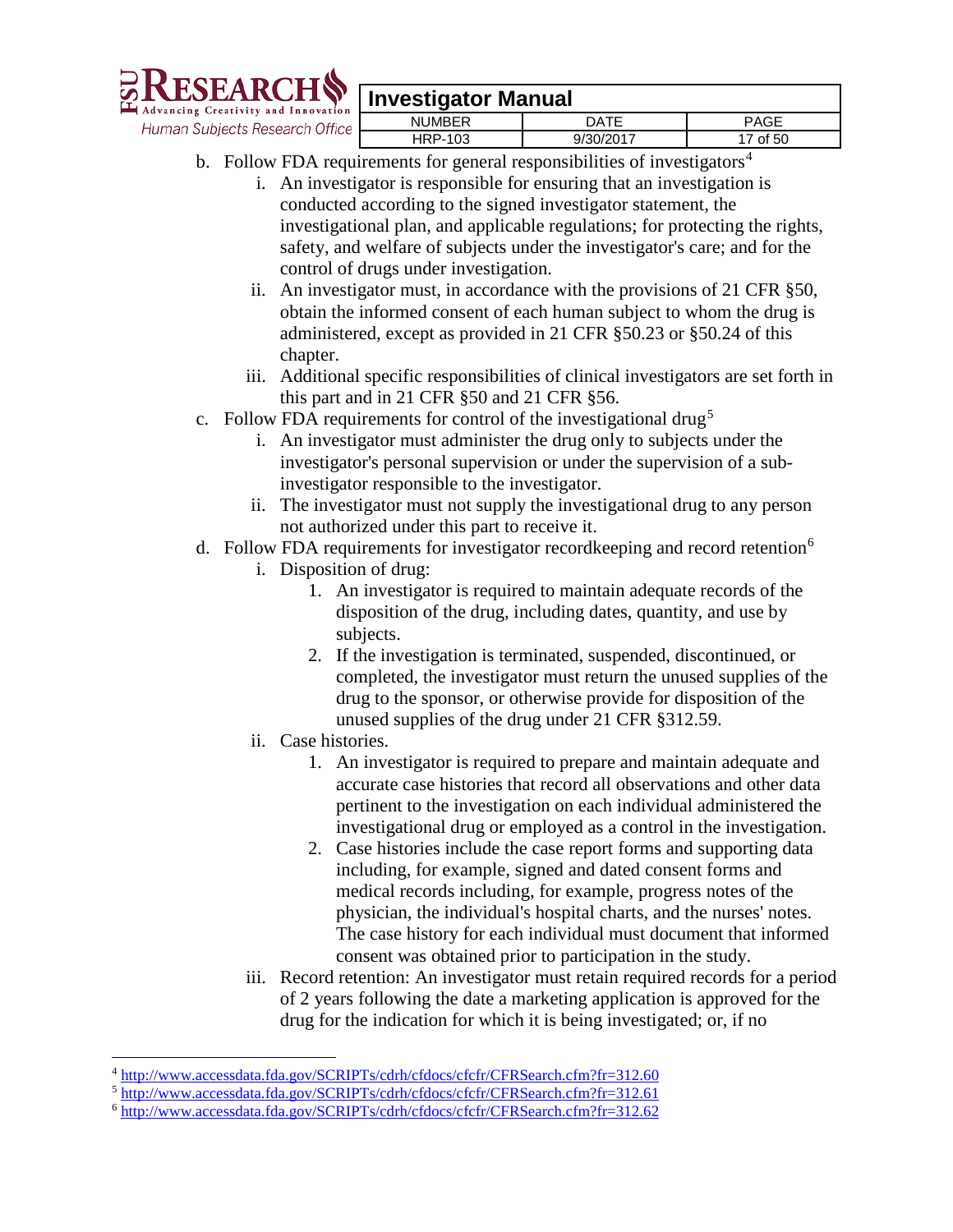b. Follow FDA requirements for general responsibilities of investigators[4]
   i. An investigator is responsible for ensuring that an investigation is conducted according to the signed investigator statement, the investigational plan, and applicable regulations; for protecting the rights, safety, and welfare of subjects under the investigator's care; and for the control of drugs under investigation.
   ii. An investigator must, in accordance with the provisions of 21 CFR §50, obtain the informed consent of each human subject to whom the drug is administered, except as provided in 21 CFR §50.23 or §50.24 of this chapter.
   iii. Additional specific responsibilities of clinical investigators are set forth in this part and in 21 CFR §50 and 21 CFR §56.
c. Follow FDA requirements for control of the investigational drug[5]
   i. An investigator must administer the drug only to subjects under the investigator's personal supervision or under the supervision of a sub-investigator responsible to the investigator.
   ii. The investigator must not supply the investigational drug to any person not authorized under this part to receive it.
d. Follow FDA requirements for investigator recordkeeping and record retention[6]
   i. Disposition of drug:
      1. An investigator is required to maintain adequate records of the disposition of the drug, including dates, quantity, and use by subjects.
      2. If the investigation is terminated, suspended, discontinued, or completed, the investigator must return the unused supplies of the drug to the sponsor, or otherwise provide for disposition of the unused supplies of the drug under 21 CFR §312.59.
   ii. Case histories.
      1. An investigator is required to prepare and maintain adequate and accurate case histories that record all observations and other data pertinent to the investigation on each individual administered the investigational drug or employed as a control in the investigation.
      2. Case histories include the case report forms and supporting data including, for example, signed and dated consent forms and medical records including, for example, progress notes of the physician, the individual's hospital charts, and the nurses' notes. The case history for each individual must document that informed consent was obtained prior to participation in the study.
   iii. Record retention: An investigator must retain required records for a period of 2 years following the date a marketing application is approved for the drug for the indication for which it is being investigated; or, if no

---

[4] http://www.accessdata.fda.gov/SCRIPTs/cdrh/cfdocs/cfcfr/CFRSearch.cfm?fr=312.60
[5] http://www.accessdata.fda.gov/SCRIPTs/cdrh/cfdocs/cfcfr/CFRSearch.cfm?fr=312.61
[6] http://www.accessdata.fda.gov/SCRIPTs/cdrh/cfdocs/cfcfr/CFRSearch.cfm?fr=312.62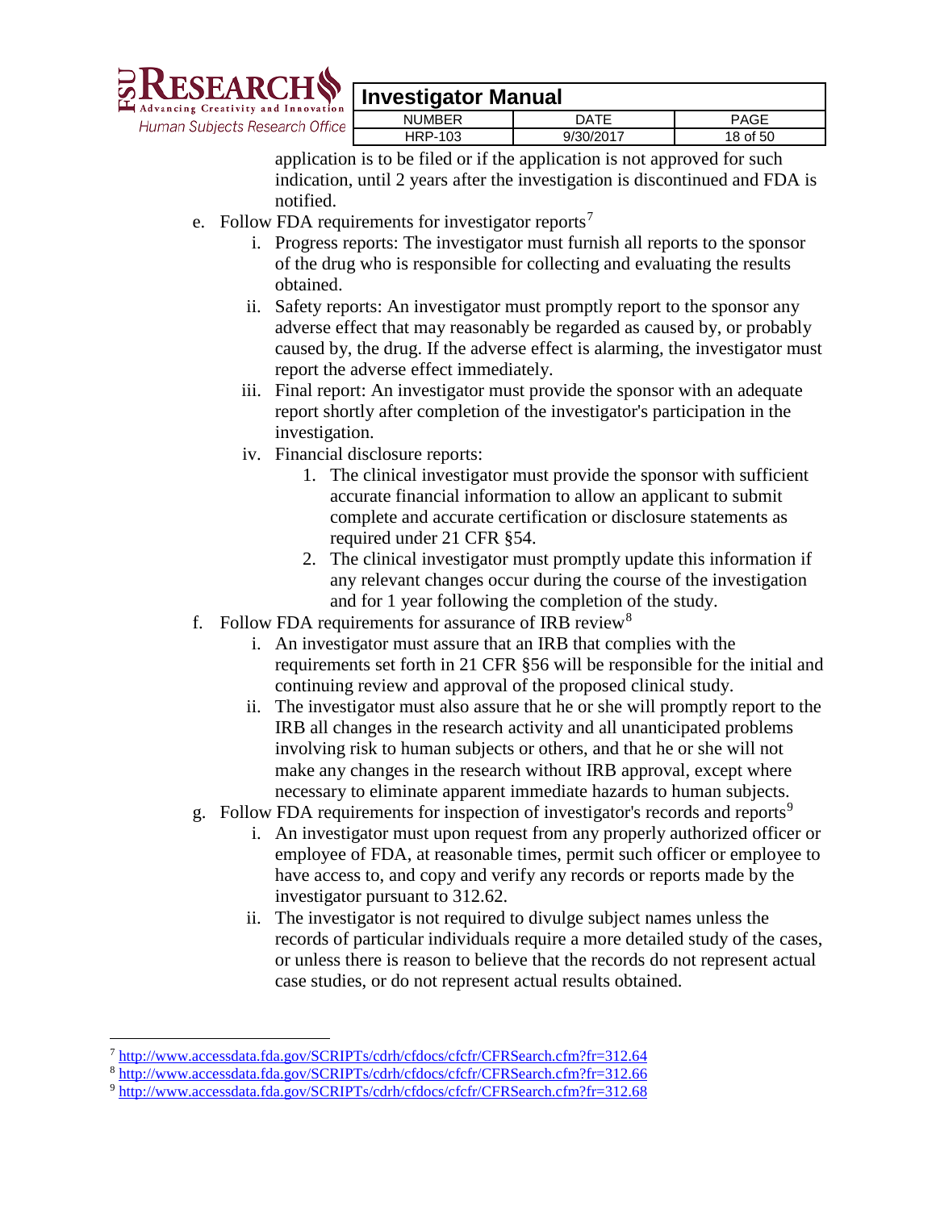application is to be filed or if the application is not approved for such indication, until 2 years after the investigation is discontinued and FDA is notified.

e. Follow FDA requirements for investigator reports[7]
   i. Progress reports: The investigator must furnish all reports to the sponsor of the drug who is responsible for collecting and evaluating the results obtained.
   ii. Safety reports: An investigator must promptly report to the sponsor any adverse effect that may reasonably be regarded as caused by, or probably caused by, the drug. If the adverse effect is alarming, the investigator must report the adverse effect immediately.
   iii. Final report: An investigator must provide the sponsor with an adequate report shortly after completion of the investigator's participation in the investigation.
   iv. Financial disclosure reports:
      1. The clinical investigator must provide the sponsor with sufficient accurate financial information to allow an applicant to submit complete and accurate certification or disclosure statements as required under 21 CFR §54.
      2. The clinical investigator must promptly update this information if any relevant changes occur during the course of the investigation and for 1 year following the completion of the study.
f. Follow FDA requirements for assurance of IRB review[8]
   i. An investigator must assure that an IRB that complies with the requirements set forth in 21 CFR §56 will be responsible for the initial and continuing review and approval of the proposed clinical study.
   ii. The investigator must also assure that he or she will promptly report to the IRB all changes in the research activity and all unanticipated problems involving risk to human subjects or others, and that he or she will not make any changes in the research without IRB approval, except where necessary to eliminate apparent immediate hazards to human subjects.
g. Follow FDA requirements for inspection of investigator's records and reports[9]
   i. An investigator must upon request from any properly authorized officer or employee of FDA, at reasonable times, permit such officer or employee to have access to, and copy and verify any records or reports made by the investigator pursuant to 312.62.
   ii. The investigator is not required to divulge subject names unless the records of particular individuals require a more detailed study of the cases, or unless there is reason to believe that the records do not represent actual case studies, or do not represent actual results obtained.

---

[7] http://www.accessdata.fda.gov/SCRIPTs/cdrh/cfdocs/cfcfr/CFRSearch.cfm?fr=312.64
[8] http://www.accessdata.fda.gov/SCRIPTs/cdrh/cfdocs/cfcfr/CFRSearch.cfm?fr=312.66
[9] http://www.accessdata.fda.gov/SCRIPTs/cdrh/cfdocs/cfcfr/CFRSearch.cfm?fr=312.68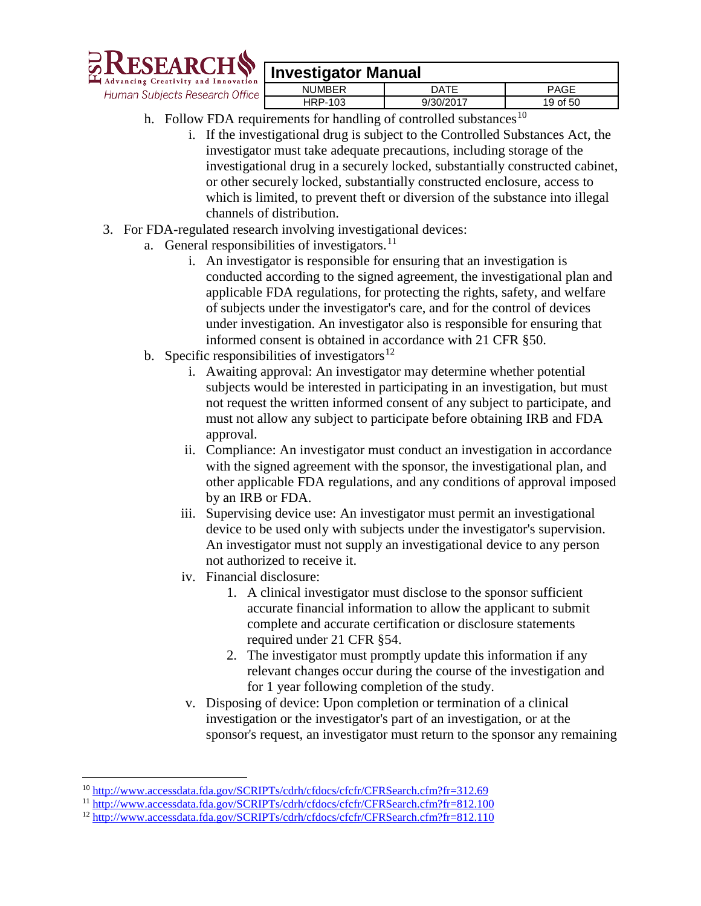h. Follow FDA requirements for handling of controlled substances[10]
   i. If the investigational drug is subject to the Controlled Substances Act, the investigator must take adequate precautions, including storage of the investigational drug in a securely locked, substantially constructed cabinet, or other securely locked, substantially constructed enclosure, access to which is limited, to prevent theft or diversion of the substance into illegal channels of distribution.

3. For FDA-regulated research involving investigational devices:
   a. General responsibilities of investigators.[11]
      i. An investigator is responsible for ensuring that an investigation is conducted according to the signed agreement, the investigational plan and applicable FDA regulations, for protecting the rights, safety, and welfare of subjects under the investigator's care, and for the control of devices under investigation. An investigator also is responsible for ensuring that informed consent is obtained in accordance with 21 CFR §50.
   b. Specific responsibilities of investigators[12]
      i. Awaiting approval: An investigator may determine whether potential subjects would be interested in participating in an investigation, but must not request the written informed consent of any subject to participate, and must not allow any subject to participate before obtaining IRB and FDA approval.
      ii. Compliance: An investigator must conduct an investigation in accordance with the signed agreement with the sponsor, the investigational plan, and other applicable FDA regulations, and any conditions of approval imposed by an IRB or FDA.
      iii. Supervising device use: An investigator must permit an investigational device to be used only with subjects under the investigator's supervision. An investigator must not supply an investigational device to any person not authorized to receive it.
      iv. Financial disclosure:
         1. A clinical investigator must disclose to the sponsor sufficient accurate financial information to allow the applicant to submit complete and accurate certification or disclosure statements required under 21 CFR §54.
         2. The investigator must promptly update this information if any relevant changes occur during the course of the investigation and for 1 year following completion of the study.
      v. Disposing of device: Upon completion or termination of a clinical investigation or the investigator's part of an investigation, or at the sponsor's request, an investigator must return to the sponsor any remaining

---

[10] http://www.accessdata.fda.gov/SCRIPTs/cdrh/cfdocs/cfcfr/CFRSearch.cfm?fr=312.69

[11] http://www.accessdata.fda.gov/SCRIPTs/cdrh/cfdocs/cfcfr/CFRSearch.cfm?fr=812.100

[12] http://www.accessdata.fda.gov/SCRIPTs/cdrh/cfdocs/cfcfr/CFRSearch.cfm?fr=812.110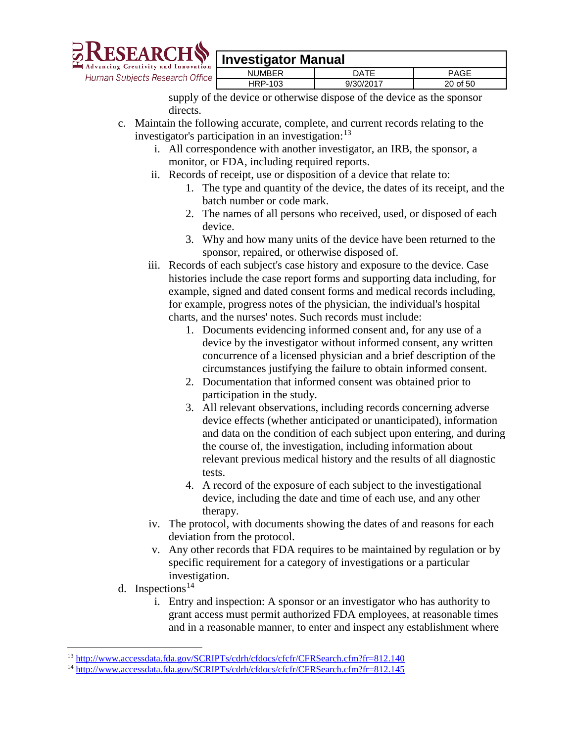supply of the device or otherwise dispose of the device as the sponsor directs.

c. Maintain the following accurate, complete, and current records relating to the investigator's participation in an investigation:[13]
    i. All correspondence with another investigator, an IRB, the sponsor, a monitor, or FDA, including required reports.
    ii. Records of receipt, use or disposition of a device that relate to:
        1. The type and quantity of the device, the dates of its receipt, and the batch number or code mark.
        2. The names of all persons who received, used, or disposed of each device.
        3. Why and how many units of the device have been returned to the sponsor, repaired, or otherwise disposed of.
    iii. Records of each subject's case history and exposure to the device. Case histories include the case report forms and supporting data including, for example, signed and dated consent forms and medical records including, for example, progress notes of the physician, the individual's hospital charts, and the nurses' notes. Such records must include:
        1. Documents evidencing informed consent and, for any use of a device by the investigator without informed consent, any written concurrence of a licensed physician and a brief description of the circumstances justifying the failure to obtain informed consent.
        2. Documentation that informed consent was obtained prior to participation in the study.
        3. All relevant observations, including records concerning adverse device effects (whether anticipated or unanticipated), information and data on the condition of each subject upon entering, and during the course of, the investigation, including information about relevant previous medical history and the results of all diagnostic tests.
        4. A record of the exposure of each subject to the investigational device, including the date and time of each use, and any other therapy.
    iv. The protocol, with documents showing the dates of and reasons for each deviation from the protocol.
    v. Any other records that FDA requires to be maintained by regulation or by specific requirement for a category of investigations or a particular investigation.

d. Inspections[14]
    i. Entry and inspection: A sponsor or an investigator who has authority to grant access must permit authorized FDA employees, at reasonable times and in a reasonable manner, to enter and inspect any establishment where

---

[13] http://www.accessdata.fda.gov/SCRIPTs/cdrh/cfdocs/cfcfr/CFRSearch.cfm?fr=812.140

[14] http://www.accessdata.fda.gov/SCRIPTs/cdrh/cfdocs/cfcfr/CFRSearch.cfm?fr=812.145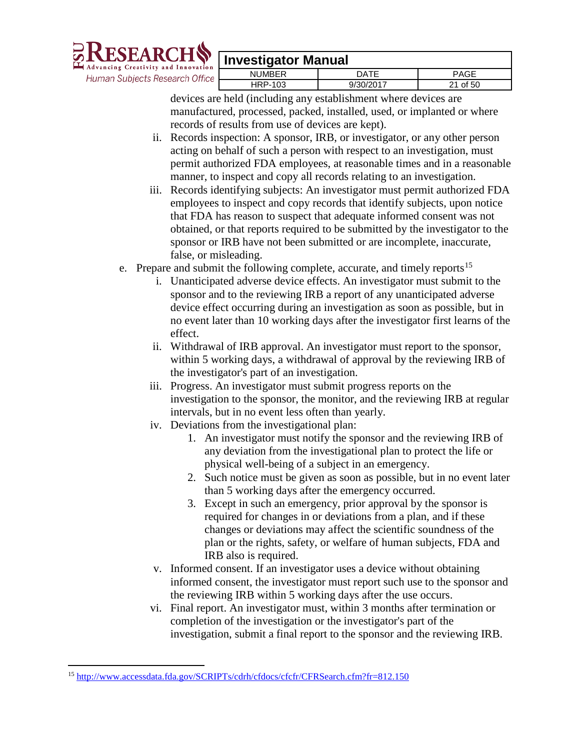devices are held (including any establishment where devices are manufactured, processed, packed, installed, used, or implanted or where records of results from use of devices are kept).

   ii. Records inspection: A sponsor, IRB, or investigator, or any other person acting on behalf of such a person with respect to an investigation, must permit authorized FDA employees, at reasonable times and in a reasonable manner, to inspect and copy all records relating to an investigation.

   iii. Records identifying subjects: An investigator must permit authorized FDA employees to inspect and copy records that identify subjects, upon notice that FDA has reason to suspect that adequate informed consent was not obtained, or that reports required to be submitted by the investigator to the sponsor or IRB have not been submitted or are incomplete, inaccurate, false, or misleading.

e. Prepare and submit the following complete, accurate, and timely reports[15]

   i. Unanticipated adverse device effects. An investigator must submit to the sponsor and to the reviewing IRB a report of any unanticipated adverse device effect occurring during an investigation as soon as possible, but in no event later than 10 working days after the investigator first learns of the effect.

   ii. Withdrawal of IRB approval. An investigator must report to the sponsor, within 5 working days, a withdrawal of approval by the reviewing IRB of the investigator's part of an investigation.

   iii. Progress. An investigator must submit progress reports on the investigation to the sponsor, the monitor, and the reviewing IRB at regular intervals, but in no event less often than yearly.

   iv. Deviations from the investigational plan:

      1. An investigator must notify the sponsor and the reviewing IRB of any deviation from the investigational plan to protect the life or physical well-being of a subject in an emergency.
      2. Such notice must be given as soon as possible, but in no event later than 5 working days after the emergency occurred.
      3. Except in such an emergency, prior approval by the sponsor is required for changes in or deviations from a plan, and if these changes or deviations may affect the scientific soundness of the plan or the rights, safety, or welfare of human subjects, FDA and IRB also is required.

   v. Informed consent. If an investigator uses a device without obtaining informed consent, the investigator must report such use to the sponsor and the reviewing IRB within 5 working days after the use occurs.

   vi. Final report. An investigator must, within 3 months after termination or completion of the investigation or the investigator's part of the investigation, submit a final report to the sponsor and the reviewing IRB.

---

[15] http://www.accessdata.fda.gov/SCRIPTs/cdrh/cfdocs/cfcfr/CFRSearch.cfm?fr=812.150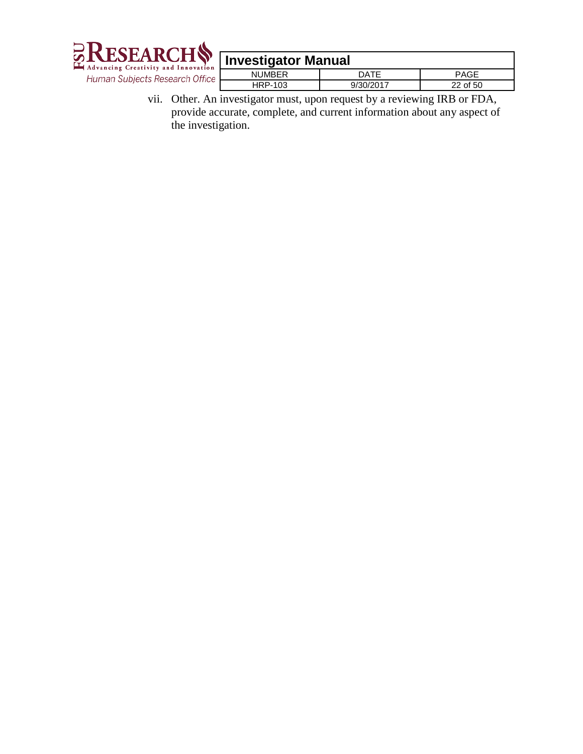vii. Other. An investigator must, upon request by a reviewing IRB or FDA, provide accurate, complete, and current information about any aspect of the investigation.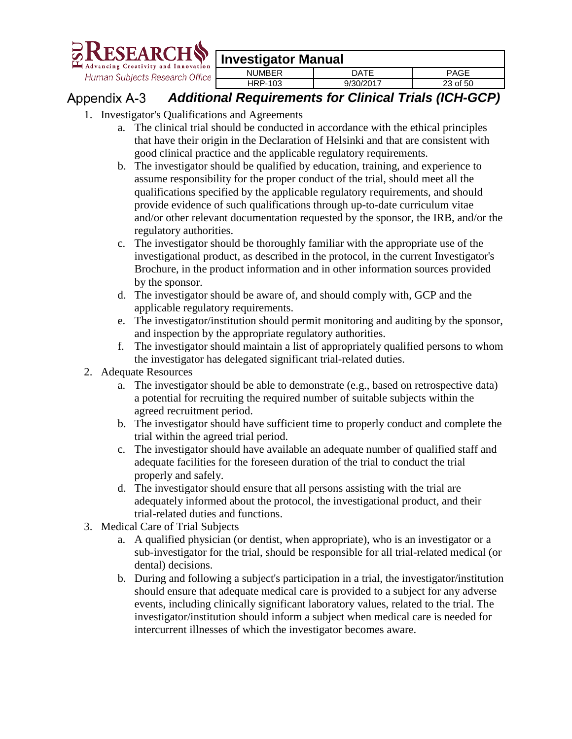## Appendix A-3 *Additional Requirements for Clinical Trials (ICH-GCP)*

1. Investigator's Qualifications and Agreements
    a. The clinical trial should be conducted in accordance with the ethical principles that have their origin in the Declaration of Helsinki and that are consistent with good clinical practice and the applicable regulatory requirements.
    b. The investigator should be qualified by education, training, and experience to assume responsibility for the proper conduct of the trial, should meet all the qualifications specified by the applicable regulatory requirements, and should provide evidence of such qualifications through up-to-date curriculum vitae and/or other relevant documentation requested by the sponsor, the IRB, and/or the regulatory authorities.
    c. The investigator should be thoroughly familiar with the appropriate use of the investigational product, as described in the protocol, in the current Investigator's Brochure, in the product information and in other information sources provided by the sponsor.
    d. The investigator should be aware of, and should comply with, GCP and the applicable regulatory requirements.
    e. The investigator/institution should permit monitoring and auditing by the sponsor, and inspection by the appropriate regulatory authorities.
    f. The investigator should maintain a list of appropriately qualified persons to whom the investigator has delegated significant trial-related duties.
2. Adequate Resources
    a. The investigator should be able to demonstrate (e.g., based on retrospective data) a potential for recruiting the required number of suitable subjects within the agreed recruitment period.
    b. The investigator should have sufficient time to properly conduct and complete the trial within the agreed trial period.
    c. The investigator should have available an adequate number of qualified staff and adequate facilities for the foreseen duration of the trial to conduct the trial properly and safely.
    d. The investigator should ensure that all persons assisting with the trial are adequately informed about the protocol, the investigational product, and their trial-related duties and functions.
3. Medical Care of Trial Subjects
    a. A qualified physician (or dentist, when appropriate), who is an investigator or a sub-investigator for the trial, should be responsible for all trial-related medical (or dental) decisions.
    b. During and following a subject's participation in a trial, the investigator/institution should ensure that adequate medical care is provided to a subject for any adverse events, including clinically significant laboratory values, related to the trial. The investigator/institution should inform a subject when medical care is needed for intercurrent illnesses of which the investigator becomes aware.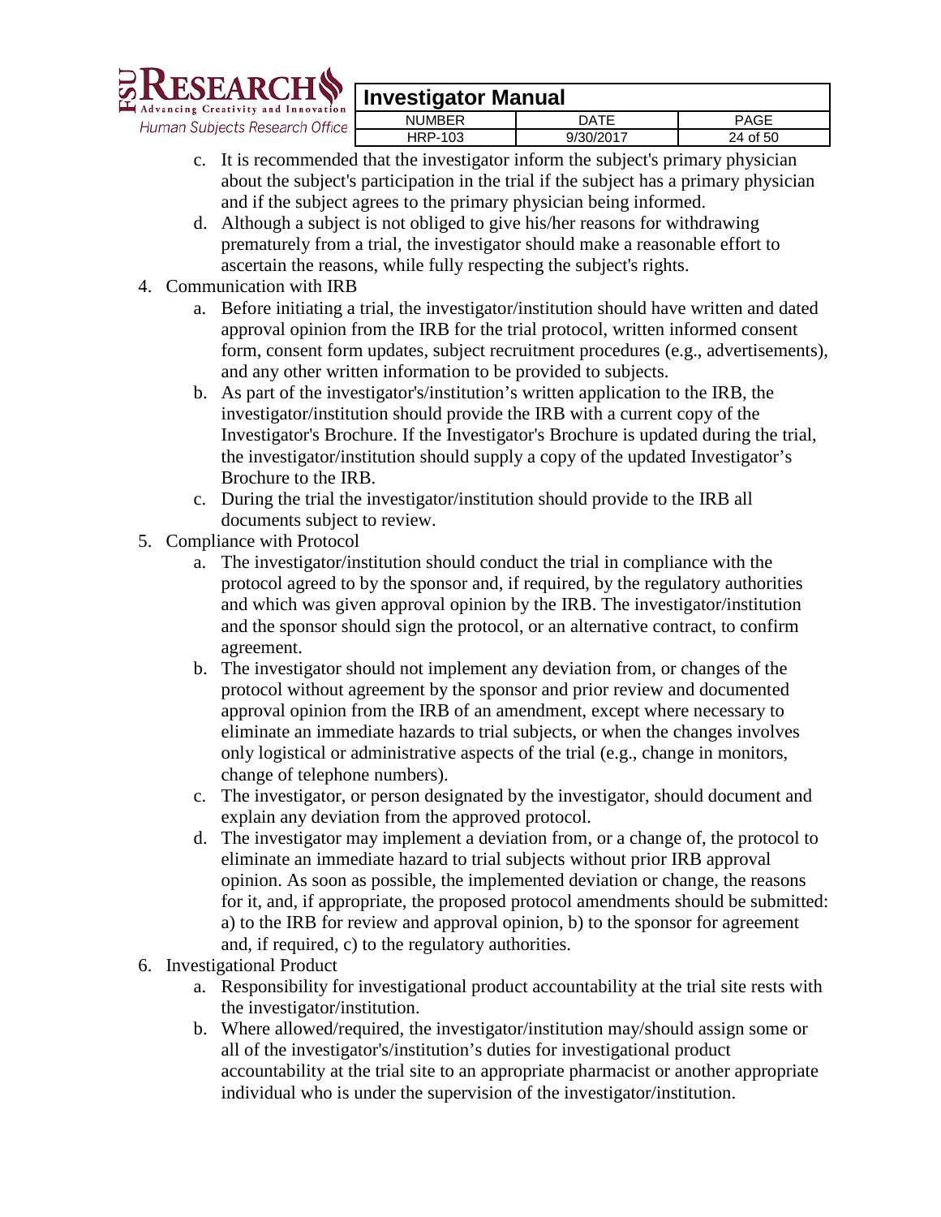c. It is recommended that the investigator inform the subject's primary physician about the subject's participation in the trial if the subject has a primary physician and if the subject agrees to the primary physician being informed.
d. Although a subject is not obliged to give his/her reasons for withdrawing prematurely from a trial, the investigator should make a reasonable effort to ascertain the reasons, while fully respecting the subject's rights.

4. Communication with IRB
   a. Before initiating a trial, the investigator/institution should have written and dated approval opinion from the IRB for the trial protocol, written informed consent form, consent form updates, subject recruitment procedures (e.g., advertisements), and any other written information to be provided to subjects.
   b. As part of the investigator's/institution's written application to the IRB, the investigator/institution should provide the IRB with a current copy of the Investigator's Brochure. If the Investigator's Brochure is updated during the trial, the investigator/institution should supply a copy of the updated Investigator's Brochure to the IRB.
   c. During the trial the investigator/institution should provide to the IRB all documents subject to review.
5. Compliance with Protocol
   a. The investigator/institution should conduct the trial in compliance with the protocol agreed to by the sponsor and, if required, by the regulatory authorities and which was given approval opinion by the IRB. The investigator/institution and the sponsor should sign the protocol, or an alternative contract, to confirm agreement.
   b. The investigator should not implement any deviation from, or changes of the protocol without agreement by the sponsor and prior review and documented approval opinion from the IRB of an amendment, except where necessary to eliminate an immediate hazards to trial subjects, or when the changes involves only logistical or administrative aspects of the trial (e.g., change in monitors, change of telephone numbers).
   c. The investigator, or person designated by the investigator, should document and explain any deviation from the approved protocol.
   d. The investigator may implement a deviation from, or a change of, the protocol to eliminate an immediate hazard to trial subjects without prior IRB approval opinion. As soon as possible, the implemented deviation or change, the reasons for it, and, if appropriate, the proposed protocol amendments should be submitted: a) to the IRB for review and approval opinion, b) to the sponsor for agreement and, if required, c) to the regulatory authorities.
6. Investigational Product
   a. Responsibility for investigational product accountability at the trial site rests with the investigator/institution.
   b. Where allowed/required, the investigator/institution may/should assign some or all of the investigator's/institution's duties for investigational product accountability at the trial site to an appropriate pharmacist or another appropriate individual who is under the supervision of the investigator/institution.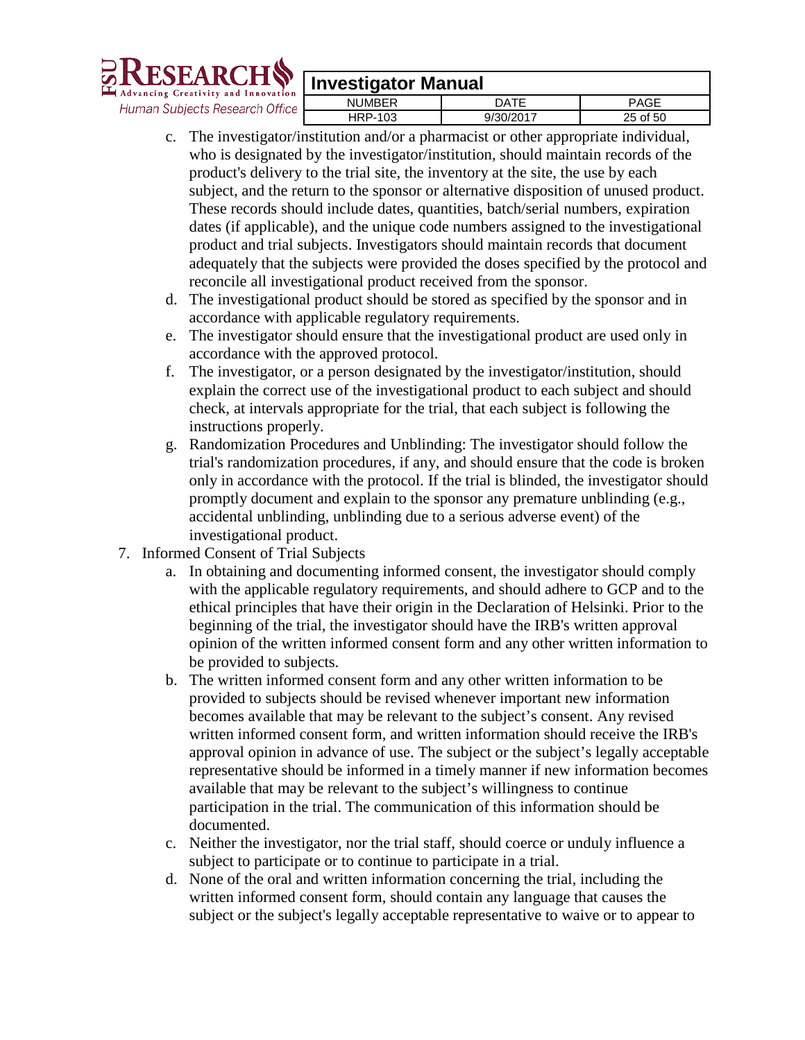c. The investigator/institution and/or a pharmacist or other appropriate individual, who is designated by the investigator/institution, should maintain records of the product's delivery to the trial site, the inventory at the site, the use by each subject, and the return to the sponsor or alternative disposition of unused product. These records should include dates, quantities, batch/serial numbers, expiration dates (if applicable), and the unique code numbers assigned to the investigational product and trial subjects. Investigators should maintain records that document adequately that the subjects were provided the doses specified by the protocol and reconcile all investigational product received from the sponsor.
d. The investigational product should be stored as specified by the sponsor and in accordance with applicable regulatory requirements.
e. The investigator should ensure that the investigational product are used only in accordance with the approved protocol.
f. The investigator, or a person designated by the investigator/institution, should explain the correct use of the investigational product to each subject and should check, at intervals appropriate for the trial, that each subject is following the instructions properly.
g. Randomization Procedures and Unblinding: The investigator should follow the trial's randomization procedures, if any, and should ensure that the code is broken only in accordance with the protocol. If the trial is blinded, the investigator should promptly document and explain to the sponsor any premature unblinding (e.g., accidental unblinding, unblinding due to a serious adverse event) of the investigational product.

7. Informed Consent of Trial Subjects
   a. In obtaining and documenting informed consent, the investigator should comply with the applicable regulatory requirements, and should adhere to GCP and to the ethical principles that have their origin in the Declaration of Helsinki. Prior to the beginning of the trial, the investigator should have the IRB's written approval opinion of the written informed consent form and any other written information to be provided to subjects.
   b. The written informed consent form and any other written information to be provided to subjects should be revised whenever important new information becomes available that may be relevant to the subject's consent. Any revised written informed consent form, and written information should receive the IRB's approval opinion in advance of use. The subject or the subject's legally acceptable representative should be informed in a timely manner if new information becomes available that may be relevant to the subject's willingness to continue participation in the trial. The communication of this information should be documented.
   c. Neither the investigator, nor the trial staff, should coerce or unduly influence a subject to participate or to continue to participate in a trial.
   d. None of the oral and written information concerning the trial, including the written informed consent form, should contain any language that causes the subject or the subject's legally acceptable representative to waive or to appear to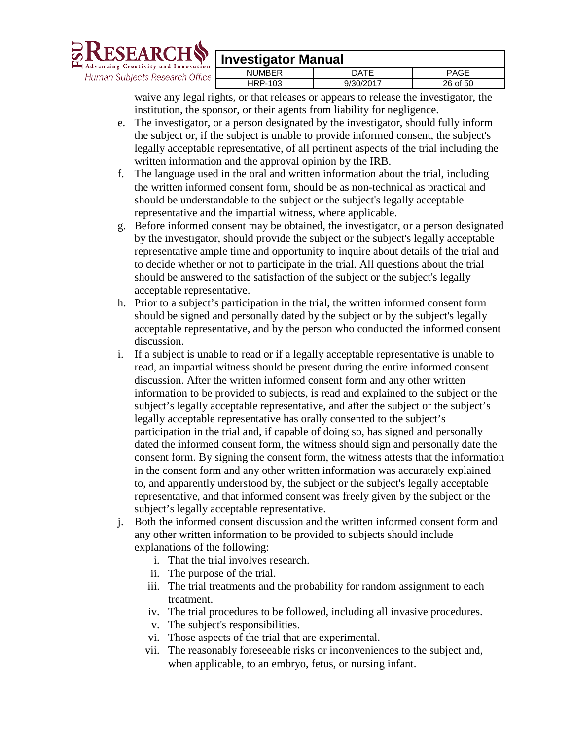waive any legal rights, or that releases or appears to release the investigator, the institution, the sponsor, or their agents from liability for negligence.

e. The investigator, or a person designated by the investigator, should fully inform the subject or, if the subject is unable to provide informed consent, the subject's legally acceptable representative, of all pertinent aspects of the trial including the written information and the approval opinion by the IRB.
f. The language used in the oral and written information about the trial, including the written informed consent form, should be as non-technical as practical and should be understandable to the subject or the subject's legally acceptable representative and the impartial witness, where applicable.
g. Before informed consent may be obtained, the investigator, or a person designated by the investigator, should provide the subject or the subject's legally acceptable representative ample time and opportunity to inquire about details of the trial and to decide whether or not to participate in the trial. All questions about the trial should be answered to the satisfaction of the subject or the subject's legally acceptable representative.
h. Prior to a subject's participation in the trial, the written informed consent form should be signed and personally dated by the subject or by the subject's legally acceptable representative, and by the person who conducted the informed consent discussion.
i. If a subject is unable to read or if a legally acceptable representative is unable to read, an impartial witness should be present during the entire informed consent discussion. After the written informed consent form and any other written information to be provided to subjects, is read and explained to the subject or the subject's legally acceptable representative, and after the subject or the subject's legally acceptable representative has orally consented to the subject's participation in the trial and, if capable of doing so, has signed and personally dated the informed consent form, the witness should sign and personally date the consent form. By signing the consent form, the witness attests that the information in the consent form and any other written information was accurately explained to, and apparently understood by, the subject or the subject's legally acceptable representative, and that informed consent was freely given by the subject or the subject's legally acceptable representative.
j. Both the informed consent discussion and the written informed consent form and any other written information to be provided to subjects should include explanations of the following:
    i. That the trial involves research.
    ii. The purpose of the trial.
    iii. The trial treatments and the probability for random assignment to each treatment.
    iv. The trial procedures to be followed, including all invasive procedures.
    v. The subject's responsibilities.
    vi. Those aspects of the trial that are experimental.
    vii. The reasonably foreseeable risks or inconveniences to the subject and, when applicable, to an embryo, fetus, or nursing infant.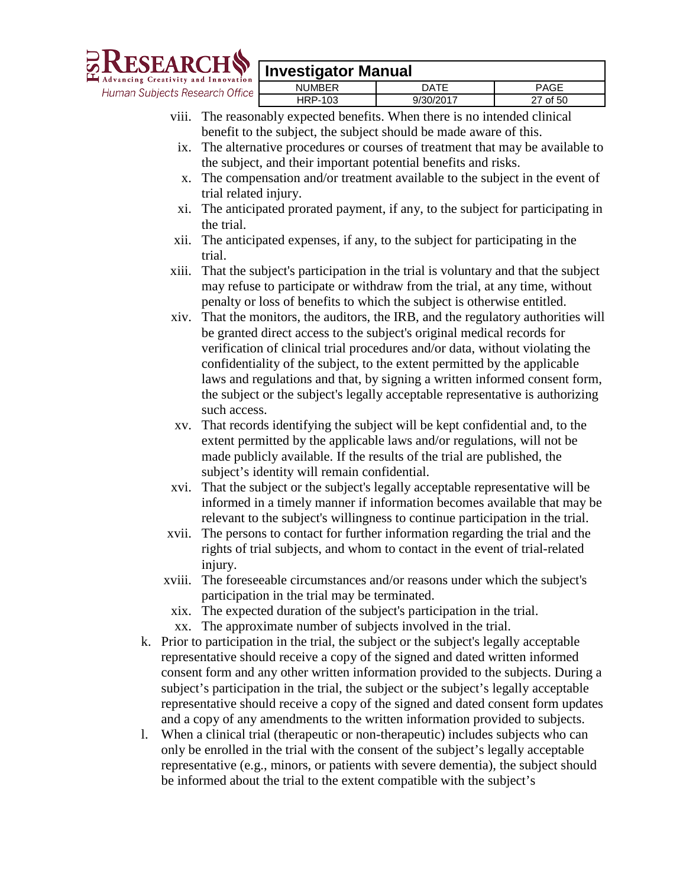viii. The reasonably expected benefits. When there is no intended clinical benefit to the subject, the subject should be made aware of this.

ix. The alternative procedures or courses of treatment that may be available to the subject, and their important potential benefits and risks.

x. The compensation and/or treatment available to the subject in the event of trial related injury.

xi. The anticipated prorated payment, if any, to the subject for participating in the trial.

xii. The anticipated expenses, if any, to the subject for participating in the trial.

xiii. That the subject's participation in the trial is voluntary and that the subject may refuse to participate or withdraw from the trial, at any time, without penalty or loss of benefits to which the subject is otherwise entitled.

xiv. That the monitors, the auditors, the IRB, and the regulatory authorities will be granted direct access to the subject's original medical records for verification of clinical trial procedures and/or data, without violating the confidentiality of the subject, to the extent permitted by the applicable laws and regulations and that, by signing a written informed consent form, the subject or the subject's legally acceptable representative is authorizing such access.

xv. That records identifying the subject will be kept confidential and, to the extent permitted by the applicable laws and/or regulations, will not be made publicly available. If the results of the trial are published, the subject's identity will remain confidential.

xvi. That the subject or the subject's legally acceptable representative will be informed in a timely manner if information becomes available that may be relevant to the subject's willingness to continue participation in the trial.

xvii. The persons to contact for further information regarding the trial and the rights of trial subjects, and whom to contact in the event of trial-related injury.

xviii. The foreseeable circumstances and/or reasons under which the subject's participation in the trial may be terminated.

xix. The expected duration of the subject's participation in the trial.

xx. The approximate number of subjects involved in the trial.

k. Prior to participation in the trial, the subject or the subject's legally acceptable representative should receive a copy of the signed and dated written informed consent form and any other written information provided to the subjects. During a subject's participation in the trial, the subject or the subject's legally acceptable representative should receive a copy of the signed and dated consent form updates and a copy of any amendments to the written information provided to subjects.

l. When a clinical trial (therapeutic or non-therapeutic) includes subjects who can only be enrolled in the trial with the consent of the subject's legally acceptable representative (e.g., minors, or patients with severe dementia), the subject should be informed about the trial to the extent compatible with the subject's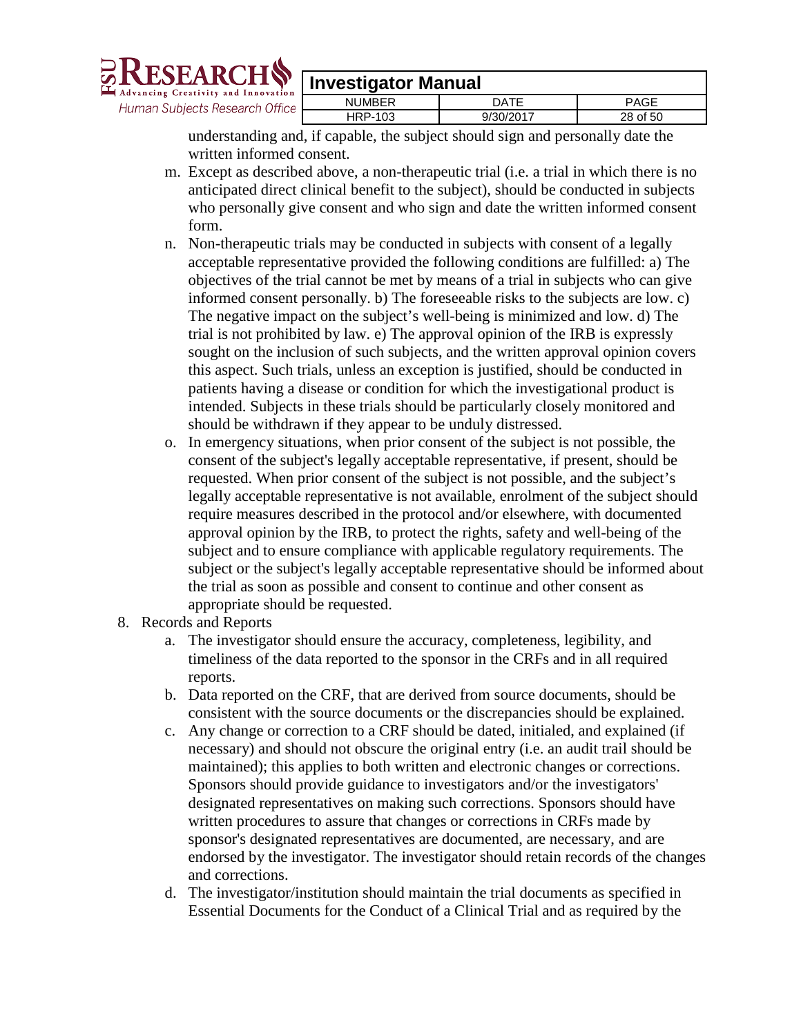understanding and, if capable, the subject should sign and personally date the written informed consent.

m. Except as described above, a non-therapeutic trial (i.e. a trial in which there is no anticipated direct clinical benefit to the subject), should be conducted in subjects who personally give consent and who sign and date the written informed consent form.
n. Non-therapeutic trials may be conducted in subjects with consent of a legally acceptable representative provided the following conditions are fulfilled: a) The objectives of the trial cannot be met by means of a trial in subjects who can give informed consent personally. b) The foreseeable risks to the subjects are low. c) The negative impact on the subject's well-being is minimized and low. d) The trial is not prohibited by law. e) The approval opinion of the IRB is expressly sought on the inclusion of such subjects, and the written approval opinion covers this aspect. Such trials, unless an exception is justified, should be conducted in patients having a disease or condition for which the investigational product is intended. Subjects in these trials should be particularly closely monitored and should be withdrawn if they appear to be unduly distressed.
o. In emergency situations, when prior consent of the subject is not possible, the consent of the subject's legally acceptable representative, if present, should be requested. When prior consent of the subject is not possible, and the subject's legally acceptable representative is not available, enrolment of the subject should require measures described in the protocol and/or elsewhere, with documented approval opinion by the IRB, to protect the rights, safety and well-being of the subject and to ensure compliance with applicable regulatory requirements. The subject or the subject's legally acceptable representative should be informed about the trial as soon as possible and consent to continue and other consent as appropriate should be requested.

8. Records and Reports
   a. The investigator should ensure the accuracy, completeness, legibility, and timeliness of the data reported to the sponsor in the CRFs and in all required reports.
   b. Data reported on the CRF, that are derived from source documents, should be consistent with the source documents or the discrepancies should be explained.
   c. Any change or correction to a CRF should be dated, initialed, and explained (if necessary) and should not obscure the original entry (i.e. an audit trail should be maintained); this applies to both written and electronic changes or corrections. Sponsors should provide guidance to investigators and/or the investigators' designated representatives on making such corrections. Sponsors should have written procedures to assure that changes or corrections in CRFs made by sponsor's designated representatives are documented, are necessary, and are endorsed by the investigator. The investigator should retain records of the changes and corrections.
   d. The investigator/institution should maintain the trial documents as specified in Essential Documents for the Conduct of a Clinical Trial and as required by the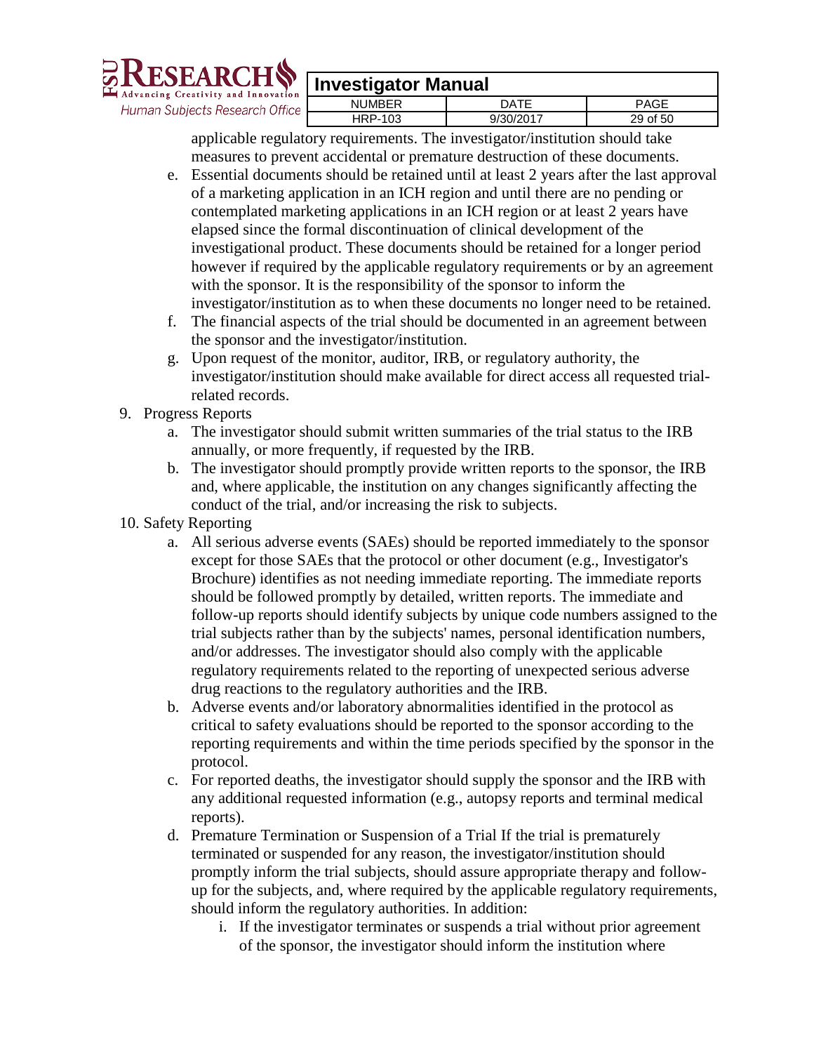applicable regulatory requirements. The investigator/institution should take measures to prevent accidental or premature destruction of these documents.

   e. Essential documents should be retained until at least 2 years after the last approval of a marketing application in an ICH region and until there are no pending or contemplated marketing applications in an ICH region or at least 2 years have elapsed since the formal discontinuation of clinical development of the investigational product. These documents should be retained for a longer period however if required by the applicable regulatory requirements or by an agreement with the sponsor. It is the responsibility of the sponsor to inform the investigator/institution as to when these documents no longer need to be retained.
   f. The financial aspects of the trial should be documented in an agreement between the sponsor and the investigator/institution.
   g. Upon request of the monitor, auditor, IRB, or regulatory authority, the investigator/institution should make available for direct access all requested trial-related records.

9. Progress Reports
   a. The investigator should submit written summaries of the trial status to the IRB annually, or more frequently, if requested by the IRB.
   b. The investigator should promptly provide written reports to the sponsor, the IRB and, where applicable, the institution on any changes significantly affecting the conduct of the trial, and/or increasing the risk to subjects.
10. Safety Reporting
    a. All serious adverse events (SAEs) should be reported immediately to the sponsor except for those SAEs that the protocol or other document (e.g., Investigator's Brochure) identifies as not needing immediate reporting. The immediate reports should be followed promptly by detailed, written reports. The immediate and follow-up reports should identify subjects by unique code numbers assigned to the trial subjects rather than by the subjects' names, personal identification numbers, and/or addresses. The investigator should also comply with the applicable regulatory requirements related to the reporting of unexpected serious adverse drug reactions to the regulatory authorities and the IRB.
    b. Adverse events and/or laboratory abnormalities identified in the protocol as critical to safety evaluations should be reported to the sponsor according to the reporting requirements and within the time periods specified by the sponsor in the protocol.
    c. For reported deaths, the investigator should supply the sponsor and the IRB with any additional requested information (e.g., autopsy reports and terminal medical reports).
    d. Premature Termination or Suspension of a Trial If the trial is prematurely terminated or suspended for any reason, the investigator/institution should promptly inform the trial subjects, should assure appropriate therapy and follow-up for the subjects, and, where required by the applicable regulatory requirements, should inform the regulatory authorities. In addition:
       i. If the investigator terminates or suspends a trial without prior agreement of the sponsor, the investigator should inform the institution where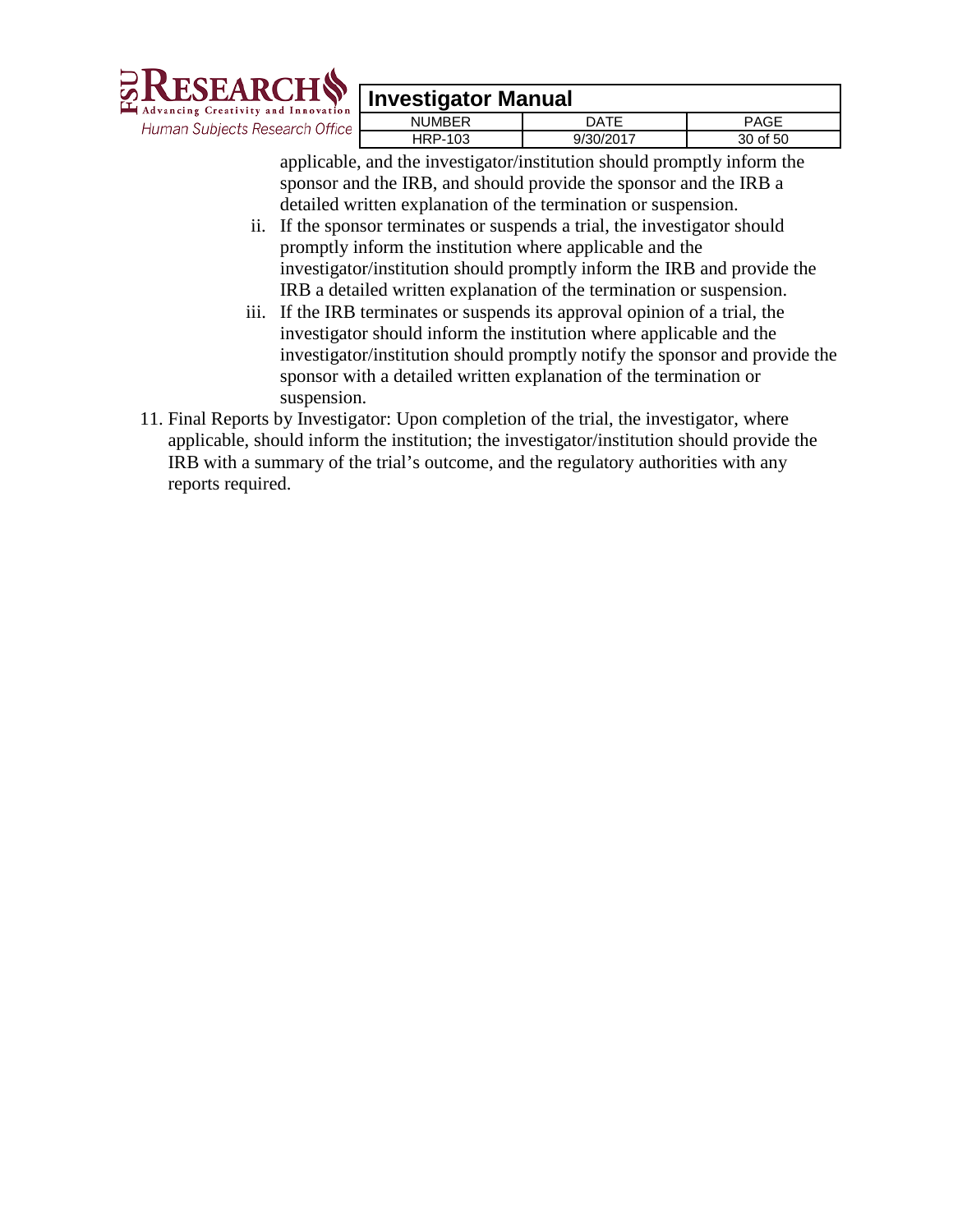applicable, and the investigator/institution should promptly inform the sponsor and the IRB, and should provide the sponsor and the IRB a detailed written explanation of the termination or suspension.

   ii. If the sponsor terminates or suspends a trial, the investigator should promptly inform the institution where applicable and the investigator/institution should promptly inform the IRB and provide the IRB a detailed written explanation of the termination or suspension.

   iii. If the IRB terminates or suspends its approval opinion of a trial, the investigator should inform the institution where applicable and the investigator/institution should promptly notify the sponsor and provide the sponsor with a detailed written explanation of the termination or suspension.

11. Final Reports by Investigator: Upon completion of the trial, the investigator, where applicable, should inform the institution; the investigator/institution should provide the IRB with a summary of the trial's outcome, and the regulatory authorities with any reports required.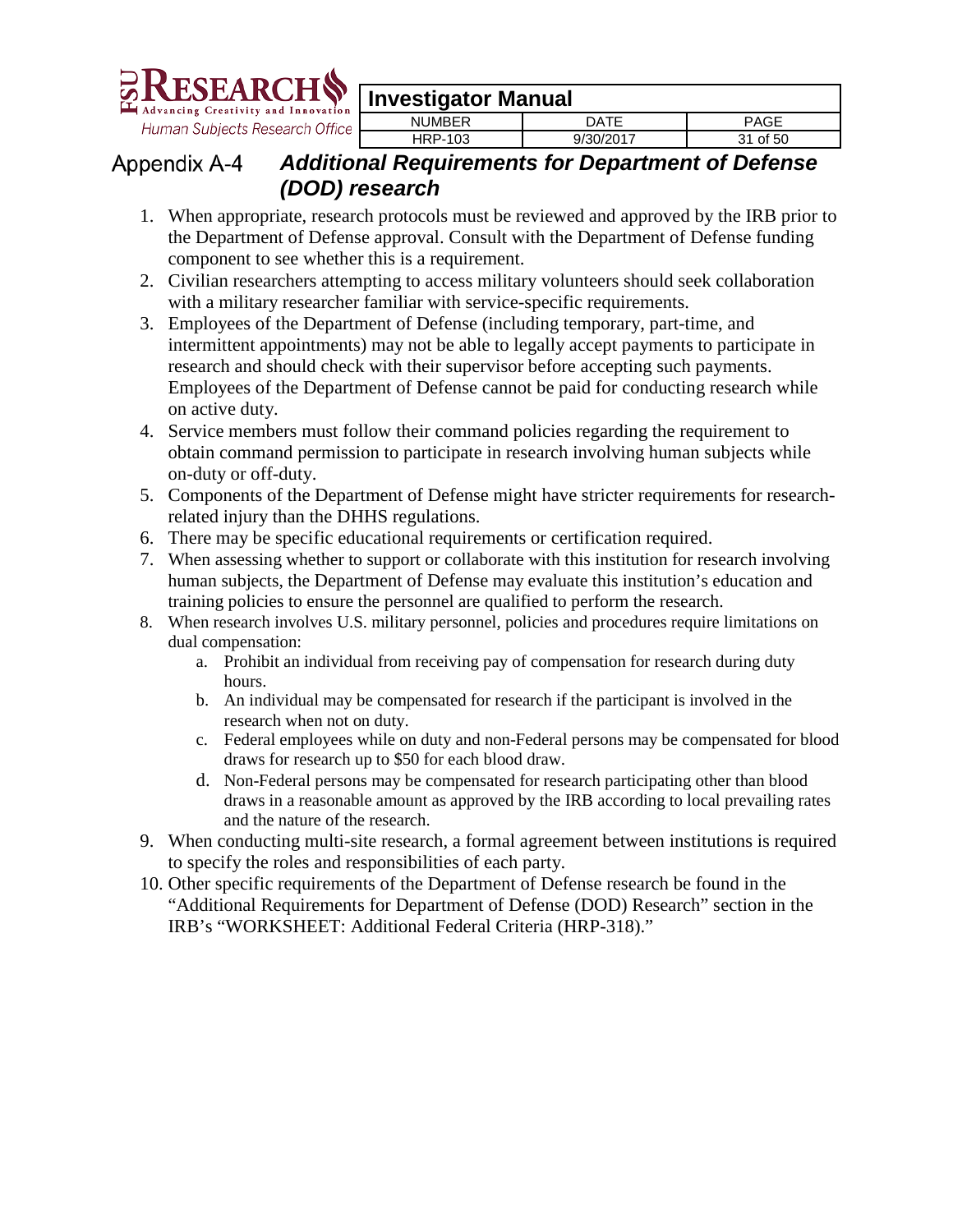## Appendix A-4 *Additional Requirements for Department of Defense (DOD) research*

1. When appropriate, research protocols must be reviewed and approved by the IRB prior to the Department of Defense approval. Consult with the Department of Defense funding component to see whether this is a requirement.
2. Civilian researchers attempting to access military volunteers should seek collaboration with a military researcher familiar with service-specific requirements.
3. Employees of the Department of Defense (including temporary, part-time, and intermittent appointments) may not be able to legally accept payments to participate in research and should check with their supervisor before accepting such payments. Employees of the Department of Defense cannot be paid for conducting research while on active duty.
4. Service members must follow their command policies regarding the requirement to obtain command permission to participate in research involving human subjects while on-duty or off-duty.
5. Components of the Department of Defense might have stricter requirements for research-related injury than the DHHS regulations.
6. There may be specific educational requirements or certification required.
7. When assessing whether to support or collaborate with this institution for research involving human subjects, the Department of Defense may evaluate this institution's education and training policies to ensure the personnel are qualified to perform the research.
8. When research involves U.S. military personnel, policies and procedures require limitations on dual compensation:
   a. Prohibit an individual from receiving pay of compensation for research during duty hours.
   b. An individual may be compensated for research if the participant is involved in the research when not on duty.
   c. Federal employees while on duty and non-Federal persons may be compensated for blood draws for research up to $50 for each blood draw.
   d. Non-Federal persons may be compensated for research participating other than blood draws in a reasonable amount as approved by the IRB according to local prevailing rates and the nature of the research.
9. When conducting multi-site research, a formal agreement between institutions is required to specify the roles and responsibilities of each party.
10. Other specific requirements of the Department of Defense research be found in the "Additional Requirements for Department of Defense (DOD) Research" section in the IRB's "WORKSHEET: Additional Federal Criteria (HRP-318)."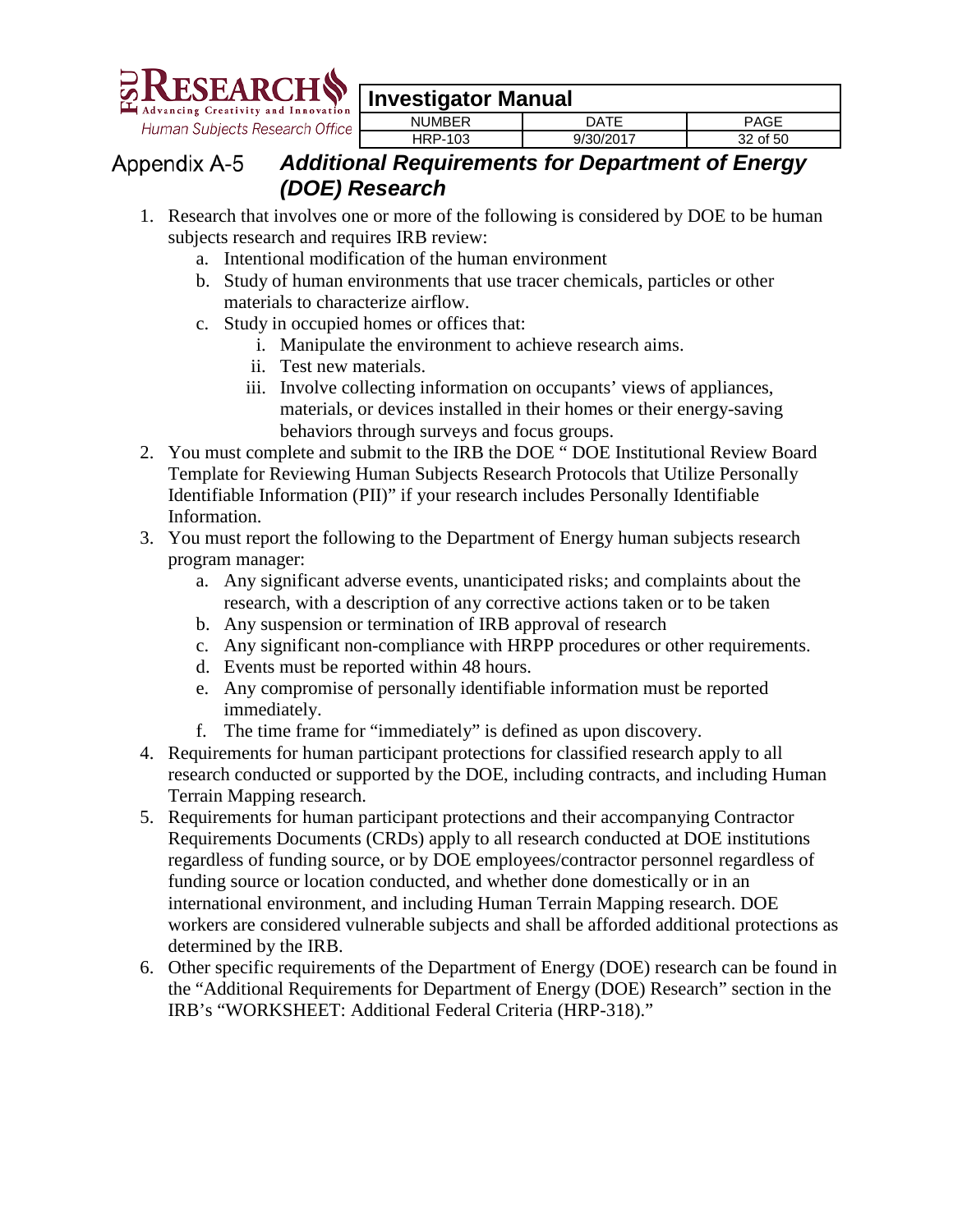## Appendix A-5 *Additional Requirements for Department of Energy (DOE) Research*

1. Research that involves one or more of the following is considered by DOE to be human subjects research and requires IRB review:
   a. Intentional modification of the human environment
   b. Study of human environments that use tracer chemicals, particles or other materials to characterize airflow.
   c. Study in occupied homes or offices that:
      i. Manipulate the environment to achieve research aims.
      ii. Test new materials.
      iii. Involve collecting information on occupants' views of appliances, materials, or devices installed in their homes or their energy-saving behaviors through surveys and focus groups.
2. You must complete and submit to the IRB the DOE " DOE Institutional Review Board Template for Reviewing Human Subjects Research Protocols that Utilize Personally Identifiable Information (PII)" if your research includes Personally Identifiable Information.
3. You must report the following to the Department of Energy human subjects research program manager:
   a. Any significant adverse events, unanticipated risks; and complaints about the research, with a description of any corrective actions taken or to be taken
   b. Any suspension or termination of IRB approval of research
   c. Any significant non-compliance with HRPP procedures or other requirements.
   d. Events must be reported within 48 hours.
   e. Any compromise of personally identifiable information must be reported immediately.
   f. The time frame for "immediately" is defined as upon discovery.
4. Requirements for human participant protections for classified research apply to all research conducted or supported by the DOE, including contracts, and including Human Terrain Mapping research.
5. Requirements for human participant protections and their accompanying Contractor Requirements Documents (CRDs) apply to all research conducted at DOE institutions regardless of funding source, or by DOE employees/contractor personnel regardless of funding source or location conducted, and whether done domestically or in an international environment, and including Human Terrain Mapping research. DOE workers are considered vulnerable subjects and shall be afforded additional protections as determined by the IRB.
6. Other specific requirements of the Department of Energy (DOE) research can be found in the "Additional Requirements for Department of Energy (DOE) Research" section in the IRB's "WORKSHEET: Additional Federal Criteria (HRP-318)."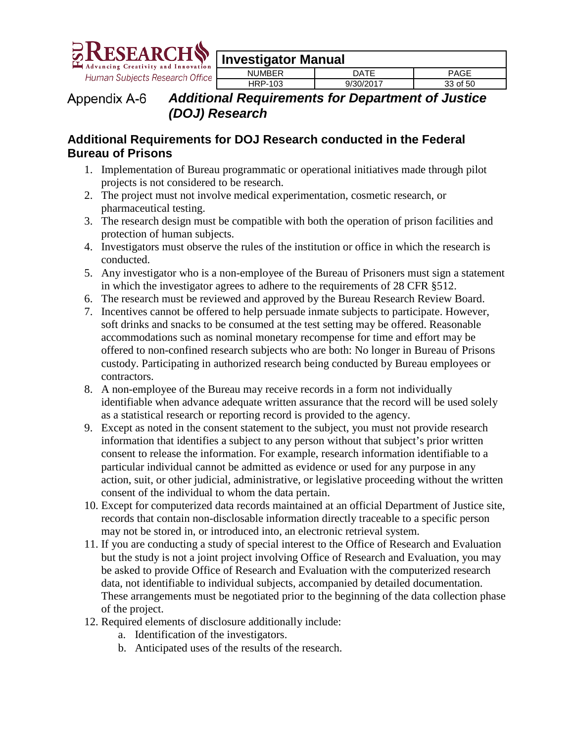## Appendix A-6 *Additional Requirements for Department of Justice (DOJ) Research*

### Additional Requirements for DOJ Research conducted in the Federal Bureau of Prisons

1. Implementation of Bureau programmatic or operational initiatives made through pilot projects is not considered to be research.
2. The project must not involve medical experimentation, cosmetic research, or pharmaceutical testing.
3. The research design must be compatible with both the operation of prison facilities and protection of human subjects.
4. Investigators must observe the rules of the institution or office in which the research is conducted.
5. Any investigator who is a non-employee of the Bureau of Prisoners must sign a statement in which the investigator agrees to adhere to the requirements of 28 CFR §512.
6. The research must be reviewed and approved by the Bureau Research Review Board.
7. Incentives cannot be offered to help persuade inmate subjects to participate. However, soft drinks and snacks to be consumed at the test setting may be offered. Reasonable accommodations such as nominal monetary recompense for time and effort may be offered to non-confined research subjects who are both: No longer in Bureau of Prisons custody. Participating in authorized research being conducted by Bureau employees or contractors.
8. A non-employee of the Bureau may receive records in a form not individually identifiable when advance adequate written assurance that the record will be used solely as a statistical research or reporting record is provided to the agency.
9. Except as noted in the consent statement to the subject, you must not provide research information that identifies a subject to any person without that subject's prior written consent to release the information. For example, research information identifiable to a particular individual cannot be admitted as evidence or used for any purpose in any action, suit, or other judicial, administrative, or legislative proceeding without the written consent of the individual to whom the data pertain.
10. Except for computerized data records maintained at an official Department of Justice site, records that contain non-disclosable information directly traceable to a specific person may not be stored in, or introduced into, an electronic retrieval system.
11. If you are conducting a study of special interest to the Office of Research and Evaluation but the study is not a joint project involving Office of Research and Evaluation, you may be asked to provide Office of Research and Evaluation with the computerized research data, not identifiable to individual subjects, accompanied by detailed documentation. These arrangements must be negotiated prior to the beginning of the data collection phase of the project.
12. Required elements of disclosure additionally include:
    a. Identification of the investigators.
    b. Anticipated uses of the results of the research.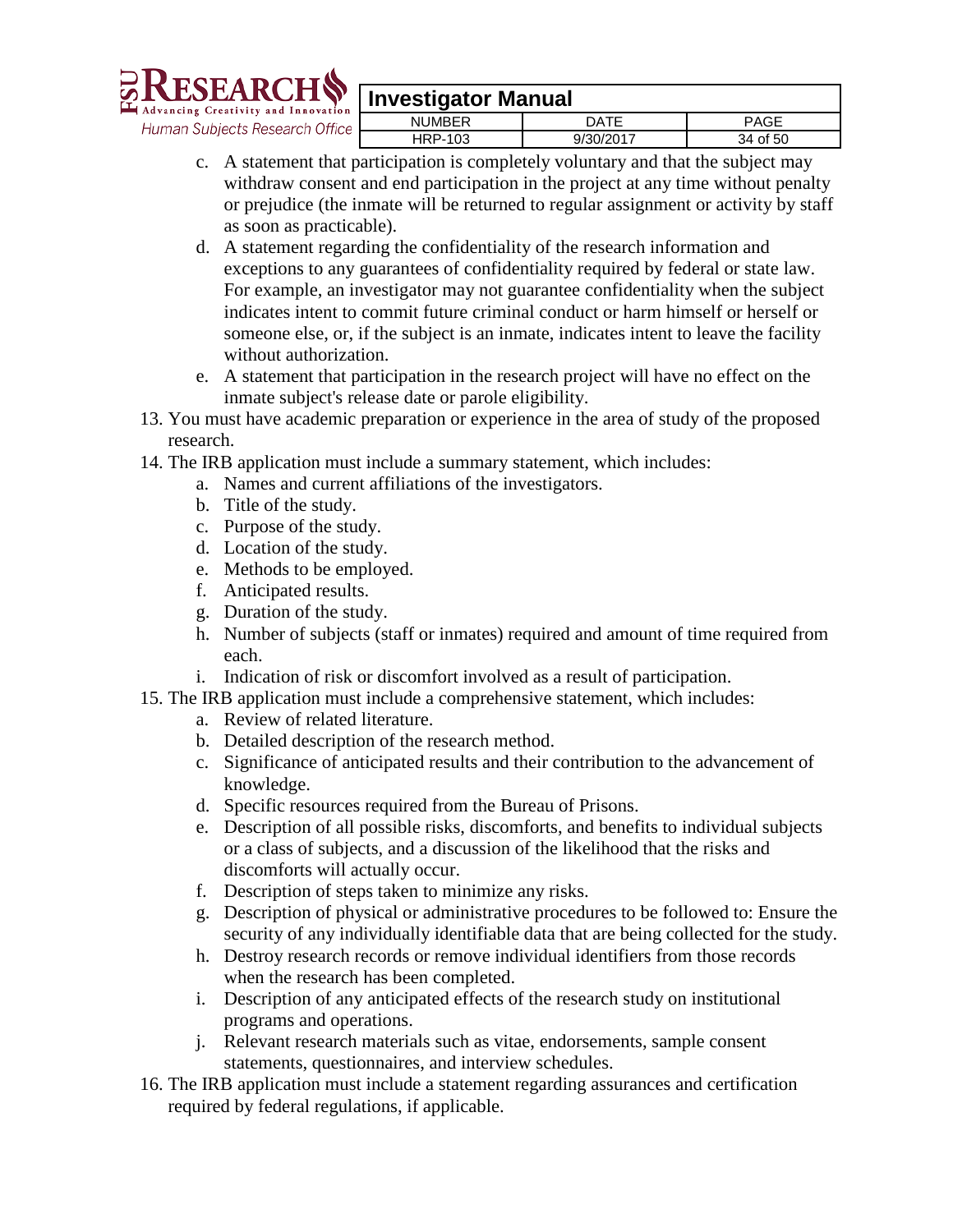c. A statement that participation is completely voluntary and that the subject may withdraw consent and end participation in the project at any time without penalty or prejudice (the inmate will be returned to regular assignment or activity by staff as soon as practicable).
   d. A statement regarding the confidentiality of the research information and exceptions to any guarantees of confidentiality required by federal or state law. For example, an investigator may not guarantee confidentiality when the subject indicates intent to commit future criminal conduct or harm himself or herself or someone else, or, if the subject is an inmate, indicates intent to leave the facility without authorization.
   e. A statement that participation in the research project will have no effect on the inmate subject's release date or parole eligibility.

13. You must have academic preparation or experience in the area of study of the proposed research.
14. The IRB application must include a summary statement, which includes:
    a. Names and current affiliations of the investigators.
    b. Title of the study.
    c. Purpose of the study.
    d. Location of the study.
    e. Methods to be employed.
    f. Anticipated results.
    g. Duration of the study.
    h. Number of subjects (staff or inmates) required and amount of time required from each.
    i. Indication of risk or discomfort involved as a result of participation.
15. The IRB application must include a comprehensive statement, which includes:
    a. Review of related literature.
    b. Detailed description of the research method.
    c. Significance of anticipated results and their contribution to the advancement of knowledge.
    d. Specific resources required from the Bureau of Prisons.
    e. Description of all possible risks, discomforts, and benefits to individual subjects or a class of subjects, and a discussion of the likelihood that the risks and discomforts will actually occur.
    f. Description of steps taken to minimize any risks.
    g. Description of physical or administrative procedures to be followed to: Ensure the security of any individually identifiable data that are being collected for the study.
    h. Destroy research records or remove individual identifiers from those records when the research has been completed.
    i. Description of any anticipated effects of the research study on institutional programs and operations.
    j. Relevant research materials such as vitae, endorsements, sample consent statements, questionnaires, and interview schedules.
16. The IRB application must include a statement regarding assurances and certification required by federal regulations, if applicable.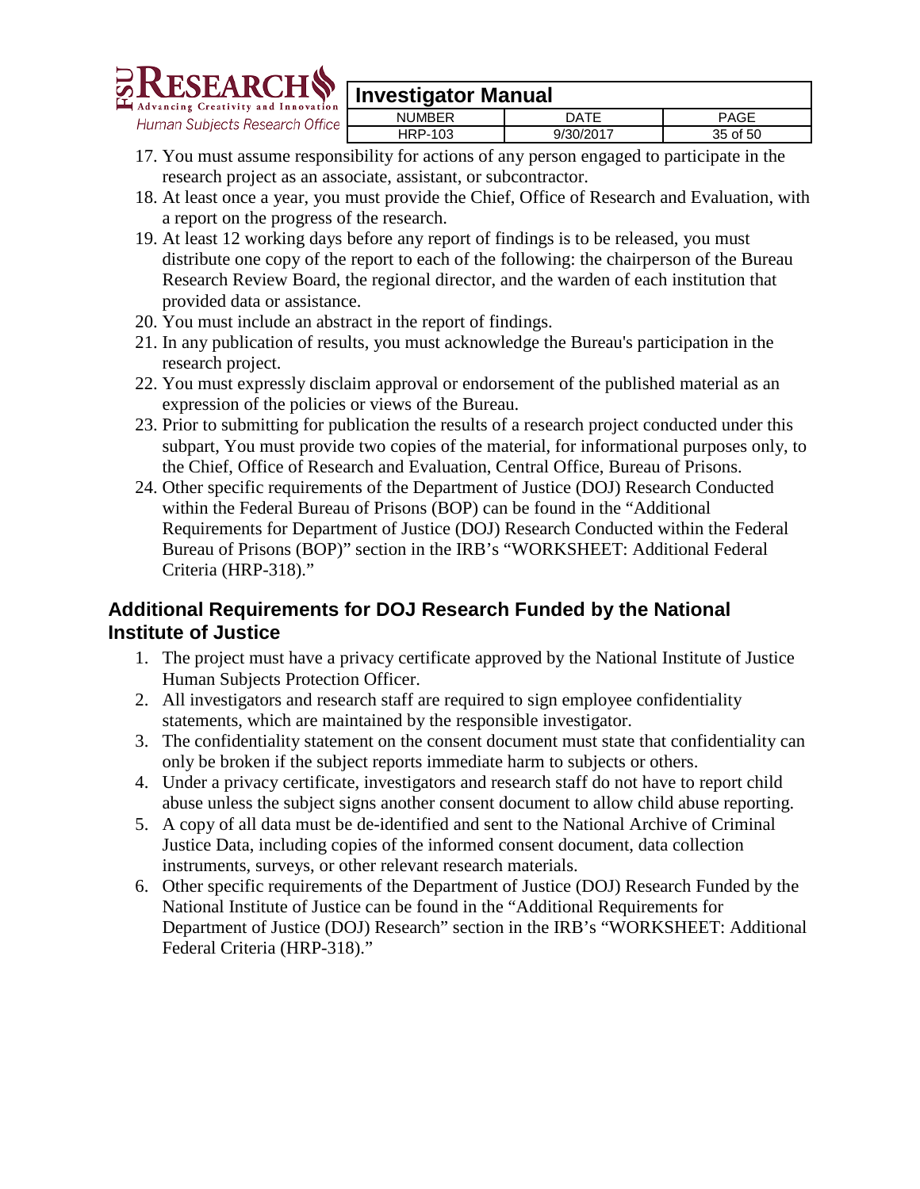17. You must assume responsibility for actions of any person engaged to participate in the research project as an associate, assistant, or subcontractor.
18. At least once a year, you must provide the Chief, Office of Research and Evaluation, with a report on the progress of the research.
19. At least 12 working days before any report of findings is to be released, you must distribute one copy of the report to each of the following: the chairperson of the Bureau Research Review Board, the regional director, and the warden of each institution that provided data or assistance.
20. You must include an abstract in the report of findings.
21. In any publication of results, you must acknowledge the Bureau's participation in the research project.
22. You must expressly disclaim approval or endorsement of the published material as an expression of the policies or views of the Bureau.
23. Prior to submitting for publication the results of a research project conducted under this subpart, You must provide two copies of the material, for informational purposes only, to the Chief, Office of Research and Evaluation, Central Office, Bureau of Prisons.
24. Other specific requirements of the Department of Justice (DOJ) Research Conducted within the Federal Bureau of Prisons (BOP) can be found in the "Additional Requirements for Department of Justice (DOJ) Research Conducted within the Federal Bureau of Prisons (BOP)" section in the IRB's "WORKSHEET: Additional Federal Criteria (HRP-318)."

## Additional Requirements for DOJ Research Funded by the National Institute of Justice

1. The project must have a privacy certificate approved by the National Institute of Justice Human Subjects Protection Officer.
2. All investigators and research staff are required to sign employee confidentiality statements, which are maintained by the responsible investigator.
3. The confidentiality statement on the consent document must state that confidentiality can only be broken if the subject reports immediate harm to subjects or others.
4. Under a privacy certificate, investigators and research staff do not have to report child abuse unless the subject signs another consent document to allow child abuse reporting.
5. A copy of all data must be de-identified and sent to the National Archive of Criminal Justice Data, including copies of the informed consent document, data collection instruments, surveys, or other relevant research materials.
6. Other specific requirements of the Department of Justice (DOJ) Research Funded by the National Institute of Justice can be found in the "Additional Requirements for Department of Justice (DOJ) Research" section in the IRB's "WORKSHEET: Additional Federal Criteria (HRP-318)."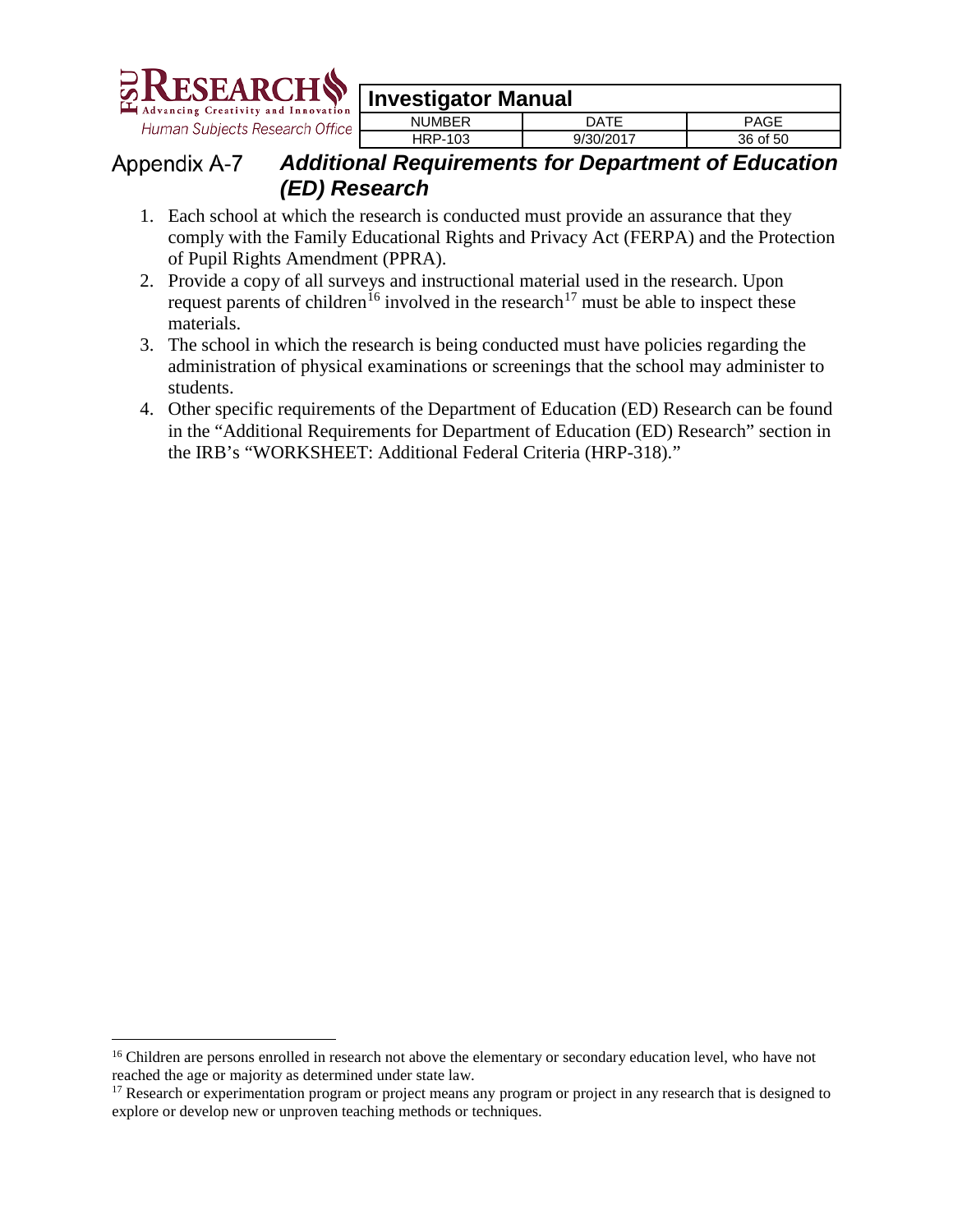## Appendix A-7 *Additional Requirements for Department of Education (ED) Research*

1. Each school at which the research is conducted must provide an assurance that they comply with the Family Educational Rights and Privacy Act (FERPA) and the Protection of Pupil Rights Amendment (PPRA).
2. Provide a copy of all surveys and instructional material used in the research. Upon request parents of children[16] involved in the research[17] must be able to inspect these materials.
3. The school in which the research is being conducted must have policies regarding the administration of physical examinations or screenings that the school may administer to students.
4. Other specific requirements of the Department of Education (ED) Research can be found in the "Additional Requirements for Department of Education (ED) Research" section in the IRB's "WORKSHEET: Additional Federal Criteria (HRP-318)."

---

[16] Children are persons enrolled in research not above the elementary or secondary education level, who have not reached the age or majority as determined under state law.

[17] Research or experimentation program or project means any program or project in any research that is designed to explore or develop new or unproven teaching methods or techniques.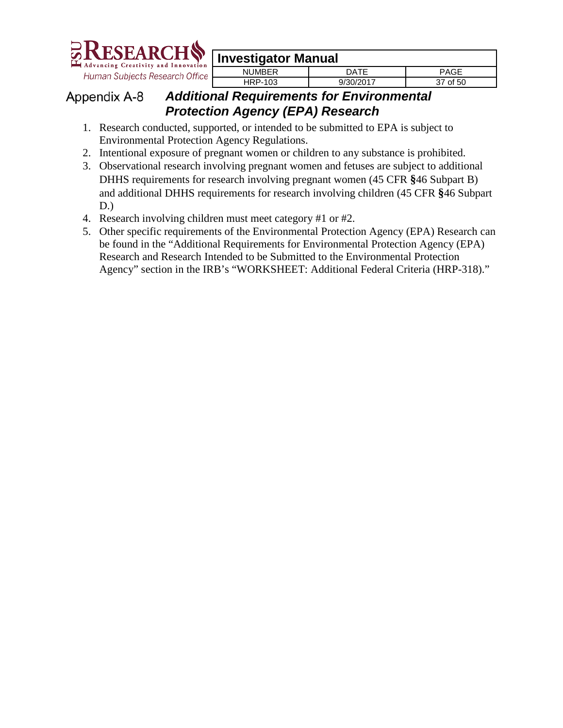## Appendix A-8 *Additional Requirements for Environmental Protection Agency (EPA) Research*

1. Research conducted, supported, or intended to be submitted to EPA is subject to Environmental Protection Agency Regulations.
2. Intentional exposure of pregnant women or children to any substance is prohibited.
3. Observational research involving pregnant women and fetuses are subject to additional DHHS requirements for research involving pregnant women (45 CFR §46 Subpart B) and additional DHHS requirements for research involving children (45 CFR §46 Subpart D.)
4. Research involving children must meet category #1 or #2.
5. Other specific requirements of the Environmental Protection Agency (EPA) Research can be found in the "Additional Requirements for Environmental Protection Agency (EPA) Research and Research Intended to be Submitted to the Environmental Protection Agency" section in the IRB's "WORKSHEET: Additional Federal Criteria (HRP-318)."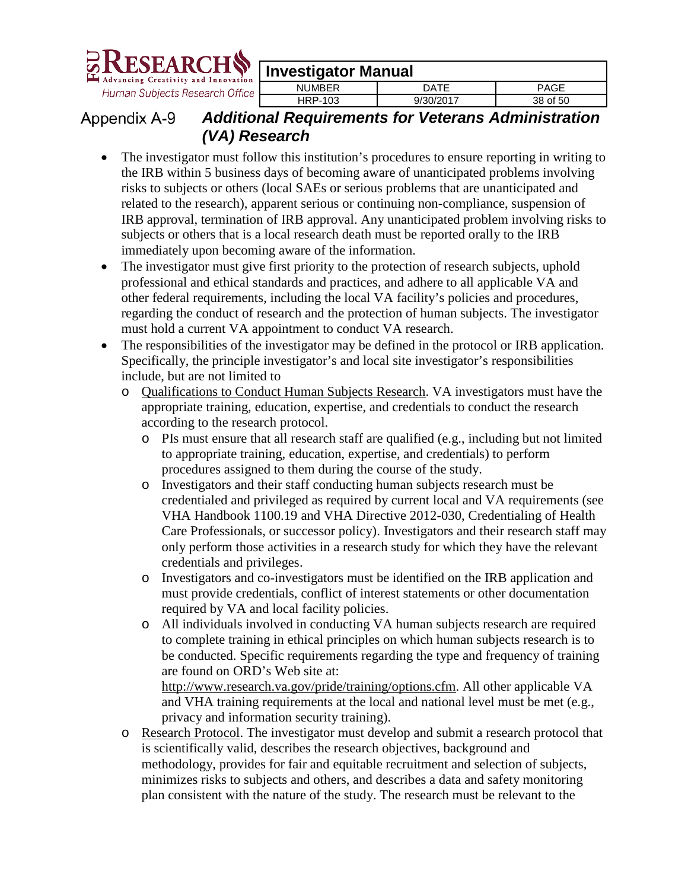## Appendix A-9 *Additional Requirements for Veterans Administration (VA) Research*

- The investigator must follow this institution's procedures to ensure reporting in writing to the IRB within 5 business days of becoming aware of unanticipated problems involving risks to subjects or others (local SAEs or serious problems that are unanticipated and related to the research), apparent serious or continuing non-compliance, suspension of IRB approval, termination of IRB approval. Any unanticipated problem involving risks to subjects or others that is a local research death must be reported orally to the IRB immediately upon becoming aware of the information.
- The investigator must give first priority to the protection of research subjects, uphold professional and ethical standards and practices, and adhere to all applicable VA and other federal requirements, including the local VA facility's policies and procedures, regarding the conduct of research and the protection of human subjects. The investigator must hold a current VA appointment to conduct VA research.
- The responsibilities of the investigator may be defined in the protocol or IRB application. Specifically, the principle investigator's and local site investigator's responsibilities include, but are not limited to
  - Qualifications to Conduct Human Subjects Research. VA investigators must have the appropriate training, education, expertise, and credentials to conduct the research according to the research protocol.
    - PIs must ensure that all research staff are qualified (e.g., including but not limited to appropriate training, education, expertise, and credentials) to perform procedures assigned to them during the course of the study.
    - Investigators and their staff conducting human subjects research must be credentialed and privileged as required by current local and VA requirements (see VHA Handbook 1100.19 and VHA Directive 2012-030, Credentialing of Health Care Professionals, or successor policy). Investigators and their research staff may only perform those activities in a research study for which they have the relevant credentials and privileges.
    - Investigators and co-investigators must be identified on the IRB application and must provide credentials, conflict of interest statements or other documentation required by VA and local facility policies.
    - All individuals involved in conducting VA human subjects research are required to complete training in ethical principles on which human subjects research is to be conducted. Specific requirements regarding the type and frequency of training are found on ORD's Web site at: http://www.research.va.gov/pride/training/options.cfm. All other applicable VA and VHA training requirements at the local and national level must be met (e.g., privacy and information security training).
  - Research Protocol. The investigator must develop and submit a research protocol that is scientifically valid, describes the research objectives, background and methodology, provides for fair and equitable recruitment and selection of subjects, minimizes risks to subjects and others, and describes a data and safety monitoring plan consistent with the nature of the study. The research must be relevant to the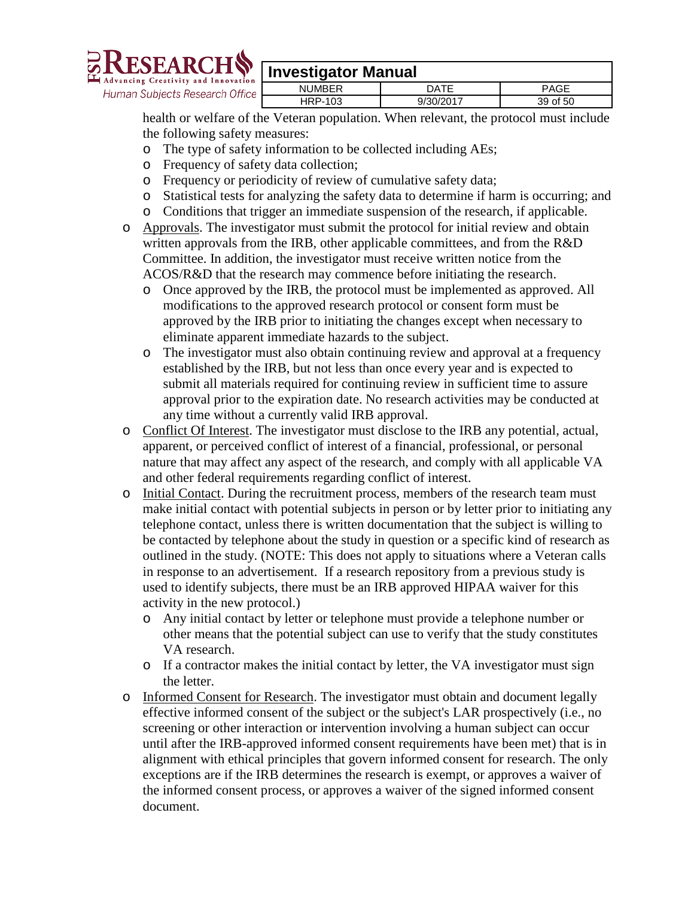health or welfare of the Veteran population. When relevant, the protocol must include the following safety measures:
  - The type of safety information to be collected including AEs;
  - Frequency of safety data collection;
  - Frequency or periodicity of review of cumulative safety data;
  - Statistical tests for analyzing the safety data to determine if harm is occurring; and
  - Conditions that trigger an immediate suspension of the research, if applicable.
- Approvals. The investigator must submit the protocol for initial review and obtain written approvals from the IRB, other applicable committees, and from the R&D Committee. In addition, the investigator must receive written notice from the ACOS/R&D that the research may commence before initiating the research.
  - Once approved by the IRB, the protocol must be implemented as approved. All modifications to the approved research protocol or consent form must be approved by the IRB prior to initiating the changes except when necessary to eliminate apparent immediate hazards to the subject.
  - The investigator must also obtain continuing review and approval at a frequency established by the IRB, but not less than once every year and is expected to submit all materials required for continuing review in sufficient time to assure approval prior to the expiration date. No research activities may be conducted at any time without a currently valid IRB approval.
- Conflict Of Interest. The investigator must disclose to the IRB any potential, actual, apparent, or perceived conflict of interest of a financial, professional, or personal nature that may affect any aspect of the research, and comply with all applicable VA and other federal requirements regarding conflict of interest.
- Initial Contact. During the recruitment process, members of the research team must make initial contact with potential subjects in person or by letter prior to initiating any telephone contact, unless there is written documentation that the subject is willing to be contacted by telephone about the study in question or a specific kind of research as outlined in the study. (NOTE: This does not apply to situations where a Veteran calls in response to an advertisement. If a research repository from a previous study is used to identify subjects, there must be an IRB approved HIPAA waiver for this activity in the new protocol.)
  - Any initial contact by letter or telephone must provide a telephone number or other means that the potential subject can use to verify that the study constitutes VA research.
  - If a contractor makes the initial contact by letter, the VA investigator must sign the letter.
- Informed Consent for Research. The investigator must obtain and document legally effective informed consent of the subject or the subject's LAR prospectively (i.e., no screening or other interaction or intervention involving a human subject can occur until after the IRB-approved informed consent requirements have been met) that is in alignment with ethical principles that govern informed consent for research. The only exceptions are if the IRB determines the research is exempt, or approves a waiver of the informed consent process, or approves a waiver of the signed informed consent document.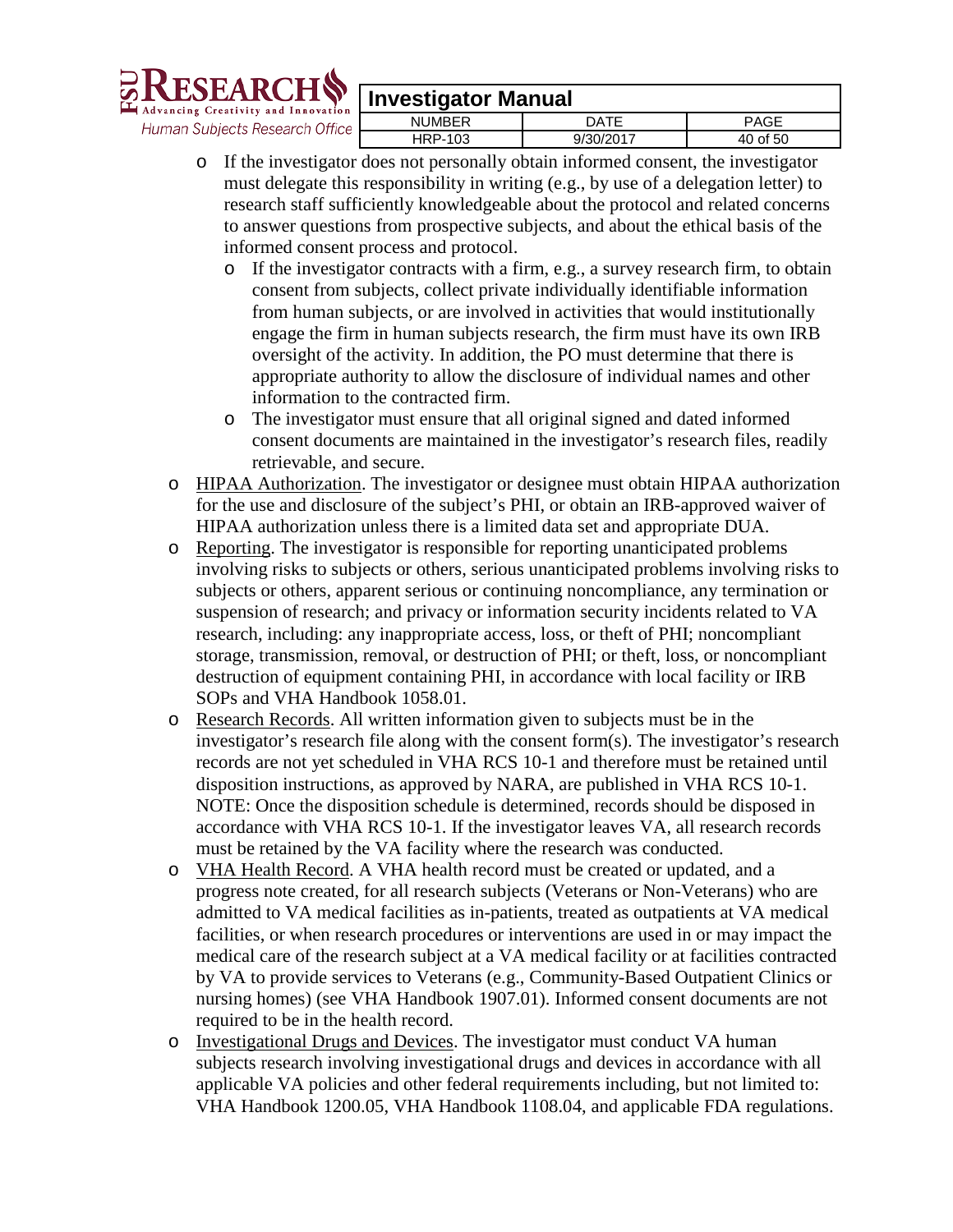- If the investigator does not personally obtain informed consent, the investigator must delegate this responsibility in writing (e.g., by use of a delegation letter) to research staff sufficiently knowledgeable about the protocol and related concerns to answer questions from prospective subjects, and about the ethical basis of the informed consent process and protocol.
  - If the investigator contracts with a firm, e.g., a survey research firm, to obtain consent from subjects, collect private individually identifiable information from human subjects, or are involved in activities that would institutionally engage the firm in human subjects research, the firm must have its own IRB oversight of the activity. In addition, the PO must determine that there is appropriate authority to allow the disclosure of individual names and other information to the contracted firm.
  - The investigator must ensure that all original signed and dated informed consent documents are maintained in the investigator's research files, readily retrievable, and secure.
- <u>HIPAA Authorization</u>. The investigator or designee must obtain HIPAA authorization for the use and disclosure of the subject's PHI, or obtain an IRB-approved waiver of HIPAA authorization unless there is a limited data set and appropriate DUA.
- <u>Reporting</u>. The investigator is responsible for reporting unanticipated problems involving risks to subjects or others, serious unanticipated problems involving risks to subjects or others, apparent serious or continuing noncompliance, any termination or suspension of research; and privacy or information security incidents related to VA research, including: any inappropriate access, loss, or theft of PHI; noncompliant storage, transmission, removal, or destruction of PHI; or theft, loss, or noncompliant destruction of equipment containing PHI, in accordance with local facility or IRB SOPs and VHA Handbook 1058.01.
- <u>Research Records</u>. All written information given to subjects must be in the investigator's research file along with the consent form(s). The investigator's research records are not yet scheduled in VHA RCS 10-1 and therefore must be retained until disposition instructions, as approved by NARA, are published in VHA RCS 10-1. NOTE: Once the disposition schedule is determined, records should be disposed in accordance with VHA RCS 10-1. If the investigator leaves VA, all research records must be retained by the VA facility where the research was conducted.
- <u>VHA Health Record</u>. A VHA health record must be created or updated, and a progress note created, for all research subjects (Veterans or Non-Veterans) who are admitted to VA medical facilities as in-patients, treated as outpatients at VA medical facilities, or when research procedures or interventions are used in or may impact the medical care of the research subject at a VA medical facility or at facilities contracted by VA to provide services to Veterans (e.g., Community-Based Outpatient Clinics or nursing homes) (see VHA Handbook 1907.01). Informed consent documents are not required to be in the health record.
- <u>Investigational Drugs and Devices</u>. The investigator must conduct VA human subjects research involving investigational drugs and devices in accordance with all applicable VA policies and other federal requirements including, but not limited to: VHA Handbook 1200.05, VHA Handbook 1108.04, and applicable FDA regulations.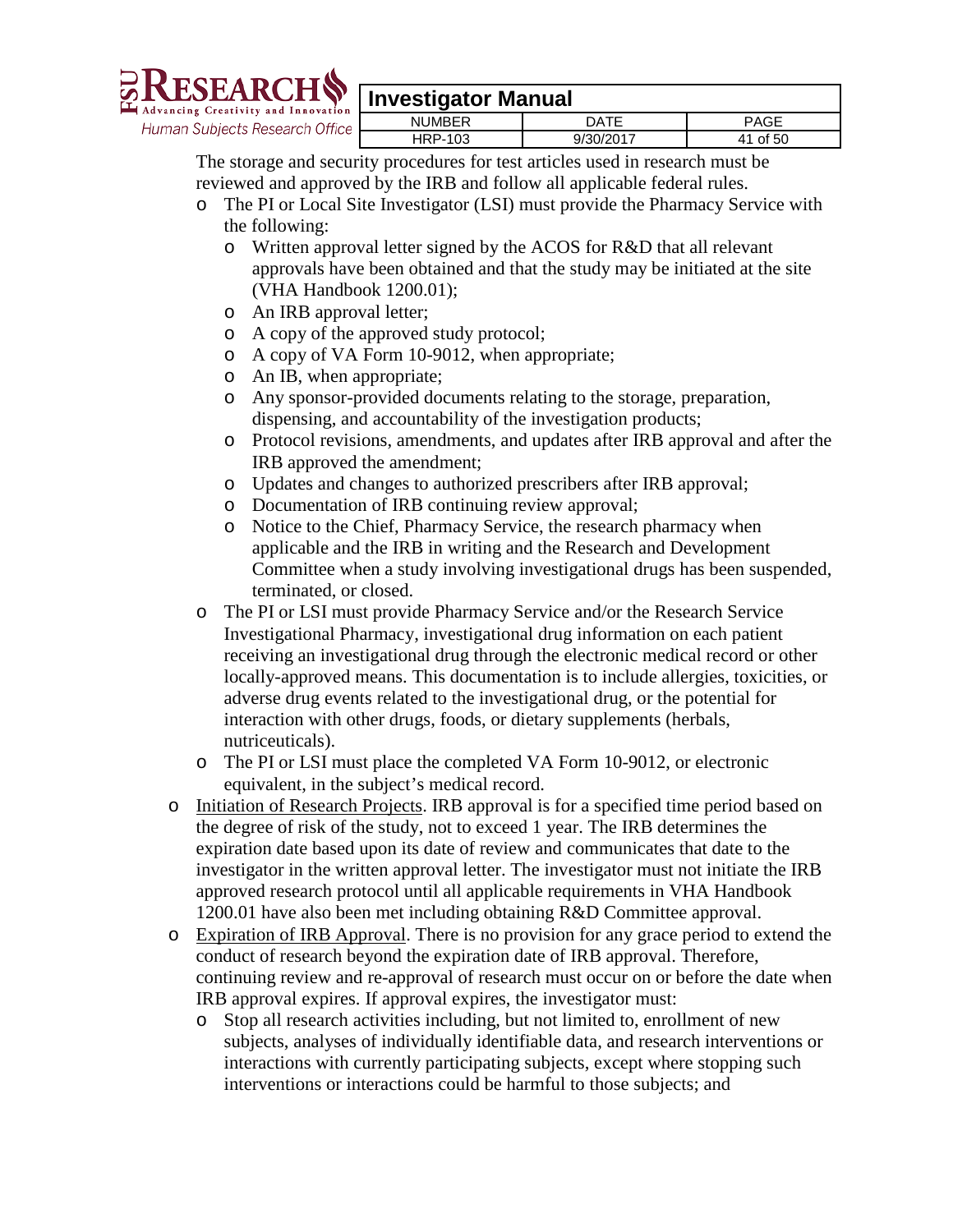The storage and security procedures for test articles used in research must be reviewed and approved by the IRB and follow all applicable federal rules.

- The PI or Local Site Investigator (LSI) must provide the Pharmacy Service with the following:
  - Written approval letter signed by the ACOS for R&D that all relevant approvals have been obtained and that the study may be initiated at the site (VHA Handbook 1200.01);
  - An IRB approval letter;
  - A copy of the approved study protocol;
  - A copy of VA Form 10-9012, when appropriate;
  - An IB, when appropriate;
  - Any sponsor-provided documents relating to the storage, preparation, dispensing, and accountability of the investigation products;
  - Protocol revisions, amendments, and updates after IRB approval and after the IRB approved the amendment;
  - Updates and changes to authorized prescribers after IRB approval;
  - Documentation of IRB continuing review approval;
  - Notice to the Chief, Pharmacy Service, the research pharmacy when applicable and the IRB in writing and the Research and Development Committee when a study involving investigational drugs has been suspended, terminated, or closed.
- The PI or LSI must provide Pharmacy Service and/or the Research Service Investigational Pharmacy, investigational drug information on each patient receiving an investigational drug through the electronic medical record or other locally-approved means. This documentation is to include allergies, toxicities, or adverse drug events related to the investigational drug, or the potential for interaction with other drugs, foods, or dietary supplements (herbals, nutriceuticals).
- The PI or LSI must place the completed VA Form 10-9012, or electronic equivalent, in the subject's medical record.

- <u>Initiation of Research Projects</u>. IRB approval is for a specified time period based on the degree of risk of the study, not to exceed 1 year. The IRB determines the expiration date based upon its date of review and communicates that date to the investigator in the written approval letter. The investigator must not initiate the IRB approved research protocol until all applicable requirements in VHA Handbook 1200.01 have also been met including obtaining R&D Committee approval.
- <u>Expiration of IRB Approval</u>. There is no provision for any grace period to extend the conduct of research beyond the expiration date of IRB approval. Therefore, continuing review and re-approval of research must occur on or before the date when IRB approval expires. If approval expires, the investigator must:
  - Stop all research activities including, but not limited to, enrollment of new subjects, analyses of individually identifiable data, and research interventions or interactions with currently participating subjects, except where stopping such interventions or interactions could be harmful to those subjects; and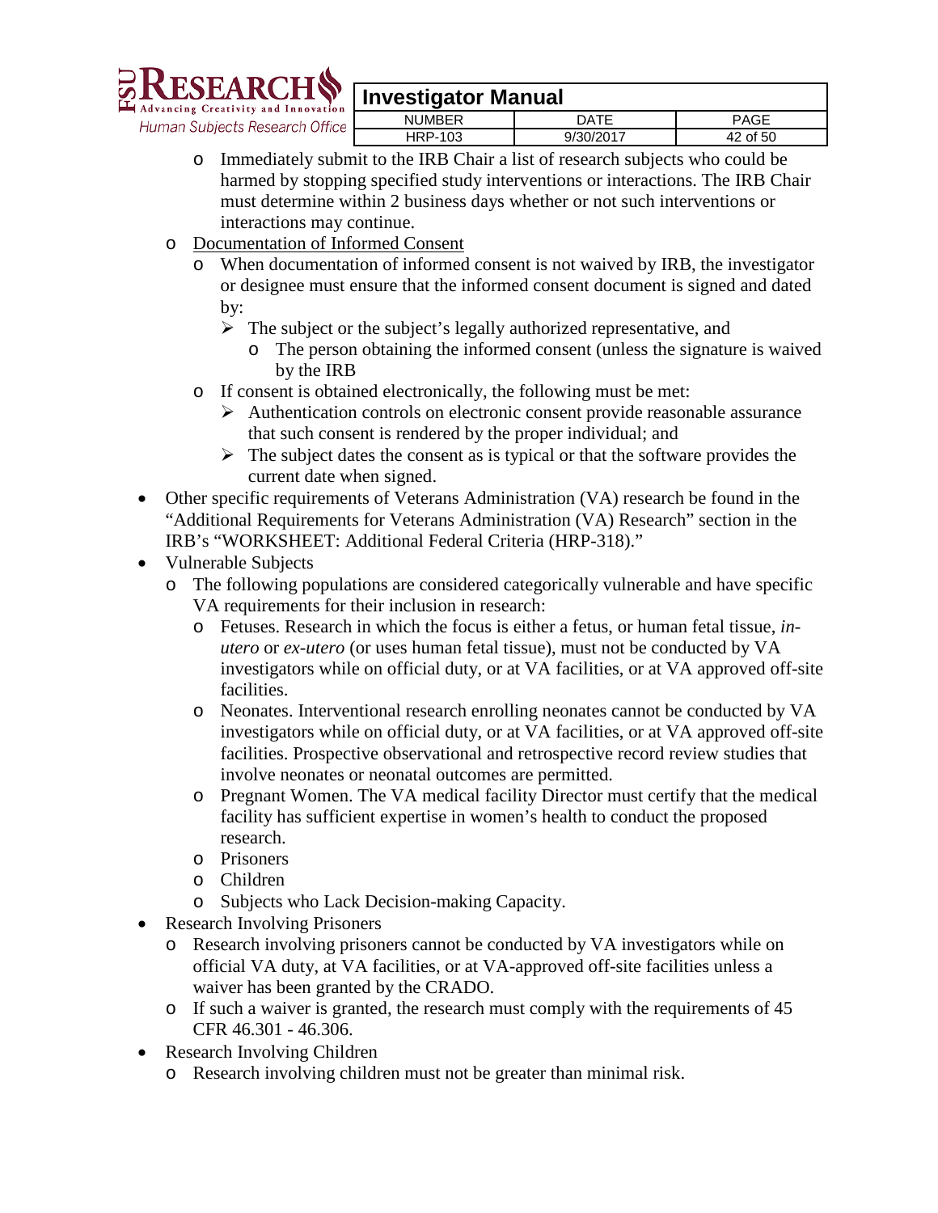- Immediately submit to the IRB Chair a list of research subjects who could be harmed by stopping specified study interventions or interactions. The IRB Chair must determine within 2 business days whether or not such interventions or interactions may continue.
- Documentation of Informed Consent
  - When documentation of informed consent is not waived by IRB, the investigator or designee must ensure that the informed consent document is signed and dated by:
    - The subject or the subject's legally authorized representative, and
      - The person obtaining the informed consent (unless the signature is waived by the IRB
  - If consent is obtained electronically, the following must be met:
    - Authentication controls on electronic consent provide reasonable assurance that such consent is rendered by the proper individual; and
    - The subject dates the consent as is typical or that the software provides the current date when signed.

- Other specific requirements of Veterans Administration (VA) research be found in the "Additional Requirements for Veterans Administration (VA) Research" section in the IRB's "WORKSHEET: Additional Federal Criteria (HRP-318)."
- Vulnerable Subjects
  - The following populations are considered categorically vulnerable and have specific VA requirements for their inclusion in research:
    - Fetuses. Research in which the focus is either a fetus, or human fetal tissue, *in-utero* or *ex-utero* (or uses human fetal tissue), must not be conducted by VA investigators while on official duty, or at VA facilities, or at VA approved off-site facilities.
    - Neonates. Interventional research enrolling neonates cannot be conducted by VA investigators while on official duty, or at VA facilities, or at VA approved off-site facilities. Prospective observational and retrospective record review studies that involve neonates or neonatal outcomes are permitted.
    - Pregnant Women. The VA medical facility Director must certify that the medical facility has sufficient expertise in women's health to conduct the proposed research.
    - Prisoners
    - Children
    - Subjects who Lack Decision-making Capacity.
- Research Involving Prisoners
  - Research involving prisoners cannot be conducted by VA investigators while on official VA duty, at VA facilities, or at VA-approved off-site facilities unless a waiver has been granted by the CRADO.
  - If such a waiver is granted, the research must comply with the requirements of 45 CFR 46.301 - 46.306.
- Research Involving Children
  - Research involving children must not be greater than minimal risk.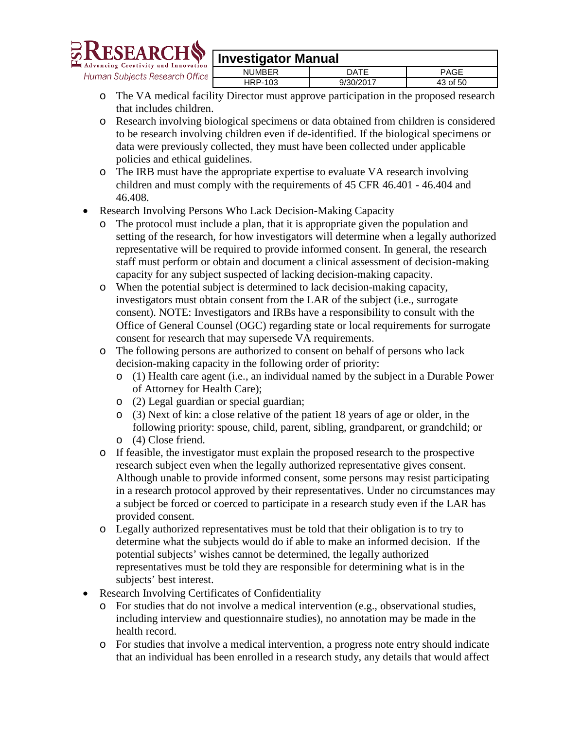- The VA medical facility Director must approve participation in the proposed research that includes children.
- Research involving biological specimens or data obtained from children is considered to be research involving children even if de-identified. If the biological specimens or data were previously collected, they must have been collected under applicable policies and ethical guidelines.
- The IRB must have the appropriate expertise to evaluate VA research involving children and must comply with the requirements of 45 CFR 46.401 - 46.404 and 46.408.

- Research Involving Persons Who Lack Decision-Making Capacity
  - The protocol must include a plan, that it is appropriate given the population and setting of the research, for how investigators will determine when a legally authorized representative will be required to provide informed consent. In general, the research staff must perform or obtain and document a clinical assessment of decision-making capacity for any subject suspected of lacking decision-making capacity.
  - When the potential subject is determined to lack decision-making capacity, investigators must obtain consent from the LAR of the subject (i.e., surrogate consent). NOTE: Investigators and IRBs have a responsibility to consult with the Office of General Counsel (OGC) regarding state or local requirements for surrogate consent for research that may supersede VA requirements.
  - The following persons are authorized to consent on behalf of persons who lack decision-making capacity in the following order of priority:
    - (1) Health care agent (i.e., an individual named by the subject in a Durable Power of Attorney for Health Care);
    - (2) Legal guardian or special guardian;
    - (3) Next of kin: a close relative of the patient 18 years of age or older, in the following priority: spouse, child, parent, sibling, grandparent, or grandchild; or
    - (4) Close friend.
  - If feasible, the investigator must explain the proposed research to the prospective research subject even when the legally authorized representative gives consent. Although unable to provide informed consent, some persons may resist participating in a research protocol approved by their representatives. Under no circumstances may a subject be forced or coerced to participate in a research study even if the LAR has provided consent.
  - Legally authorized representatives must be told that their obligation is to try to determine what the subjects would do if able to make an informed decision. If the potential subjects' wishes cannot be determined, the legally authorized representatives must be told they are responsible for determining what is in the subjects' best interest.
- Research Involving Certificates of Confidentiality
  - For studies that do not involve a medical intervention (e.g., observational studies, including interview and questionnaire studies), no annotation may be made in the health record.
  - For studies that involve a medical intervention, a progress note entry should indicate that an individual has been enrolled in a research study, any details that would affect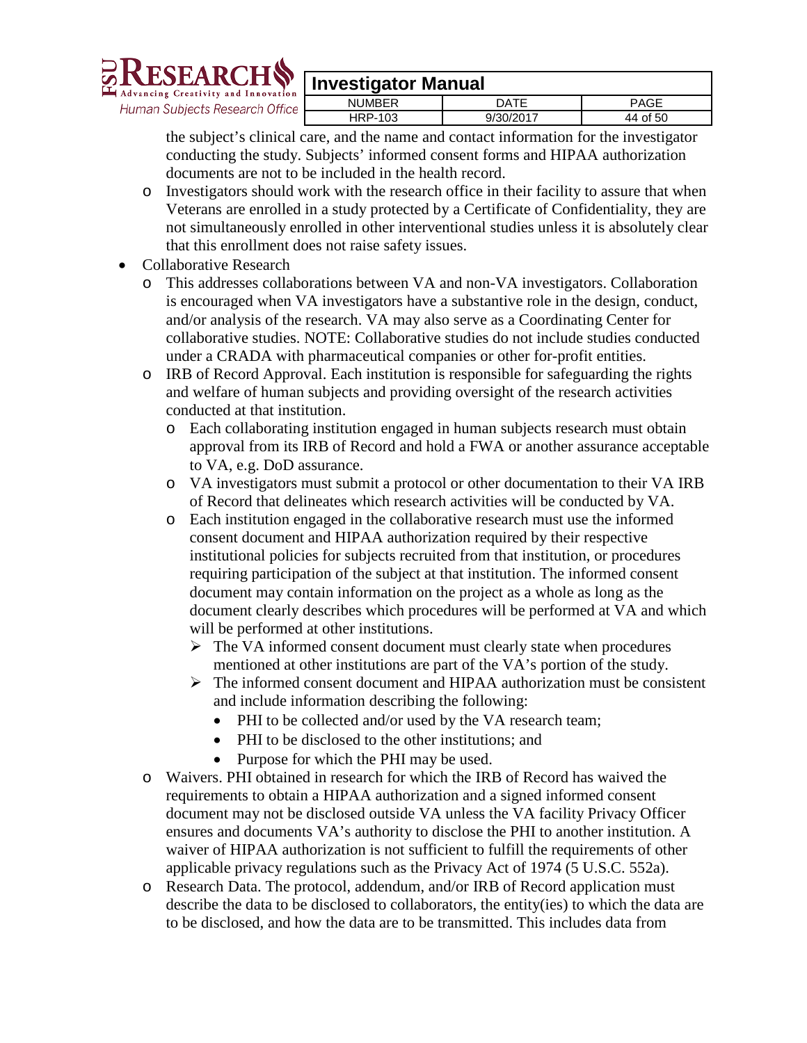the subject's clinical care, and the name and contact information for the investigator conducting the study. Subjects' informed consent forms and HIPAA authorization documents are not to be included in the health record.

  - Investigators should work with the research office in their facility to assure that when Veterans are enrolled in a study protected by a Certificate of Confidentiality, they are not simultaneously enrolled in other interventional studies unless it is absolutely clear that this enrollment does not raise safety issues.

- Collaborative Research
  - This addresses collaborations between VA and non-VA investigators. Collaboration is encouraged when VA investigators have a substantive role in the design, conduct, and/or analysis of the research. VA may also serve as a Coordinating Center for collaborative studies. NOTE: Collaborative studies do not include studies conducted under a CRADA with pharmaceutical companies or other for-profit entities.
  - IRB of Record Approval. Each institution is responsible for safeguarding the rights and welfare of human subjects and providing oversight of the research activities conducted at that institution.
    - Each collaborating institution engaged in human subjects research must obtain approval from its IRB of Record and hold a FWA or another assurance acceptable to VA, e.g. DoD assurance.
    - VA investigators must submit a protocol or other documentation to their VA IRB of Record that delineates which research activities will be conducted by VA.
    - Each institution engaged in the collaborative research must use the informed consent document and HIPAA authorization required by their respective institutional policies for subjects recruited from that institution, or procedures requiring participation of the subject at that institution. The informed consent document may contain information on the project as a whole as long as the document clearly describes which procedures will be performed at VA and which will be performed at other institutions.
      - The VA informed consent document must clearly state when procedures mentioned at other institutions are part of the VA's portion of the study.
      - The informed consent document and HIPAA authorization must be consistent and include information describing the following:
        - PHI to be collected and/or used by the VA research team;
        - PHI to be disclosed to the other institutions; and
        - Purpose for which the PHI may be used.
  - Waivers. PHI obtained in research for which the IRB of Record has waived the requirements to obtain a HIPAA authorization and a signed informed consent document may not be disclosed outside VA unless the VA facility Privacy Officer ensures and documents VA's authority to disclose the PHI to another institution. A waiver of HIPAA authorization is not sufficient to fulfill the requirements of other applicable privacy regulations such as the Privacy Act of 1974 (5 U.S.C. 552a).
  - Research Data. The protocol, addendum, and/or IRB of Record application must describe the data to be disclosed to collaborators, the entity(ies) to which the data are to be disclosed, and how the data are to be transmitted. This includes data from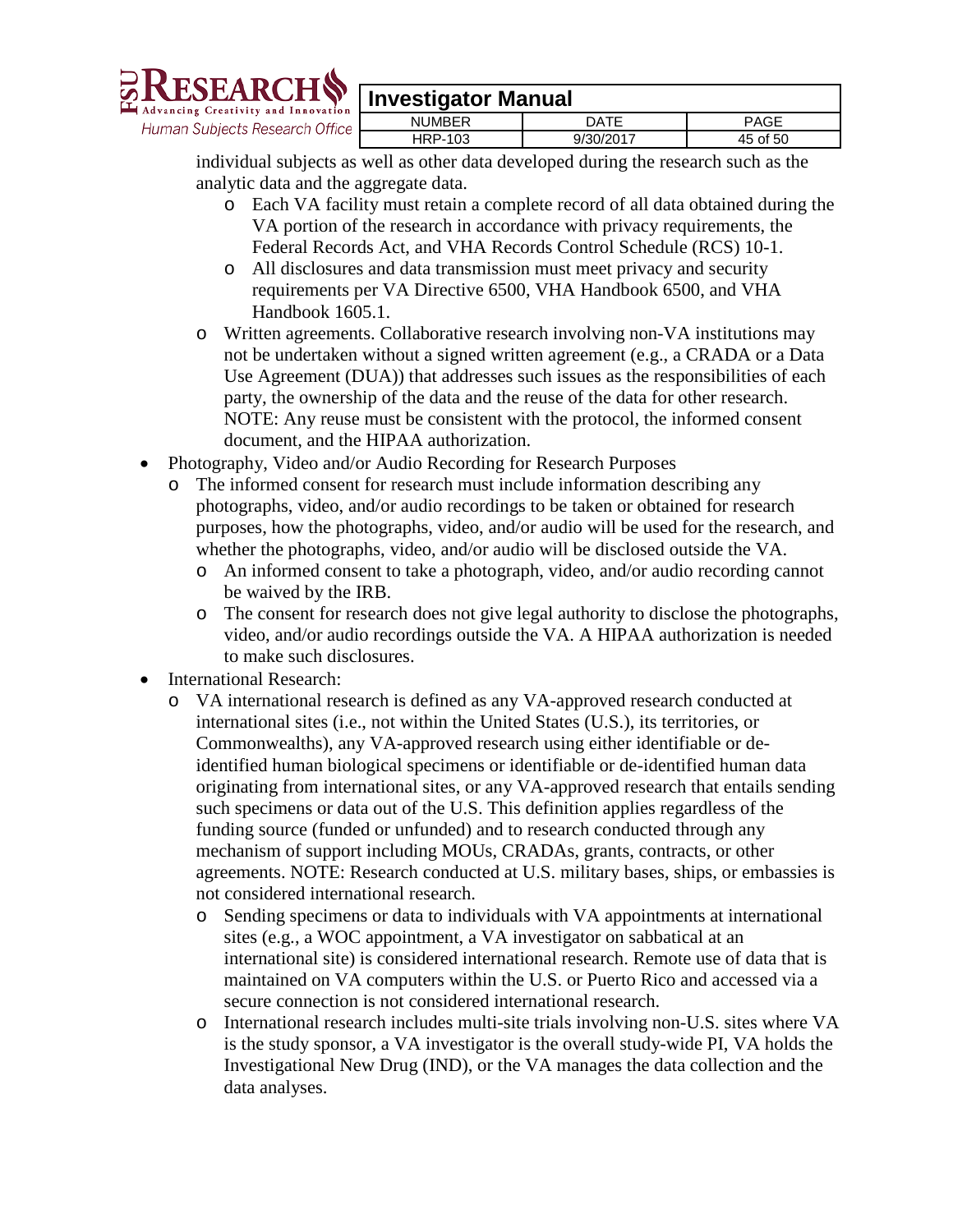individual subjects as well as other data developed during the research such as the analytic data and the aggregate data.

    - Each VA facility must retain a complete record of all data obtained during the VA portion of the research in accordance with privacy requirements, the Federal Records Act, and VHA Records Control Schedule (RCS) 10-1.
    - All disclosures and data transmission must meet privacy and security requirements per VA Directive 6500, VHA Handbook 6500, and VHA Handbook 1605.1.
  - Written agreements. Collaborative research involving non-VA institutions may not be undertaken without a signed written agreement (e.g., a CRADA or a Data Use Agreement (DUA)) that addresses such issues as the responsibilities of each party, the ownership of the data and the reuse of the data for other research. NOTE: Any reuse must be consistent with the protocol, the informed consent document, and the HIPAA authorization.
- Photography, Video and/or Audio Recording for Research Purposes
  - The informed consent for research must include information describing any photographs, video, and/or audio recordings to be taken or obtained for research purposes, how the photographs, video, and/or audio will be used for the research, and whether the photographs, video, and/or audio will be disclosed outside the VA.
    - An informed consent to take a photograph, video, and/or audio recording cannot be waived by the IRB.
    - The consent for research does not give legal authority to disclose the photographs, video, and/or audio recordings outside the VA. A HIPAA authorization is needed to make such disclosures.
- International Research:
  - VA international research is defined as any VA-approved research conducted at international sites (i.e., not within the United States (U.S.), its territories, or Commonwealths), any VA-approved research using either identifiable or de-identified human biological specimens or identifiable or de-identified human data originating from international sites, or any VA-approved research that entails sending such specimens or data out of the U.S. This definition applies regardless of the funding source (funded or unfunded) and to research conducted through any mechanism of support including MOUs, CRADAs, grants, contracts, or other agreements. NOTE: Research conducted at U.S. military bases, ships, or embassies is not considered international research.
    - Sending specimens or data to individuals with VA appointments at international sites (e.g., a WOC appointment, a VA investigator on sabbatical at an international site) is considered international research. Remote use of data that is maintained on VA computers within the U.S. or Puerto Rico and accessed via a secure connection is not considered international research.
    - International research includes multi-site trials involving non-U.S. sites where VA is the study sponsor, a VA investigator is the overall study-wide PI, VA holds the Investigational New Drug (IND), or the VA manages the data collection and the data analyses.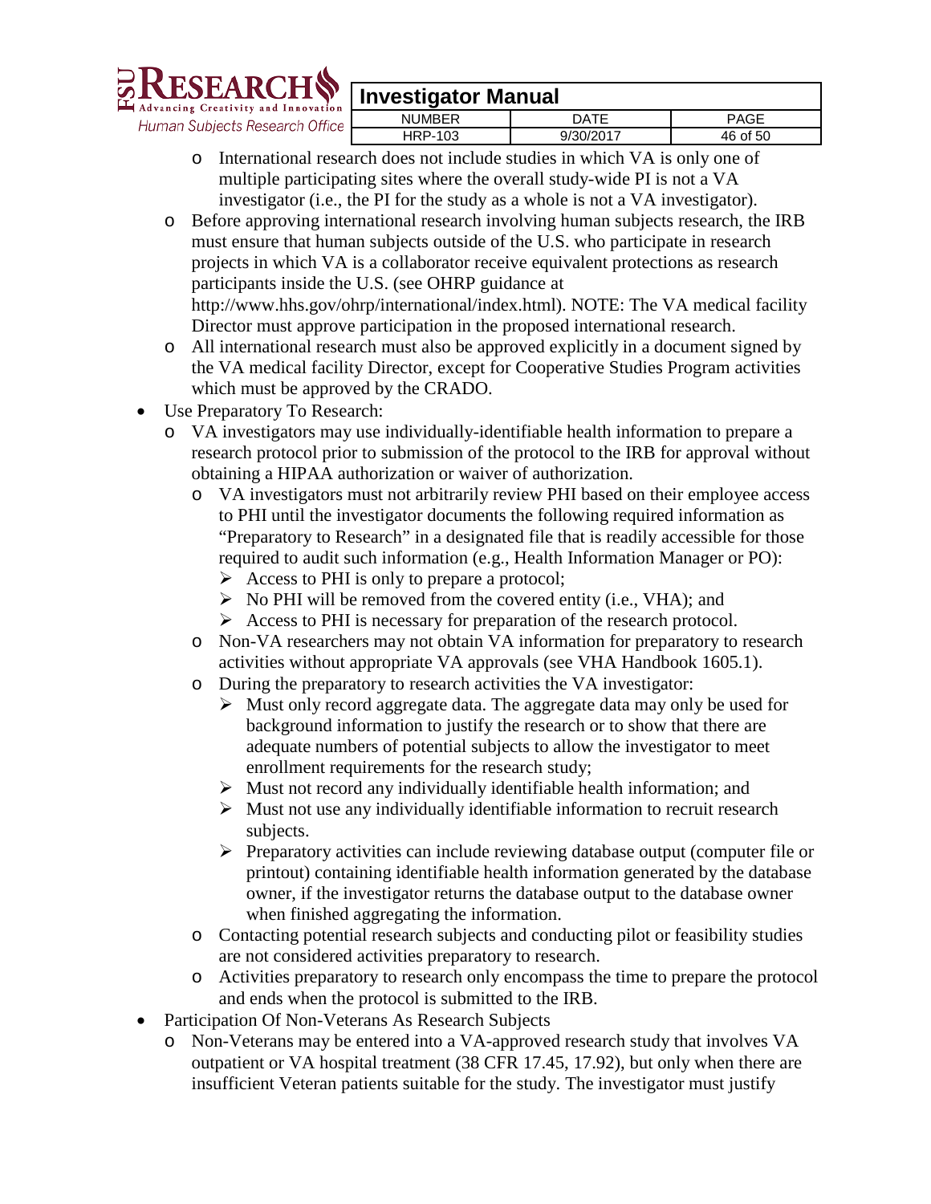- International research does not include studies in which VA is only one of multiple participating sites where the overall study-wide PI is not a VA investigator (i.e., the PI for the study as a whole is not a VA investigator).
- Before approving international research involving human subjects research, the IRB must ensure that human subjects outside of the U.S. who participate in research projects in which VA is a collaborator receive equivalent protections as research participants inside the U.S. (see OHRP guidance at http://www.hhs.gov/ohrp/international/index.html). NOTE: The VA medical facility Director must approve participation in the proposed international research.
- All international research must also be approved explicitly in a document signed by the VA medical facility Director, except for Cooperative Studies Program activities which must be approved by the CRADO.

- Use Preparatory To Research:
  - VA investigators may use individually-identifiable health information to prepare a research protocol prior to submission of the protocol to the IRB for approval without obtaining a HIPAA authorization or waiver of authorization.
    - VA investigators must not arbitrarily review PHI based on their employee access to PHI until the investigator documents the following required information as "Preparatory to Research" in a designated file that is readily accessible for those required to audit such information (e.g., Health Information Manager or PO):
      - Access to PHI is only to prepare a protocol;
      - No PHI will be removed from the covered entity (i.e., VHA); and
      - Access to PHI is necessary for preparation of the research protocol.
    - Non-VA researchers may not obtain VA information for preparatory to research activities without appropriate VA approvals (see VHA Handbook 1605.1).
    - During the preparatory to research activities the VA investigator:
      - Must only record aggregate data. The aggregate data may only be used for background information to justify the research or to show that there are adequate numbers of potential subjects to allow the investigator to meet enrollment requirements for the research study;
      - Must not record any individually identifiable health information; and
      - Must not use any individually identifiable information to recruit research subjects.
      - Preparatory activities can include reviewing database output (computer file or printout) containing identifiable health information generated by the database owner, if the investigator returns the database output to the database owner when finished aggregating the information.
    - Contacting potential research subjects and conducting pilot or feasibility studies are not considered activities preparatory to research.
    - Activities preparatory to research only encompass the time to prepare the protocol and ends when the protocol is submitted to the IRB.
- Participation Of Non-Veterans As Research Subjects
  - Non-Veterans may be entered into a VA-approved research study that involves VA outpatient or VA hospital treatment (38 CFR 17.45, 17.92), but only when there are insufficient Veteran patients suitable for the study. The investigator must justify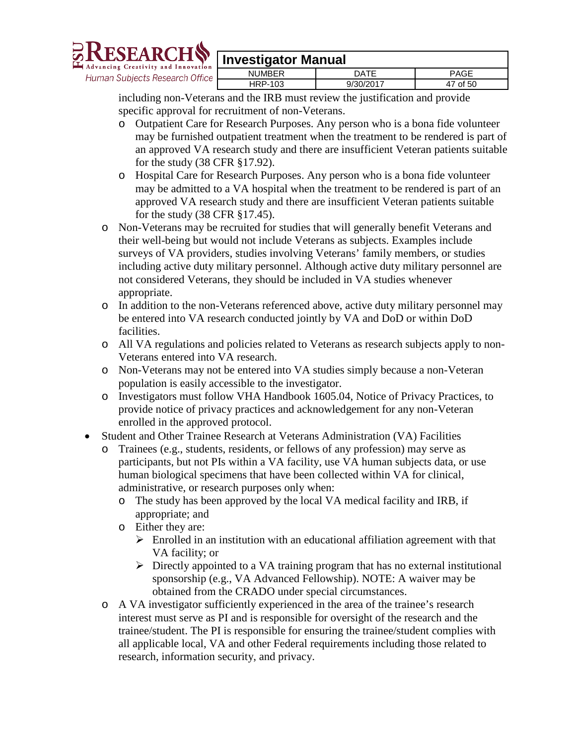including non-Veterans and the IRB must review the justification and provide specific approval for recruitment of non-Veterans.
  - Outpatient Care for Research Purposes. Any person who is a bona fide volunteer may be furnished outpatient treatment when the treatment to be rendered is part of an approved VA research study and there are insufficient Veteran patients suitable for the study (38 CFR §17.92).
  - Hospital Care for Research Purposes. Any person who is a bona fide volunteer may be admitted to a VA hospital when the treatment to be rendered is part of an approved VA research study and there are insufficient Veteran patients suitable for the study (38 CFR §17.45).
- Non-Veterans may be recruited for studies that will generally benefit Veterans and their well-being but would not include Veterans as subjects. Examples include surveys of VA providers, studies involving Veterans' family members, or studies including active duty military personnel. Although active duty military personnel are not considered Veterans, they should be included in VA studies whenever appropriate.
- In addition to the non-Veterans referenced above, active duty military personnel may be entered into VA research conducted jointly by VA and DoD or within DoD facilities.
- All VA regulations and policies related to Veterans as research subjects apply to non-Veterans entered into VA research.
- Non-Veterans may not be entered into VA studies simply because a non-Veteran population is easily accessible to the investigator.
- Investigators must follow VHA Handbook 1605.04, Notice of Privacy Practices, to provide notice of privacy practices and acknowledgement for any non-Veteran enrolled in the approved protocol.

- Student and Other Trainee Research at Veterans Administration (VA) Facilities
  - Trainees (e.g., students, residents, or fellows of any profession) may serve as participants, but not PIs within a VA facility, use VA human subjects data, or use human biological specimens that have been collected within VA for clinical, administrative, or research purposes only when:
    - The study has been approved by the local VA medical facility and IRB, if appropriate; and
    - Either they are:
      - Enrolled in an institution with an educational affiliation agreement with that VA facility; or
      - Directly appointed to a VA training program that has no external institutional sponsorship (e.g., VA Advanced Fellowship). NOTE: A waiver may be obtained from the CRADO under special circumstances.
  - A VA investigator sufficiently experienced in the area of the trainee's research interest must serve as PI and is responsible for oversight of the research and the trainee/student. The PI is responsible for ensuring the trainee/student complies with all applicable local, VA and other Federal requirements including those related to research, information security, and privacy.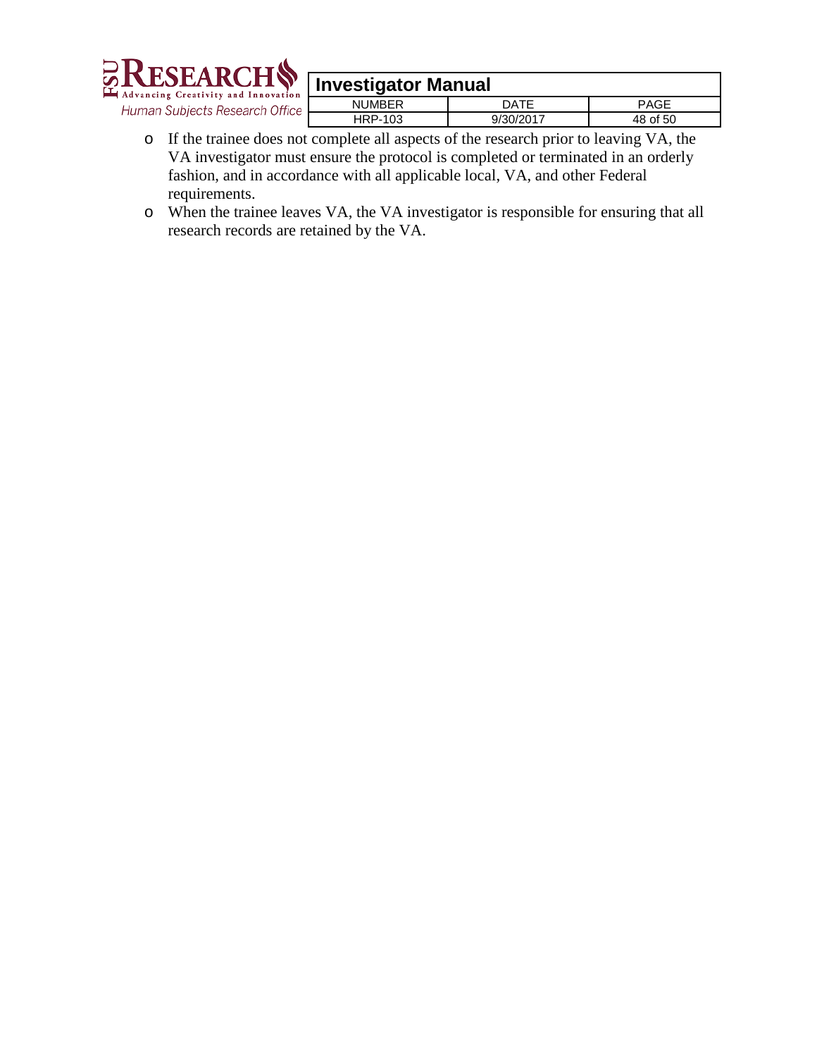- If the trainee does not complete all aspects of the research prior to leaving VA, the VA investigator must ensure the protocol is completed or terminated in an orderly fashion, and in accordance with all applicable local, VA, and other Federal requirements.
- When the trainee leaves VA, the VA investigator is responsible for ensuring that all research records are retained by the VA.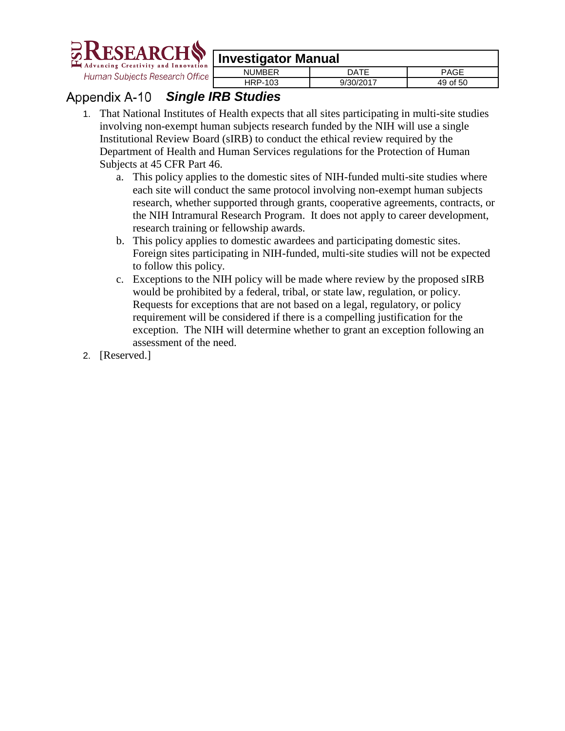## Appendix A-10 *Single IRB Studies*

1. That National Institutes of Health expects that all sites participating in multi-site studies involving non-exempt human subjects research funded by the NIH will use a single Institutional Review Board (sIRB) to conduct the ethical review required by the Department of Health and Human Services regulations for the Protection of Human Subjects at 45 CFR Part 46.
    a. This policy applies to the domestic sites of NIH-funded multi-site studies where each site will conduct the same protocol involving non-exempt human subjects research, whether supported through grants, cooperative agreements, contracts, or the NIH Intramural Research Program. It does not apply to career development, research training or fellowship awards.
    b. This policy applies to domestic awardees and participating domestic sites. Foreign sites participating in NIH-funded, multi-site studies will not be expected to follow this policy.
    c. Exceptions to the NIH policy will be made where review by the proposed sIRB would be prohibited by a federal, tribal, or state law, regulation, or policy. Requests for exceptions that are not based on a legal, regulatory, or policy requirement will be considered if there is a compelling justification for the exception. The NIH will determine whether to grant an exception following an assessment of the need.
2. [Reserved.]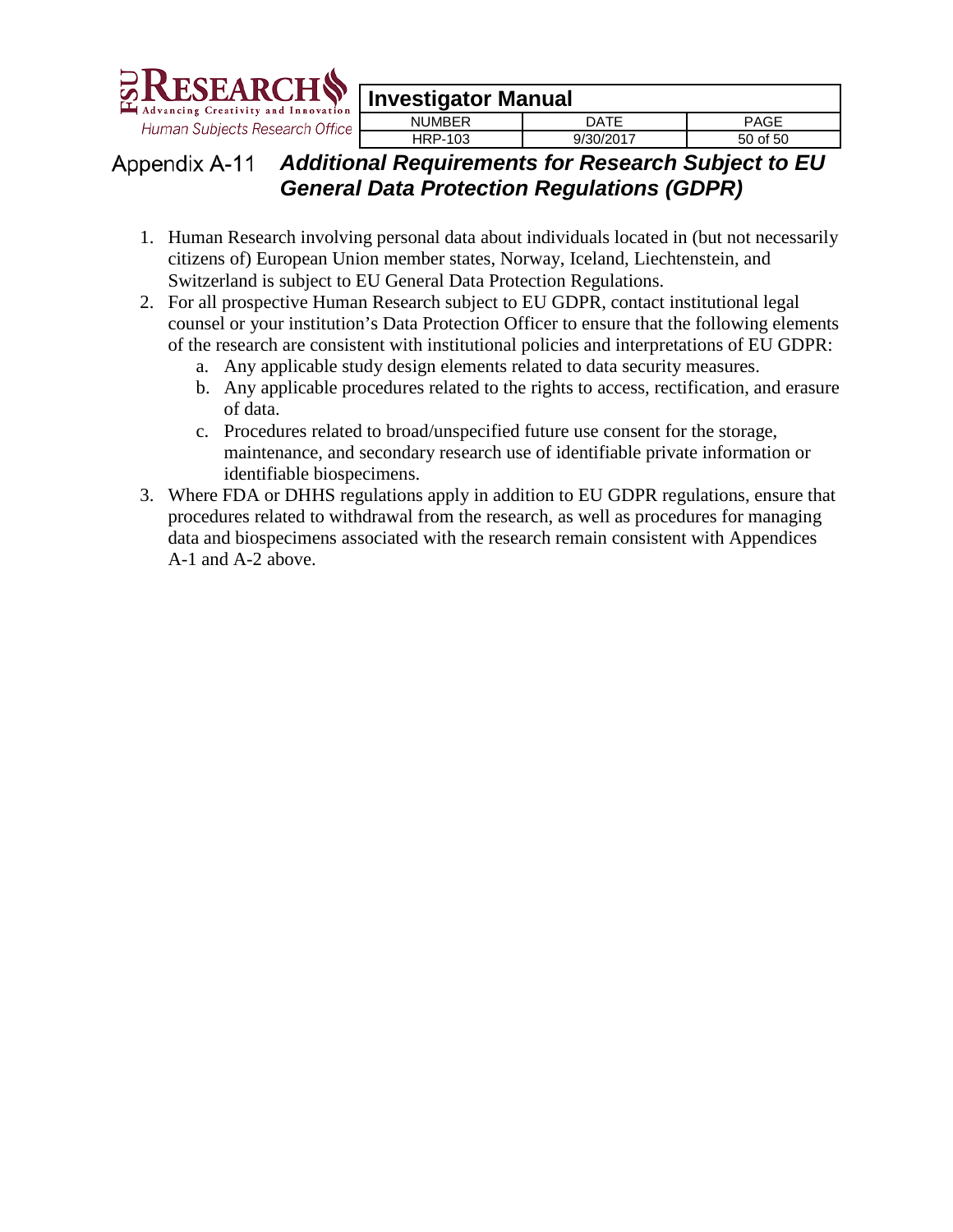## Appendix A-11 *Additional Requirements for Research Subject to EU General Data Protection Regulations (GDPR)*

1. Human Research involving personal data about individuals located in (but not necessarily citizens of) European Union member states, Norway, Iceland, Liechtenstein, and Switzerland is subject to EU General Data Protection Regulations.
2. For all prospective Human Research subject to EU GDPR, contact institutional legal counsel or your institution's Data Protection Officer to ensure that the following elements of the research are consistent with institutional policies and interpretations of EU GDPR:
   a. Any applicable study design elements related to data security measures.
   b. Any applicable procedures related to the rights to access, rectification, and erasure of data.
   c. Procedures related to broad/unspecified future use consent for the storage, maintenance, and secondary research use of identifiable private information or identifiable biospecimens.
3. Where FDA or DHHS regulations apply in addition to EU GDPR regulations, ensure that procedures related to withdrawal from the research, as well as procedures for managing data and biospecimens associated with the research remain consistent with Appendices A-1 and A-2 above.